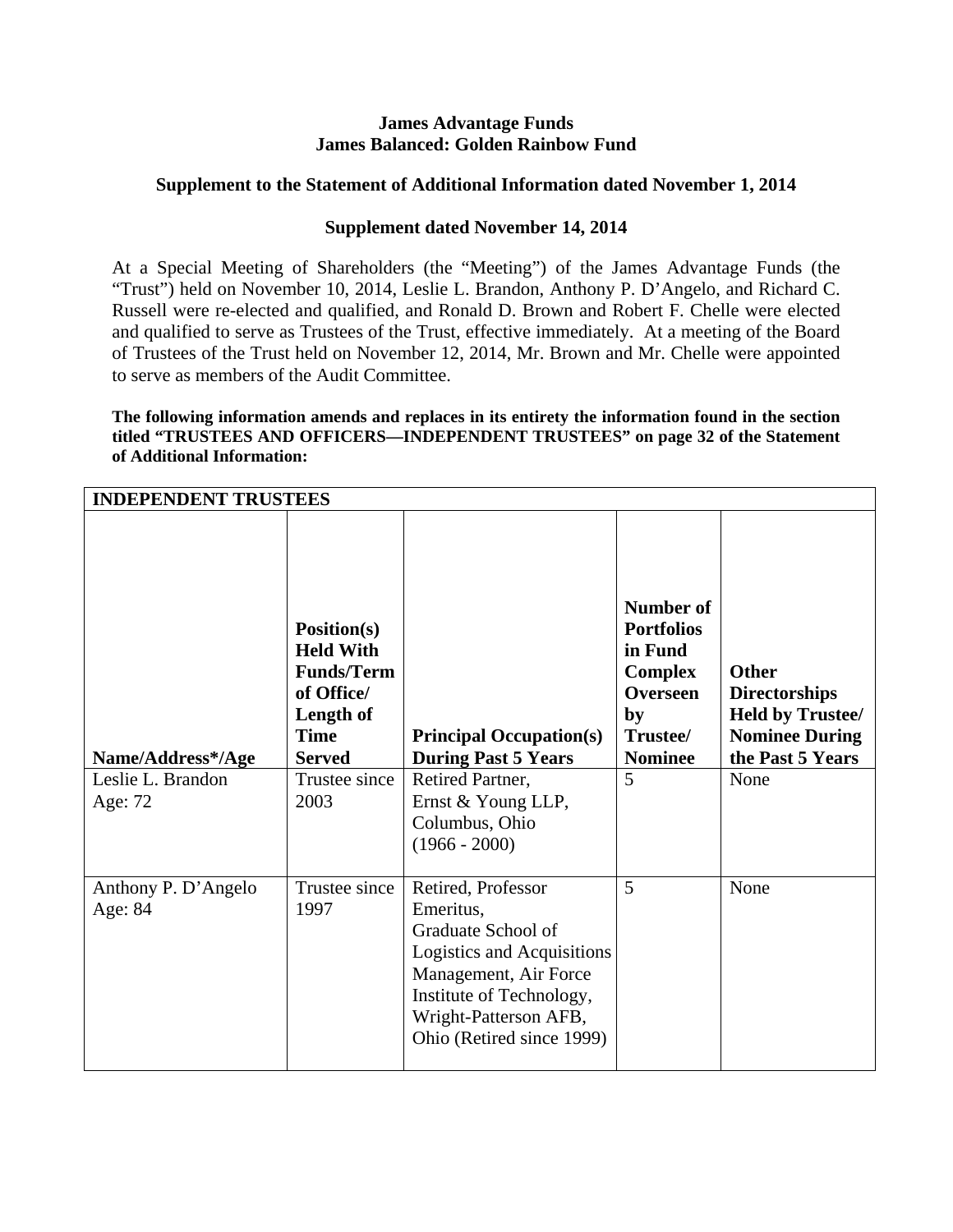**James Advantage Funds**
**James Balanced: Golden Rainbow Fund**

**Supplement to the Statement of Additional Information dated November 1, 2014**

**Supplement dated November 14, 2014**

At a Special Meeting of Shareholders (the "Meeting") of the James Advantage Funds (the "Trust") held on November 10, 2014, Leslie L. Brandon, Anthony P. D'Angelo, and Richard C. Russell were re-elected and qualified, and Ronald D. Brown and Robert F. Chelle were elected and qualified to serve as Trustees of the Trust, effective immediately. At a meeting of the Board of Trustees of the Trust held on November 12, 2014, Mr. Brown and Mr. Chelle were appointed to serve as members of the Audit Committee.

**The following information amends and replaces in its entirety the information found in the section titled "TRUSTEES AND OFFICERS—INDEPENDENT TRUSTEES" on page 32 of the Statement of Additional Information:**

| **INDEPENDENT TRUSTEES** | | | | |
|---|---|---|---|---|
| **Name/Address*/Age** | **Position(s) Held With Funds/Term of Office/ Length of Time Served** | **Principal Occupation(s) During Past 5 Years** | **Number of Portfolios in Fund Complex Overseen by Trustee/ Nominee** | **Other Directorships Held by Trustee/ Nominee During the Past 5 Years** |
| Leslie L. Brandon<br>Age: 72 | Trustee since 2003 | Retired Partner, Ernst & Young LLP, Columbus, Ohio (1966 - 2000) | 5 | None |
| Anthony P. D'Angelo<br>Age: 84 | Trustee since 1997 | Retired, Professor Emeritus, Graduate School of Logistics and Acquisitions Management, Air Force Institute of Technology, Wright-Patterson AFB, Ohio (Retired since 1999) | 5 | None |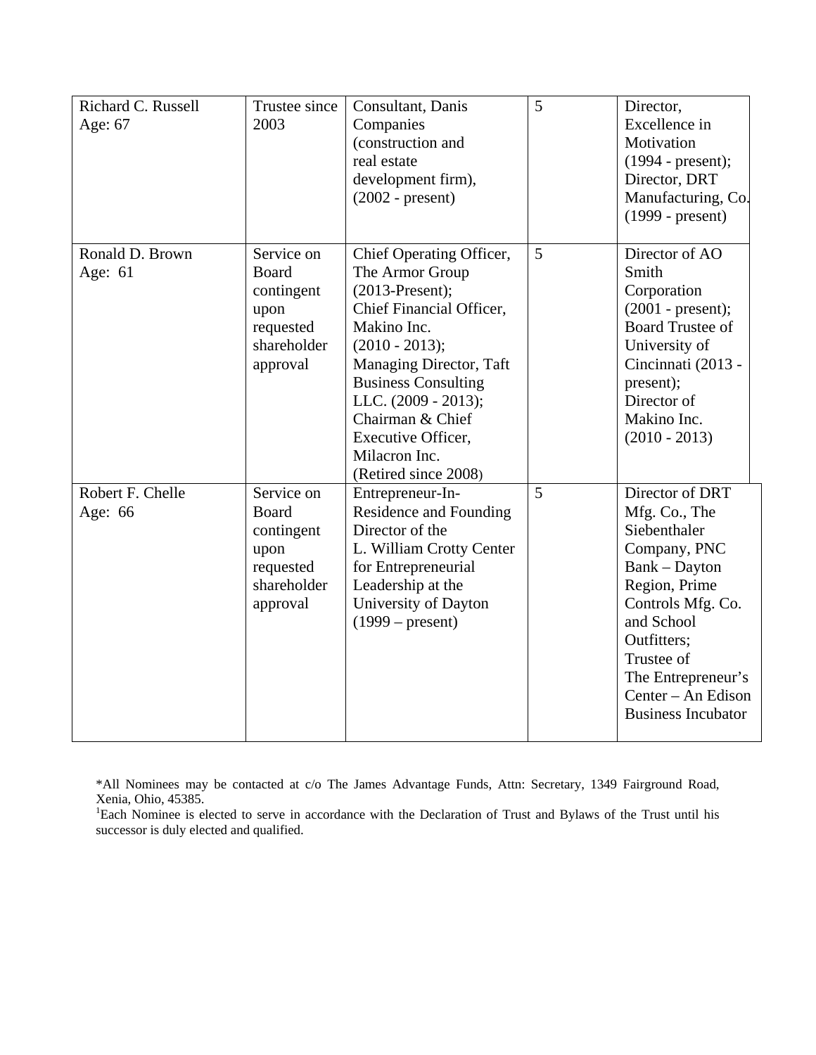| Richard C. Russell<br>Age: 67 | Trustee since 2003 | Consultant, Danis Companies (construction and real estate development firm), (2002 - present) | 5 | Director, Excellence in Motivation (1994 - present); Director, DRT Manufacturing, Co. (1999 - present) |
|---|---|---|---|---|
| Ronald D. Brown<br>Age: 61 | Service on Board contingent upon requested shareholder approval | Chief Operating Officer, The Armor Group (2013-Present); Chief Financial Officer, Makino Inc. (2010 - 2013); Managing Director, Taft Business Consulting LLC. (2009 - 2013); Chairman & Chief Executive Officer, Milacron Inc. (Retired since 2008) | 5 | Director of AO Smith Corporation (2001 - present); Board Trustee of University of Cincinnati (2013 - present); Director of Makino Inc. (2010 - 2013) |
| Robert F. Chelle<br>Age: 66 | Service on Board contingent upon requested shareholder approval | Entrepreneur-In-Residence and Founding Director of the L. William Crotty Center for Entrepreneurial Leadership at the University of Dayton (1999 – present) | 5 | Director of DRT Mfg. Co., The Siebenthaler Company, PNC Bank – Dayton Region, Prime Controls Mfg. Co. and School Outfitters; Trustee of The Entrepreneur's Center – An Edison Business Incubator |

*All Nominees may be contacted at c/o The James Advantage Funds, Attn: Secretary, 1349 Fairground Road, Xenia, Ohio, 45385.

[1]Each Nominee is elected to serve in accordance with the Declaration of Trust and Bylaws of the Trust until his successor is duly elected and qualified.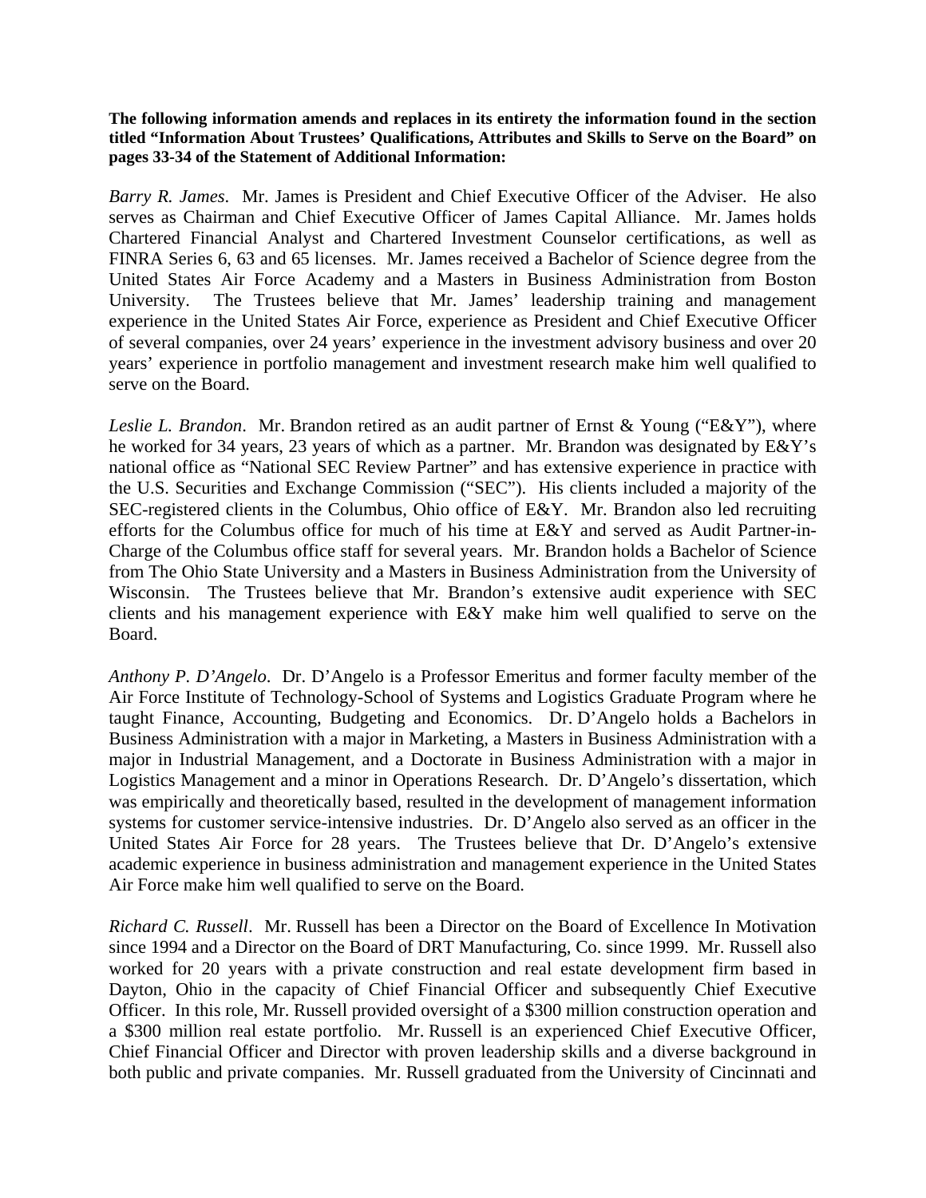**The following information amends and replaces in its entirety the information found in the section titled "Information About Trustees' Qualifications, Attributes and Skills to Serve on the Board" on pages 33-34 of the Statement of Additional Information:**

*Barry R. James*. Mr. James is President and Chief Executive Officer of the Adviser. He also serves as Chairman and Chief Executive Officer of James Capital Alliance. Mr. James holds Chartered Financial Analyst and Chartered Investment Counselor certifications, as well as FINRA Series 6, 63 and 65 licenses. Mr. James received a Bachelor of Science degree from the United States Air Force Academy and a Masters in Business Administration from Boston University. The Trustees believe that Mr. James' leadership training and management experience in the United States Air Force, experience as President and Chief Executive Officer of several companies, over 24 years' experience in the investment advisory business and over 20 years' experience in portfolio management and investment research make him well qualified to serve on the Board.

*Leslie L. Brandon*. Mr. Brandon retired as an audit partner of Ernst & Young ("E&Y"), where he worked for 34 years, 23 years of which as a partner. Mr. Brandon was designated by E&Y's national office as "National SEC Review Partner" and has extensive experience in practice with the U.S. Securities and Exchange Commission ("SEC"). His clients included a majority of the SEC-registered clients in the Columbus, Ohio office of E&Y. Mr. Brandon also led recruiting efforts for the Columbus office for much of his time at E&Y and served as Audit Partner-in-Charge of the Columbus office staff for several years. Mr. Brandon holds a Bachelor of Science from The Ohio State University and a Masters in Business Administration from the University of Wisconsin. The Trustees believe that Mr. Brandon's extensive audit experience with SEC clients and his management experience with E&Y make him well qualified to serve on the Board.

*Anthony P. D'Angelo*. Dr. D'Angelo is a Professor Emeritus and former faculty member of the Air Force Institute of Technology-School of Systems and Logistics Graduate Program where he taught Finance, Accounting, Budgeting and Economics. Dr. D'Angelo holds a Bachelors in Business Administration with a major in Marketing, a Masters in Business Administration with a major in Industrial Management, and a Doctorate in Business Administration with a major in Logistics Management and a minor in Operations Research. Dr. D'Angelo's dissertation, which was empirically and theoretically based, resulted in the development of management information systems for customer service-intensive industries. Dr. D'Angelo also served as an officer in the United States Air Force for 28 years. The Trustees believe that Dr. D'Angelo's extensive academic experience in business administration and management experience in the United States Air Force make him well qualified to serve on the Board.

*Richard C. Russell*. Mr. Russell has been a Director on the Board of Excellence In Motivation since 1994 and a Director on the Board of DRT Manufacturing, Co. since 1999. Mr. Russell also worked for 20 years with a private construction and real estate development firm based in Dayton, Ohio in the capacity of Chief Financial Officer and subsequently Chief Executive Officer. In this role, Mr. Russell provided oversight of a $300 million construction operation and a $300 million real estate portfolio. Mr. Russell is an experienced Chief Executive Officer, Chief Financial Officer and Director with proven leadership skills and a diverse background in both public and private companies. Mr. Russell graduated from the University of Cincinnati and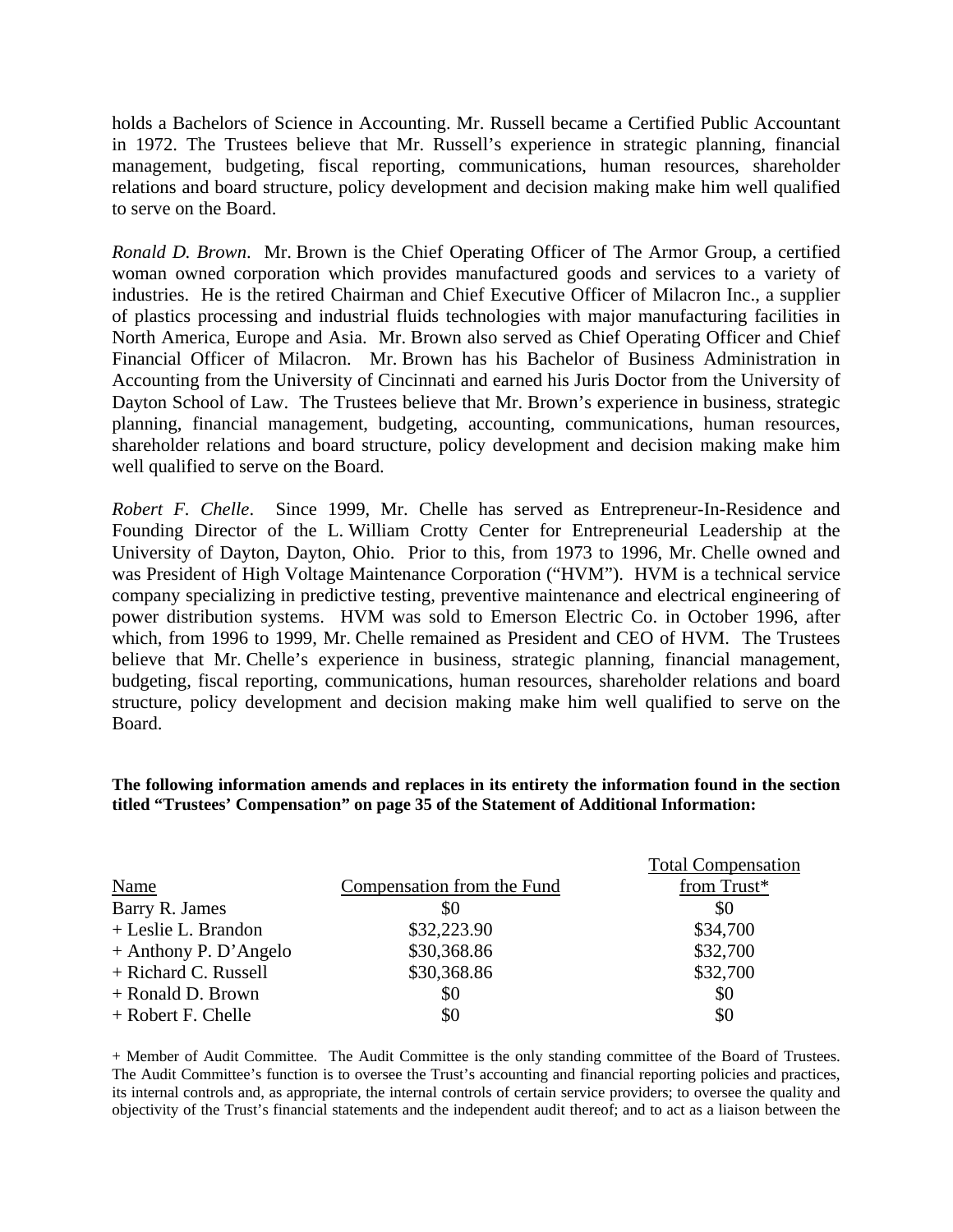holds a Bachelors of Science in Accounting. Mr. Russell became a Certified Public Accountant in 1972. The Trustees believe that Mr. Russell's experience in strategic planning, financial management, budgeting, fiscal reporting, communications, human resources, shareholder relations and board structure, policy development and decision making make him well qualified to serve on the Board.

*Ronald D. Brown*. Mr. Brown is the Chief Operating Officer of The Armor Group, a certified woman owned corporation which provides manufactured goods and services to a variety of industries. He is the retired Chairman and Chief Executive Officer of Milacron Inc., a supplier of plastics processing and industrial fluids technologies with major manufacturing facilities in North America, Europe and Asia. Mr. Brown also served as Chief Operating Officer and Chief Financial Officer of Milacron. Mr. Brown has his Bachelor of Business Administration in Accounting from the University of Cincinnati and earned his Juris Doctor from the University of Dayton School of Law. The Trustees believe that Mr. Brown's experience in business, strategic planning, financial management, budgeting, accounting, communications, human resources, shareholder relations and board structure, policy development and decision making make him well qualified to serve on the Board.

*Robert F. Chelle*. Since 1999, Mr. Chelle has served as Entrepreneur-In-Residence and Founding Director of the L. William Crotty Center for Entrepreneurial Leadership at the University of Dayton, Dayton, Ohio. Prior to this, from 1973 to 1996, Mr. Chelle owned and was President of High Voltage Maintenance Corporation ("HVM"). HVM is a technical service company specializing in predictive testing, preventive maintenance and electrical engineering of power distribution systems. HVM was sold to Emerson Electric Co. in October 1996, after which, from 1996 to 1999, Mr. Chelle remained as President and CEO of HVM. The Trustees believe that Mr. Chelle's experience in business, strategic planning, financial management, budgeting, fiscal reporting, communications, human resources, shareholder relations and board structure, policy development and decision making make him well qualified to serve on the Board.

**The following information amends and replaces in its entirety the information found in the section titled "Trustees' Compensation" on page 35 of the Statement of Additional Information:**

| Name | Compensation from the Fund | Total Compensation from Trust* |
|---|---|---|
| Barry R. James | $0 | $0 |
| + Leslie L. Brandon | $32,223.90 | $34,700 |
| + Anthony P. D'Angelo | $30,368.86 | $32,700 |
| + Richard C. Russell | $30,368.86 | $32,700 |
| + Ronald D. Brown | $0 | $0 |
| + Robert F. Chelle | $0 | $0 |

+ Member of Audit Committee. The Audit Committee is the only standing committee of the Board of Trustees. The Audit Committee's function is to oversee the Trust's accounting and financial reporting policies and practices, its internal controls and, as appropriate, the internal controls of certain service providers; to oversee the quality and objectivity of the Trust's financial statements and the independent audit thereof; and to act as a liaison between the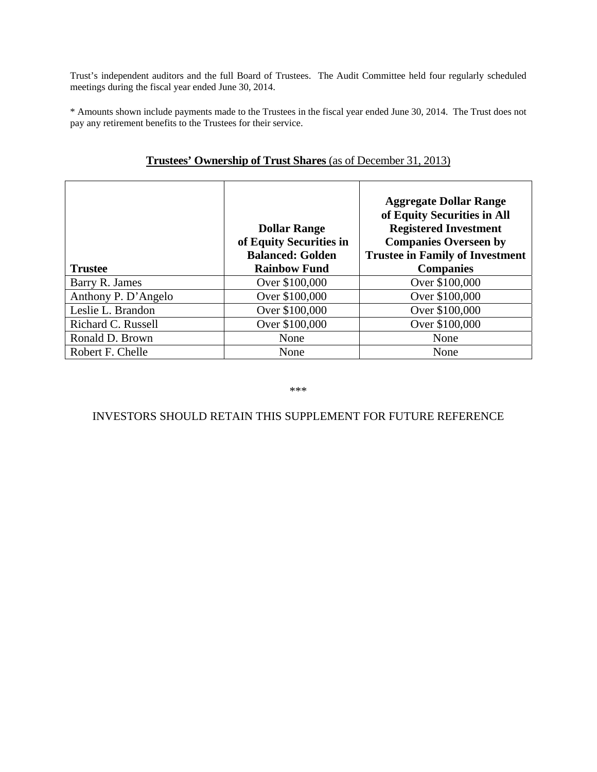Trust's independent auditors and the full Board of Trustees. The Audit Committee held four regularly scheduled meetings during the fiscal year ended June 30, 2014.

* Amounts shown include payments made to the Trustees in the fiscal year ended June 30, 2014. The Trust does not pay any retirement benefits to the Trustees for their service.

## **Trustees' Ownership of Trust Shares** (as of December 31, 2013)

| Trustee | Dollar Range of Equity Securities in Balanced: Golden Rainbow Fund | Aggregate Dollar Range of Equity Securities in All Registered Investment Companies Overseen by Trustee in Family of Investment Companies |
|---|---|---|
| Barry R. James | Over $100,000 | Over $100,000 |
| Anthony P. D'Angelo | Over $100,000 | Over $100,000 |
| Leslie L. Brandon | Over $100,000 | Over $100,000 |
| Richard C. Russell | Over $100,000 | Over $100,000 |
| Ronald D. Brown | None | None |
| Robert F. Chelle | None | None |

***

INVESTORS SHOULD RETAIN THIS SUPPLEMENT FOR FUTURE REFERENCE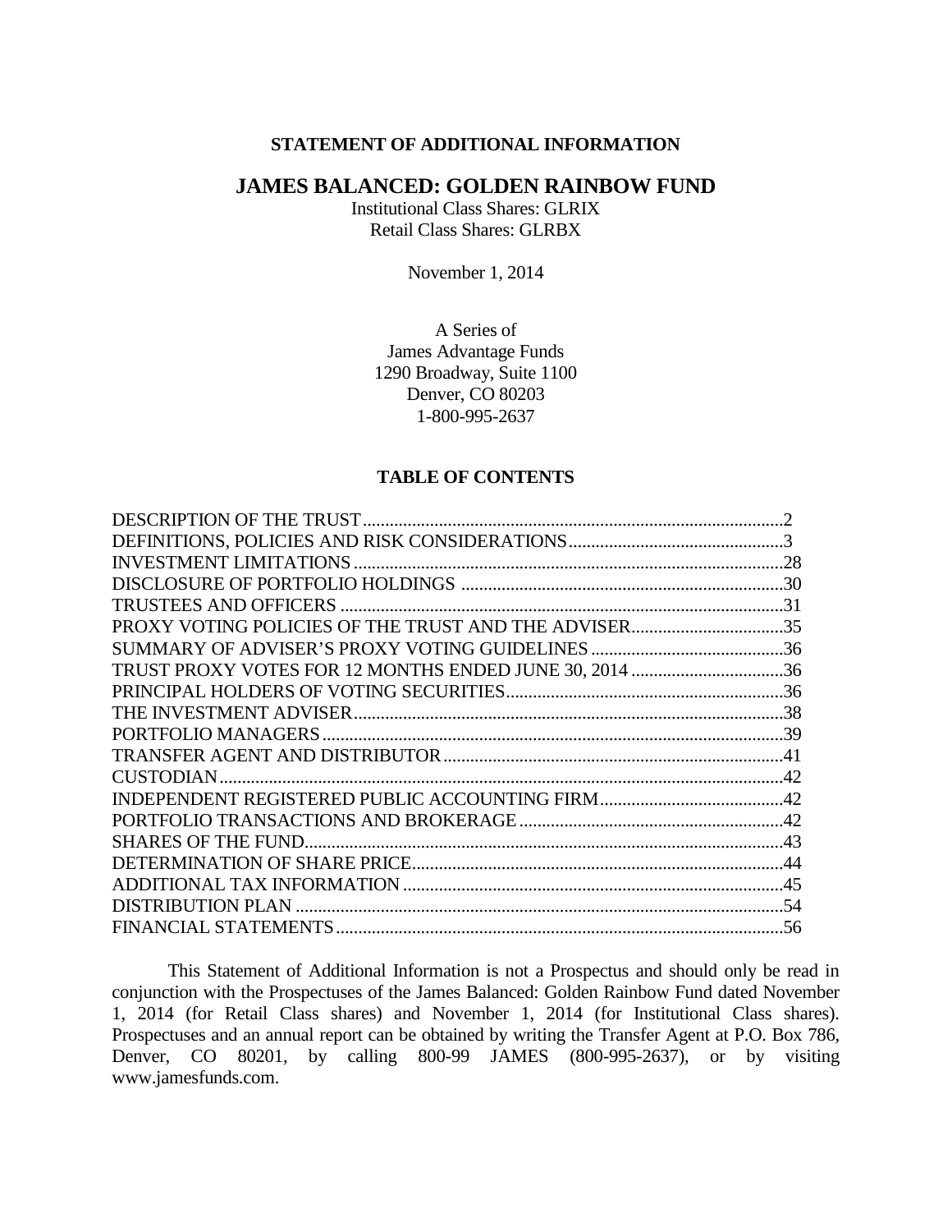**STATEMENT OF ADDITIONAL INFORMATION**

# JAMES BALANCED: GOLDEN RAINBOW FUND

Institutional Class Shares: GLRIX
Retail Class Shares: GLRBX

November 1, 2014

A Series of
James Advantage Funds
1290 Broadway, Suite 1100
Denver, CO 80203
1-800-995-2637

**TABLE OF CONTENTS**

| | |
|---|---|
| DESCRIPTION OF THE TRUST | 2 |
| DEFINITIONS, POLICIES AND RISK CONSIDERATIONS | 3 |
| INVESTMENT LIMITATIONS | 28 |
| DISCLOSURE OF PORTFOLIO HOLDINGS | 30 |
| TRUSTEES AND OFFICERS | 31 |
| PROXY VOTING POLICIES OF THE TRUST AND THE ADVISER | 35 |
| SUMMARY OF ADVISER'S PROXY VOTING GUIDELINES | 36 |
| TRUST PROXY VOTES FOR 12 MONTHS ENDED JUNE 30, 2014 | 36 |
| PRINCIPAL HOLDERS OF VOTING SECURITIES | 36 |
| THE INVESTMENT ADVISER | 38 |
| PORTFOLIO MANAGERS | 39 |
| TRANSFER AGENT AND DISTRIBUTOR | 41 |
| CUSTODIAN | 42 |
| INDEPENDENT REGISTERED PUBLIC ACCOUNTING FIRM | 42 |
| PORTFOLIO TRANSACTIONS AND BROKERAGE | 42 |
| SHARES OF THE FUND | 43 |
| DETERMINATION OF SHARE PRICE | 44 |
| ADDITIONAL TAX INFORMATION | 45 |
| DISTRIBUTION PLAN | 54 |
| FINANCIAL STATEMENTS | 56 |

This Statement of Additional Information is not a Prospectus and should only be read in conjunction with the Prospectuses of the James Balanced: Golden Rainbow Fund dated November 1, 2014 (for Retail Class shares) and November 1, 2014 (for Institutional Class shares). Prospectuses and an annual report can be obtained by writing the Transfer Agent at P.O. Box 786, Denver, CO 80201, by calling 800-99 JAMES (800-995-2637), or by visiting www.jamesfunds.com.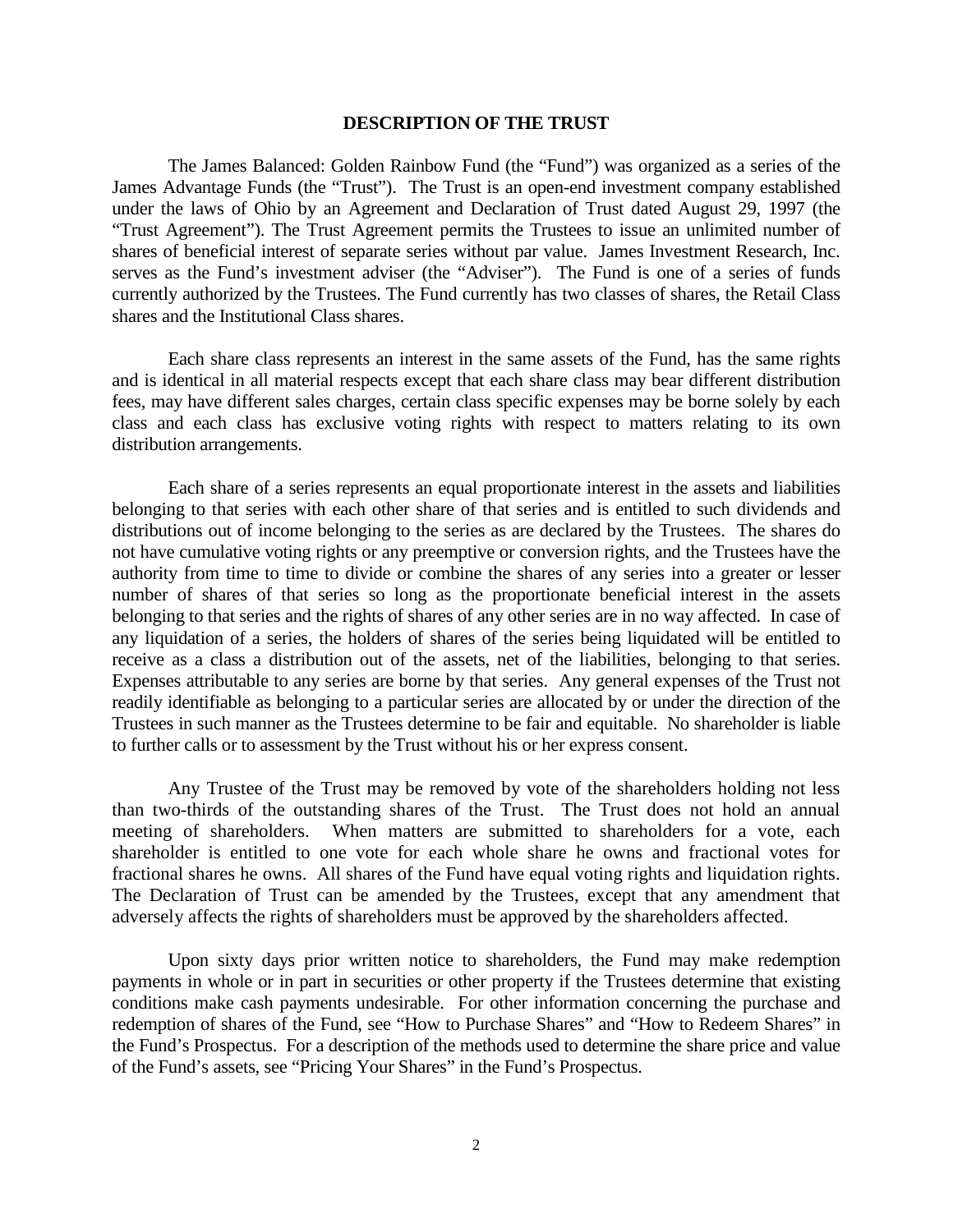## DESCRIPTION OF THE TRUST

The James Balanced: Golden Rainbow Fund (the "Fund") was organized as a series of the James Advantage Funds (the "Trust"). The Trust is an open-end investment company established under the laws of Ohio by an Agreement and Declaration of Trust dated August 29, 1997 (the "Trust Agreement"). The Trust Agreement permits the Trustees to issue an unlimited number of shares of beneficial interest of separate series without par value. James Investment Research, Inc. serves as the Fund's investment adviser (the "Adviser"). The Fund is one of a series of funds currently authorized by the Trustees. The Fund currently has two classes of shares, the Retail Class shares and the Institutional Class shares.

Each share class represents an interest in the same assets of the Fund, has the same rights and is identical in all material respects except that each share class may bear different distribution fees, may have different sales charges, certain class specific expenses may be borne solely by each class and each class has exclusive voting rights with respect to matters relating to its own distribution arrangements.

Each share of a series represents an equal proportionate interest in the assets and liabilities belonging to that series with each other share of that series and is entitled to such dividends and distributions out of income belonging to the series as are declared by the Trustees. The shares do not have cumulative voting rights or any preemptive or conversion rights, and the Trustees have the authority from time to time to divide or combine the shares of any series into a greater or lesser number of shares of that series so long as the proportionate beneficial interest in the assets belonging to that series and the rights of shares of any other series are in no way affected. In case of any liquidation of a series, the holders of shares of the series being liquidated will be entitled to receive as a class a distribution out of the assets, net of the liabilities, belonging to that series. Expenses attributable to any series are borne by that series. Any general expenses of the Trust not readily identifiable as belonging to a particular series are allocated by or under the direction of the Trustees in such manner as the Trustees determine to be fair and equitable. No shareholder is liable to further calls or to assessment by the Trust without his or her express consent.

Any Trustee of the Trust may be removed by vote of the shareholders holding not less than two-thirds of the outstanding shares of the Trust. The Trust does not hold an annual meeting of shareholders. When matters are submitted to shareholders for a vote, each shareholder is entitled to one vote for each whole share he owns and fractional votes for fractional shares he owns. All shares of the Fund have equal voting rights and liquidation rights. The Declaration of Trust can be amended by the Trustees, except that any amendment that adversely affects the rights of shareholders must be approved by the shareholders affected.

Upon sixty days prior written notice to shareholders, the Fund may make redemption payments in whole or in part in securities or other property if the Trustees determine that existing conditions make cash payments undesirable. For other information concerning the purchase and redemption of shares of the Fund, see "How to Purchase Shares" and "How to Redeem Shares" in the Fund's Prospectus. For a description of the methods used to determine the share price and value of the Fund's assets, see "Pricing Your Shares" in the Fund's Prospectus.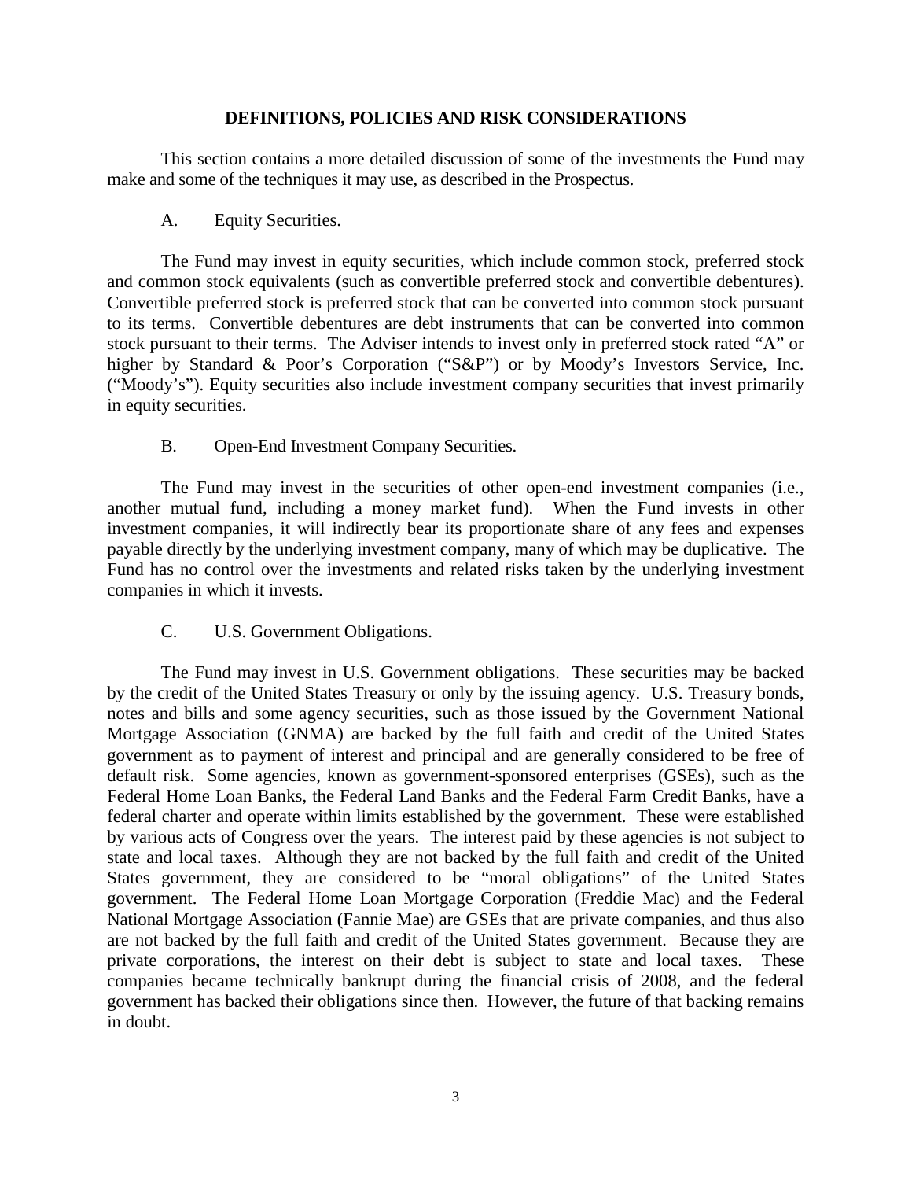## DEFINITIONS, POLICIES AND RISK CONSIDERATIONS

This section contains a more detailed discussion of some of the investments the Fund may make and some of the techniques it may use, as described in the Prospectus.

### A. Equity Securities.

The Fund may invest in equity securities, which include common stock, preferred stock and common stock equivalents (such as convertible preferred stock and convertible debentures). Convertible preferred stock is preferred stock that can be converted into common stock pursuant to its terms. Convertible debentures are debt instruments that can be converted into common stock pursuant to their terms. The Adviser intends to invest only in preferred stock rated "A" or higher by Standard & Poor's Corporation ("S&P") or by Moody's Investors Service, Inc. ("Moody's"). Equity securities also include investment company securities that invest primarily in equity securities.

### B. Open-End Investment Company Securities.

The Fund may invest in the securities of other open-end investment companies (i.e., another mutual fund, including a money market fund). When the Fund invests in other investment companies, it will indirectly bear its proportionate share of any fees and expenses payable directly by the underlying investment company, many of which may be duplicative. The Fund has no control over the investments and related risks taken by the underlying investment companies in which it invests.

### C. U.S. Government Obligations.

The Fund may invest in U.S. Government obligations. These securities may be backed by the credit of the United States Treasury or only by the issuing agency. U.S. Treasury bonds, notes and bills and some agency securities, such as those issued by the Government National Mortgage Association (GNMA) are backed by the full faith and credit of the United States government as to payment of interest and principal and are generally considered to be free of default risk. Some agencies, known as government-sponsored enterprises (GSEs), such as the Federal Home Loan Banks, the Federal Land Banks and the Federal Farm Credit Banks, have a federal charter and operate within limits established by the government. These were established by various acts of Congress over the years. The interest paid by these agencies is not subject to state and local taxes. Although they are not backed by the full faith and credit of the United States government, they are considered to be "moral obligations" of the United States government. The Federal Home Loan Mortgage Corporation (Freddie Mac) and the Federal National Mortgage Association (Fannie Mae) are GSEs that are private companies, and thus also are not backed by the full faith and credit of the United States government. Because they are private corporations, the interest on their debt is subject to state and local taxes. These companies became technically bankrupt during the financial crisis of 2008, and the federal government has backed their obligations since then. However, the future of that backing remains in doubt.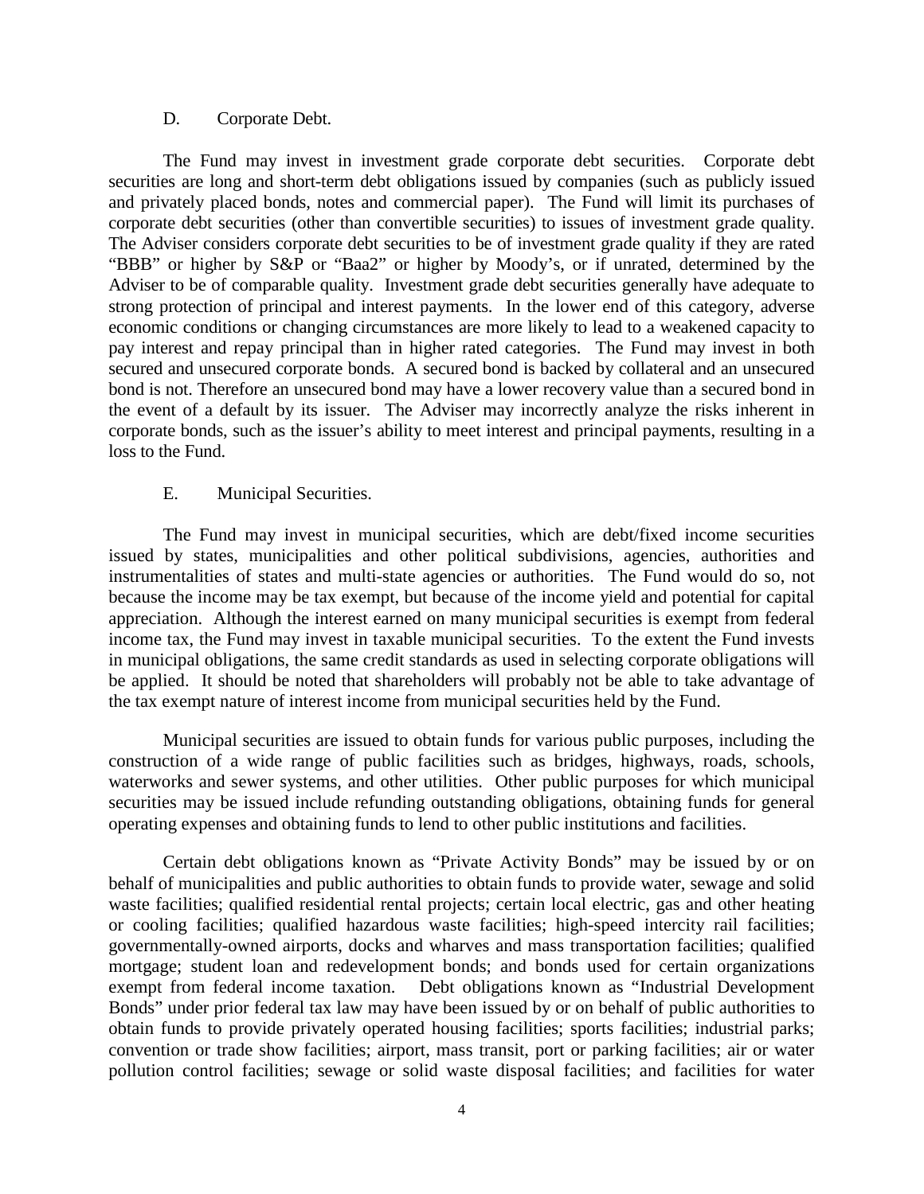### D. Corporate Debt.

The Fund may invest in investment grade corporate debt securities. Corporate debt securities are long and short-term debt obligations issued by companies (such as publicly issued and privately placed bonds, notes and commercial paper). The Fund will limit its purchases of corporate debt securities (other than convertible securities) to issues of investment grade quality. The Adviser considers corporate debt securities to be of investment grade quality if they are rated "BBB" or higher by S&P or "Baa2" or higher by Moody's, or if unrated, determined by the Adviser to be of comparable quality. Investment grade debt securities generally have adequate to strong protection of principal and interest payments. In the lower end of this category, adverse economic conditions or changing circumstances are more likely to lead to a weakened capacity to pay interest and repay principal than in higher rated categories. The Fund may invest in both secured and unsecured corporate bonds. A secured bond is backed by collateral and an unsecured bond is not. Therefore an unsecured bond may have a lower recovery value than a secured bond in the event of a default by its issuer. The Adviser may incorrectly analyze the risks inherent in corporate bonds, such as the issuer's ability to meet interest and principal payments, resulting in a loss to the Fund.

### E. Municipal Securities.

The Fund may invest in municipal securities, which are debt/fixed income securities issued by states, municipalities and other political subdivisions, agencies, authorities and instrumentalities of states and multi-state agencies or authorities. The Fund would do so, not because the income may be tax exempt, but because of the income yield and potential for capital appreciation. Although the interest earned on many municipal securities is exempt from federal income tax, the Fund may invest in taxable municipal securities. To the extent the Fund invests in municipal obligations, the same credit standards as used in selecting corporate obligations will be applied. It should be noted that shareholders will probably not be able to take advantage of the tax exempt nature of interest income from municipal securities held by the Fund.

Municipal securities are issued to obtain funds for various public purposes, including the construction of a wide range of public facilities such as bridges, highways, roads, schools, waterworks and sewer systems, and other utilities. Other public purposes for which municipal securities may be issued include refunding outstanding obligations, obtaining funds for general operating expenses and obtaining funds to lend to other public institutions and facilities.

Certain debt obligations known as "Private Activity Bonds" may be issued by or on behalf of municipalities and public authorities to obtain funds to provide water, sewage and solid waste facilities; qualified residential rental projects; certain local electric, gas and other heating or cooling facilities; qualified hazardous waste facilities; high-speed intercity rail facilities; governmentally-owned airports, docks and wharves and mass transportation facilities; qualified mortgage; student loan and redevelopment bonds; and bonds used for certain organizations exempt from federal income taxation. Debt obligations known as "Industrial Development Bonds" under prior federal tax law may have been issued by or on behalf of public authorities to obtain funds to provide privately operated housing facilities; sports facilities; industrial parks; convention or trade show facilities; airport, mass transit, port or parking facilities; air or water pollution control facilities; sewage or solid waste disposal facilities; and facilities for water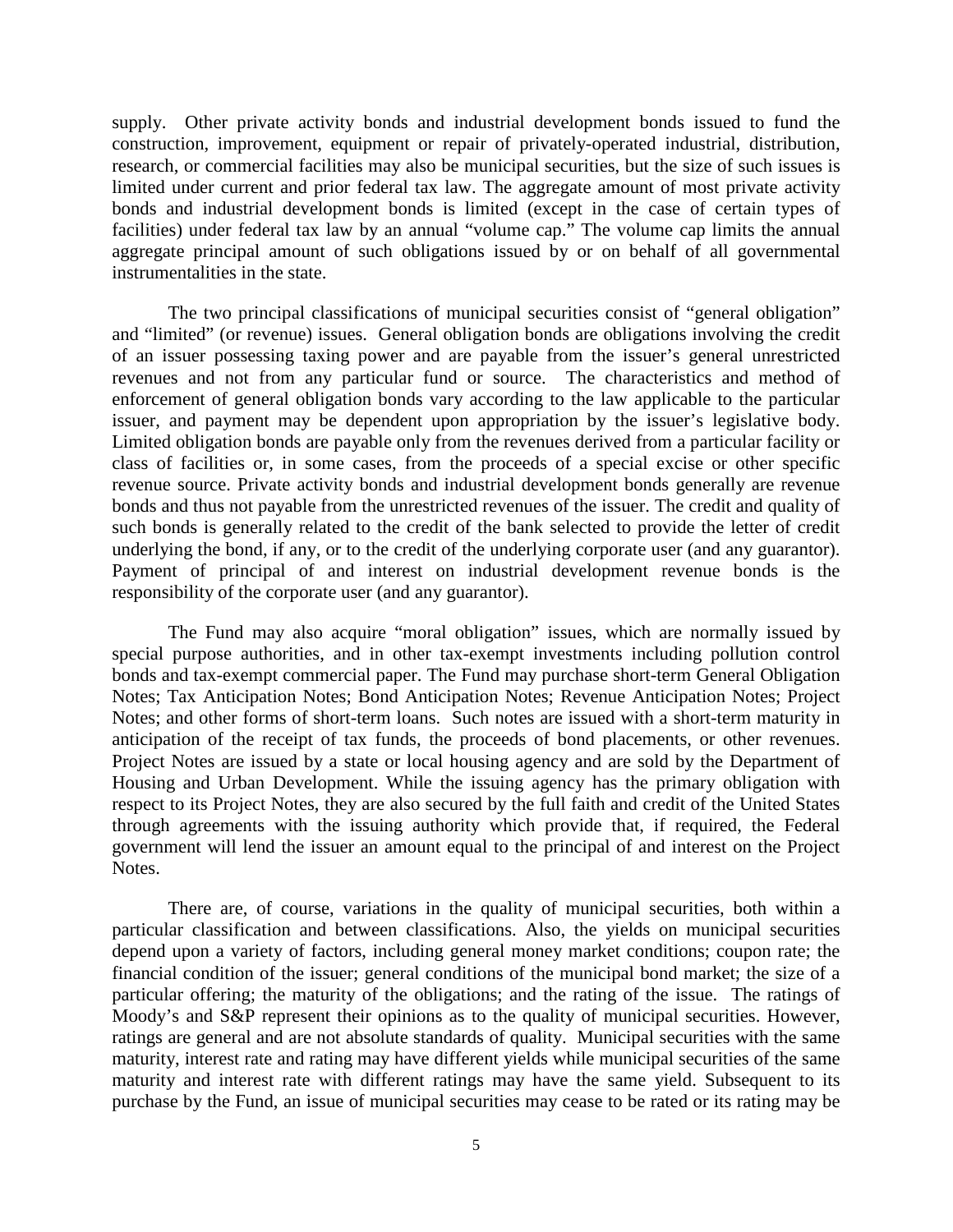supply. Other private activity bonds and industrial development bonds issued to fund the construction, improvement, equipment or repair of privately-operated industrial, distribution, research, or commercial facilities may also be municipal securities, but the size of such issues is limited under current and prior federal tax law. The aggregate amount of most private activity bonds and industrial development bonds is limited (except in the case of certain types of facilities) under federal tax law by an annual "volume cap." The volume cap limits the annual aggregate principal amount of such obligations issued by or on behalf of all governmental instrumentalities in the state.

The two principal classifications of municipal securities consist of "general obligation" and "limited" (or revenue) issues. General obligation bonds are obligations involving the credit of an issuer possessing taxing power and are payable from the issuer's general unrestricted revenues and not from any particular fund or source. The characteristics and method of enforcement of general obligation bonds vary according to the law applicable to the particular issuer, and payment may be dependent upon appropriation by the issuer's legislative body. Limited obligation bonds are payable only from the revenues derived from a particular facility or class of facilities or, in some cases, from the proceeds of a special excise or other specific revenue source. Private activity bonds and industrial development bonds generally are revenue bonds and thus not payable from the unrestricted revenues of the issuer. The credit and quality of such bonds is generally related to the credit of the bank selected to provide the letter of credit underlying the bond, if any, or to the credit of the underlying corporate user (and any guarantor). Payment of principal of and interest on industrial development revenue bonds is the responsibility of the corporate user (and any guarantor).

The Fund may also acquire "moral obligation" issues, which are normally issued by special purpose authorities, and in other tax-exempt investments including pollution control bonds and tax-exempt commercial paper. The Fund may purchase short-term General Obligation Notes; Tax Anticipation Notes; Bond Anticipation Notes; Revenue Anticipation Notes; Project Notes; and other forms of short-term loans. Such notes are issued with a short-term maturity in anticipation of the receipt of tax funds, the proceeds of bond placements, or other revenues. Project Notes are issued by a state or local housing agency and are sold by the Department of Housing and Urban Development. While the issuing agency has the primary obligation with respect to its Project Notes, they are also secured by the full faith and credit of the United States through agreements with the issuing authority which provide that, if required, the Federal government will lend the issuer an amount equal to the principal of and interest on the Project Notes.

There are, of course, variations in the quality of municipal securities, both within a particular classification and between classifications. Also, the yields on municipal securities depend upon a variety of factors, including general money market conditions; coupon rate; the financial condition of the issuer; general conditions of the municipal bond market; the size of a particular offering; the maturity of the obligations; and the rating of the issue. The ratings of Moody's and S&P represent their opinions as to the quality of municipal securities. However, ratings are general and are not absolute standards of quality. Municipal securities with the same maturity, interest rate and rating may have different yields while municipal securities of the same maturity and interest rate with different ratings may have the same yield. Subsequent to its purchase by the Fund, an issue of municipal securities may cease to be rated or its rating may be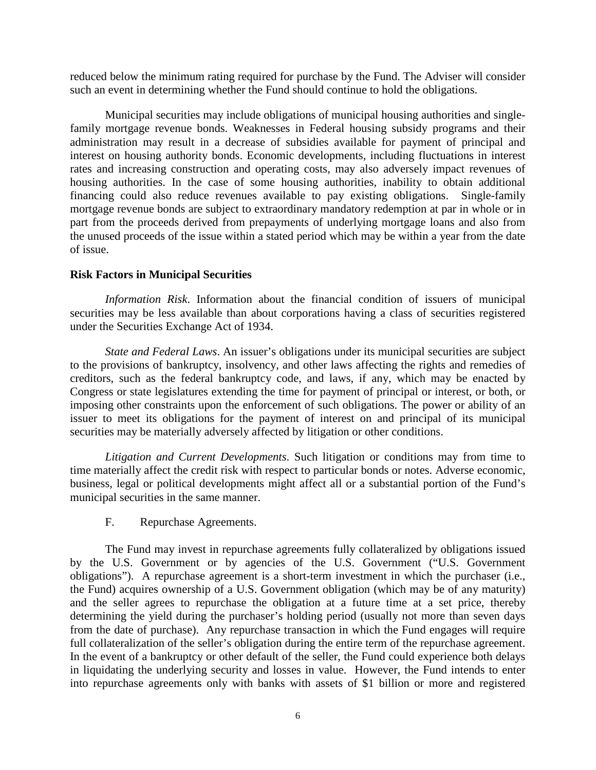reduced below the minimum rating required for purchase by the Fund. The Adviser will consider such an event in determining whether the Fund should continue to hold the obligations.

Municipal securities may include obligations of municipal housing authorities and single-family mortgage revenue bonds. Weaknesses in Federal housing subsidy programs and their administration may result in a decrease of subsidies available for payment of principal and interest on housing authority bonds. Economic developments, including fluctuations in interest rates and increasing construction and operating costs, may also adversely impact revenues of housing authorities. In the case of some housing authorities, inability to obtain additional financing could also reduce revenues available to pay existing obligations. Single-family mortgage revenue bonds are subject to extraordinary mandatory redemption at par in whole or in part from the proceeds derived from prepayments of underlying mortgage loans and also from the unused proceeds of the issue within a stated period which may be within a year from the date of issue.

**Risk Factors in Municipal Securities**

*Information Risk*. Information about the financial condition of issuers of municipal securities may be less available than about corporations having a class of securities registered under the Securities Exchange Act of 1934.

*State and Federal Laws*. An issuer's obligations under its municipal securities are subject to the provisions of bankruptcy, insolvency, and other laws affecting the rights and remedies of creditors, such as the federal bankruptcy code, and laws, if any, which may be enacted by Congress or state legislatures extending the time for payment of principal or interest, or both, or imposing other constraints upon the enforcement of such obligations. The power or ability of an issuer to meet its obligations for the payment of interest on and principal of its municipal securities may be materially adversely affected by litigation or other conditions.

*Litigation and Current Developments*. Such litigation or conditions may from time to time materially affect the credit risk with respect to particular bonds or notes. Adverse economic, business, legal or political developments might affect all or a substantial portion of the Fund's municipal securities in the same manner.

F. Repurchase Agreements.

The Fund may invest in repurchase agreements fully collateralized by obligations issued by the U.S. Government or by agencies of the U.S. Government ("U.S. Government obligations"). A repurchase agreement is a short-term investment in which the purchaser (i.e., the Fund) acquires ownership of a U.S. Government obligation (which may be of any maturity) and the seller agrees to repurchase the obligation at a future time at a set price, thereby determining the yield during the purchaser's holding period (usually not more than seven days from the date of purchase). Any repurchase transaction in which the Fund engages will require full collateralization of the seller's obligation during the entire term of the repurchase agreement. In the event of a bankruptcy or other default of the seller, the Fund could experience both delays in liquidating the underlying security and losses in value. However, the Fund intends to enter into repurchase agreements only with banks with assets of $1 billion or more and registered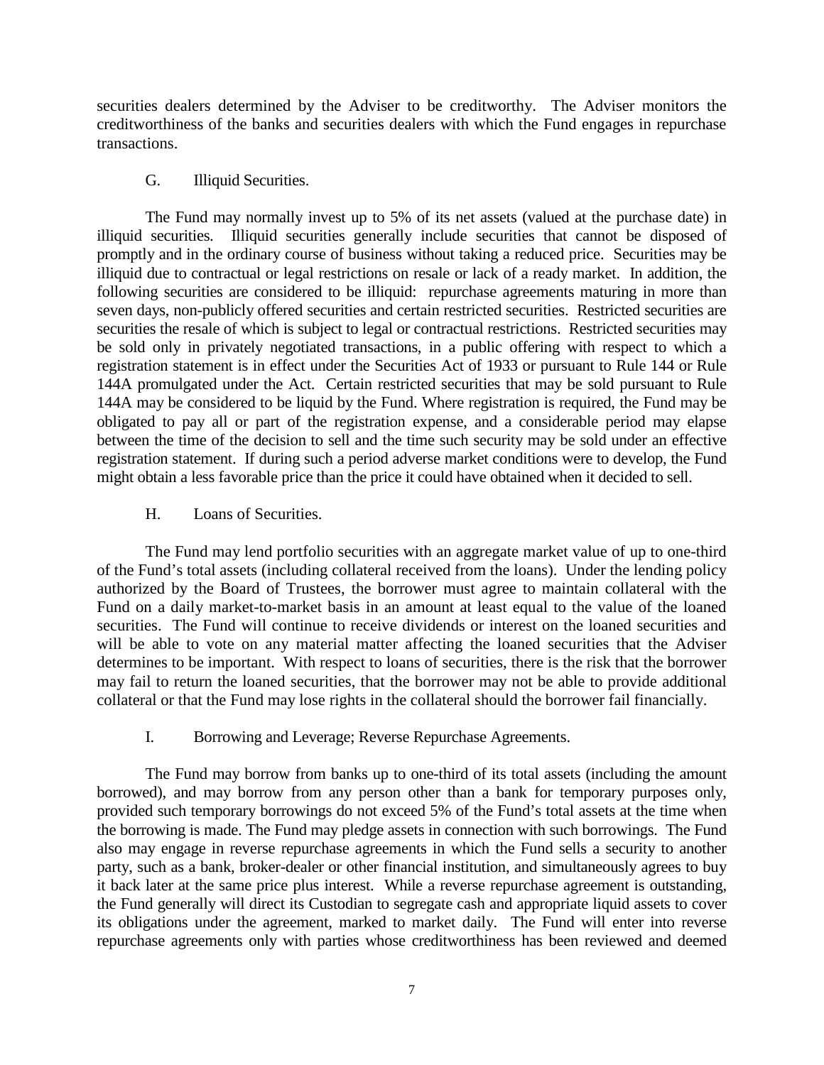securities dealers determined by the Adviser to be creditworthy. The Adviser monitors the creditworthiness of the banks and securities dealers with which the Fund engages in repurchase transactions.

G. Illiquid Securities.

The Fund may normally invest up to 5% of its net assets (valued at the purchase date) in illiquid securities. Illiquid securities generally include securities that cannot be disposed of promptly and in the ordinary course of business without taking a reduced price. Securities may be illiquid due to contractual or legal restrictions on resale or lack of a ready market. In addition, the following securities are considered to be illiquid: repurchase agreements maturing in more than seven days, non-publicly offered securities and certain restricted securities. Restricted securities are securities the resale of which is subject to legal or contractual restrictions. Restricted securities may be sold only in privately negotiated transactions, in a public offering with respect to which a registration statement is in effect under the Securities Act of 1933 or pursuant to Rule 144 or Rule 144A promulgated under the Act. Certain restricted securities that may be sold pursuant to Rule 144A may be considered to be liquid by the Fund. Where registration is required, the Fund may be obligated to pay all or part of the registration expense, and a considerable period may elapse between the time of the decision to sell and the time such security may be sold under an effective registration statement. If during such a period adverse market conditions were to develop, the Fund might obtain a less favorable price than the price it could have obtained when it decided to sell.

H. Loans of Securities.

The Fund may lend portfolio securities with an aggregate market value of up to one-third of the Fund's total assets (including collateral received from the loans). Under the lending policy authorized by the Board of Trustees, the borrower must agree to maintain collateral with the Fund on a daily market-to-market basis in an amount at least equal to the value of the loaned securities. The Fund will continue to receive dividends or interest on the loaned securities and will be able to vote on any material matter affecting the loaned securities that the Adviser determines to be important. With respect to loans of securities, there is the risk that the borrower may fail to return the loaned securities, that the borrower may not be able to provide additional collateral or that the Fund may lose rights in the collateral should the borrower fail financially.

I. Borrowing and Leverage; Reverse Repurchase Agreements.

The Fund may borrow from banks up to one-third of its total assets (including the amount borrowed), and may borrow from any person other than a bank for temporary purposes only, provided such temporary borrowings do not exceed 5% of the Fund's total assets at the time when the borrowing is made. The Fund may pledge assets in connection with such borrowings. The Fund also may engage in reverse repurchase agreements in which the Fund sells a security to another party, such as a bank, broker-dealer or other financial institution, and simultaneously agrees to buy it back later at the same price plus interest. While a reverse repurchase agreement is outstanding, the Fund generally will direct its Custodian to segregate cash and appropriate liquid assets to cover its obligations under the agreement, marked to market daily. The Fund will enter into reverse repurchase agreements only with parties whose creditworthiness has been reviewed and deemed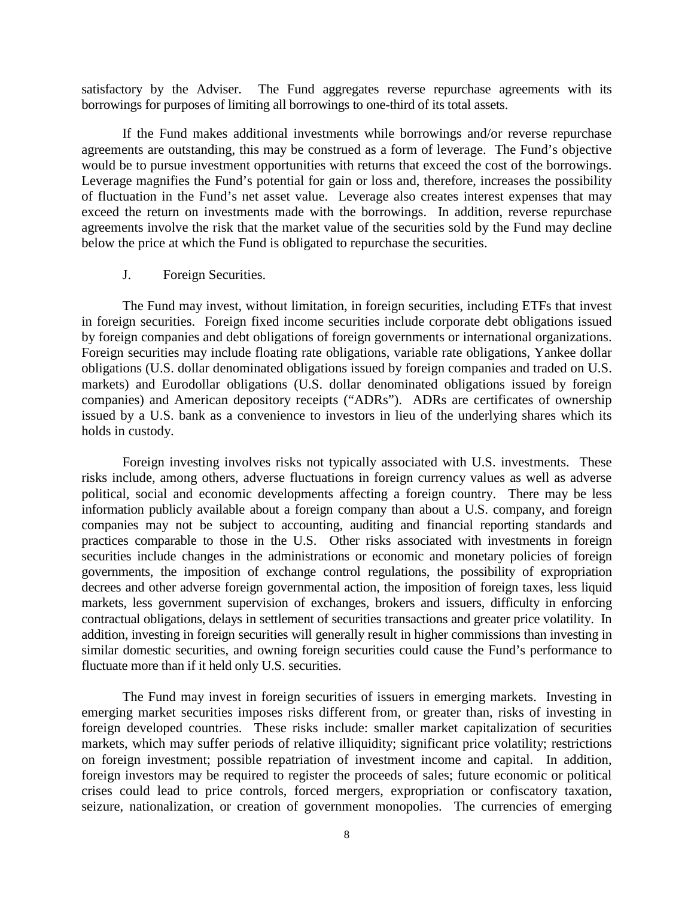satisfactory by the Adviser. The Fund aggregates reverse repurchase agreements with its borrowings for purposes of limiting all borrowings to one-third of its total assets.

If the Fund makes additional investments while borrowings and/or reverse repurchase agreements are outstanding, this may be construed as a form of leverage. The Fund's objective would be to pursue investment opportunities with returns that exceed the cost of the borrowings. Leverage magnifies the Fund's potential for gain or loss and, therefore, increases the possibility of fluctuation in the Fund's net asset value. Leverage also creates interest expenses that may exceed the return on investments made with the borrowings. In addition, reverse repurchase agreements involve the risk that the market value of the securities sold by the Fund may decline below the price at which the Fund is obligated to repurchase the securities.

J. Foreign Securities.

The Fund may invest, without limitation, in foreign securities, including ETFs that invest in foreign securities. Foreign fixed income securities include corporate debt obligations issued by foreign companies and debt obligations of foreign governments or international organizations. Foreign securities may include floating rate obligations, variable rate obligations, Yankee dollar obligations (U.S. dollar denominated obligations issued by foreign companies and traded on U.S. markets) and Eurodollar obligations (U.S. dollar denominated obligations issued by foreign companies) and American depository receipts ("ADRs"). ADRs are certificates of ownership issued by a U.S. bank as a convenience to investors in lieu of the underlying shares which its holds in custody.

Foreign investing involves risks not typically associated with U.S. investments. These risks include, among others, adverse fluctuations in foreign currency values as well as adverse political, social and economic developments affecting a foreign country. There may be less information publicly available about a foreign company than about a U.S. company, and foreign companies may not be subject to accounting, auditing and financial reporting standards and practices comparable to those in the U.S. Other risks associated with investments in foreign securities include changes in the administrations or economic and monetary policies of foreign governments, the imposition of exchange control regulations, the possibility of expropriation decrees and other adverse foreign governmental action, the imposition of foreign taxes, less liquid markets, less government supervision of exchanges, brokers and issuers, difficulty in enforcing contractual obligations, delays in settlement of securities transactions and greater price volatility. In addition, investing in foreign securities will generally result in higher commissions than investing in similar domestic securities, and owning foreign securities could cause the Fund's performance to fluctuate more than if it held only U.S. securities.

The Fund may invest in foreign securities of issuers in emerging markets. Investing in emerging market securities imposes risks different from, or greater than, risks of investing in foreign developed countries. These risks include: smaller market capitalization of securities markets, which may suffer periods of relative illiquidity; significant price volatility; restrictions on foreign investment; possible repatriation of investment income and capital. In addition, foreign investors may be required to register the proceeds of sales; future economic or political crises could lead to price controls, forced mergers, expropriation or confiscatory taxation, seizure, nationalization, or creation of government monopolies. The currencies of emerging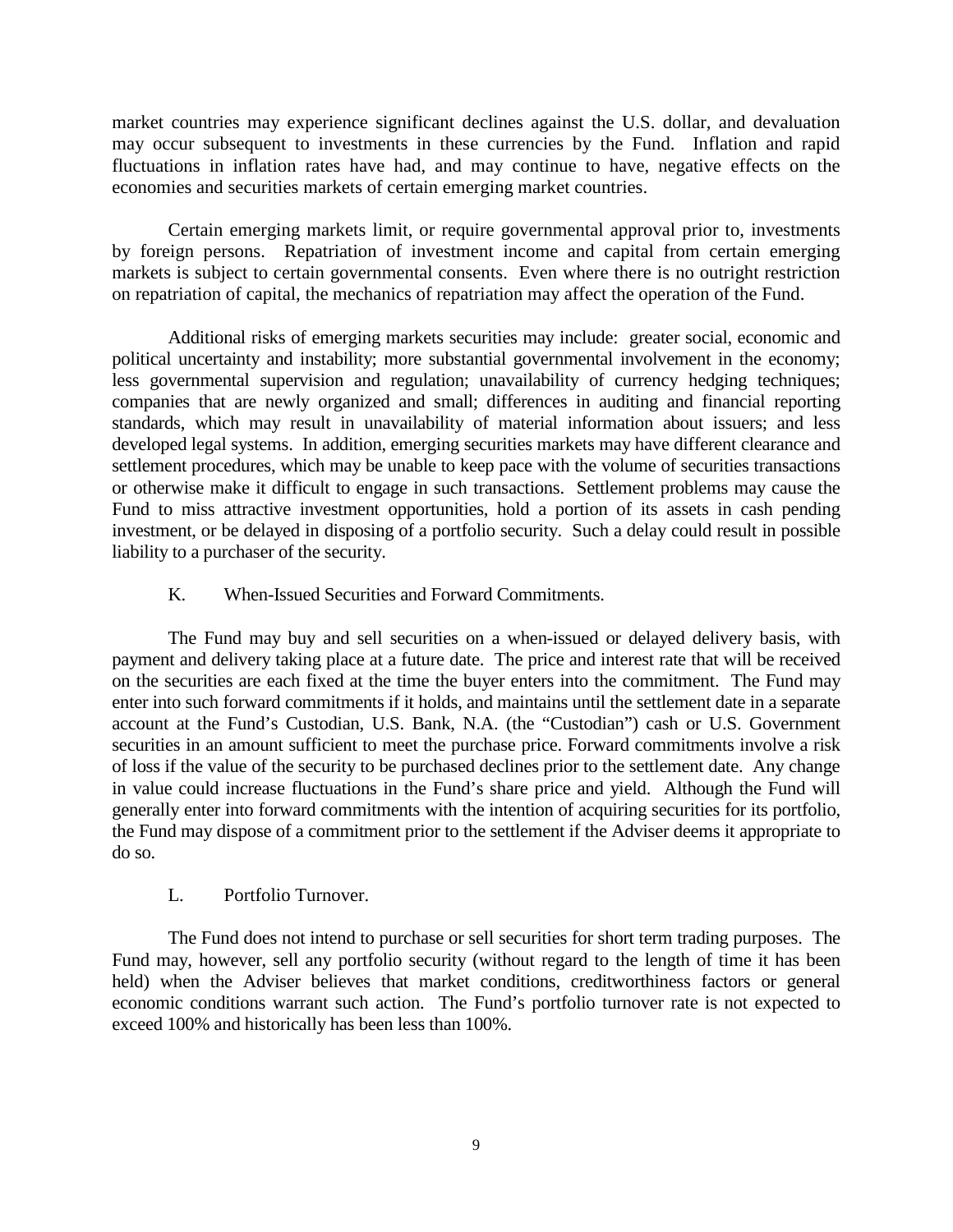market countries may experience significant declines against the U.S. dollar, and devaluation may occur subsequent to investments in these currencies by the Fund. Inflation and rapid fluctuations in inflation rates have had, and may continue to have, negative effects on the economies and securities markets of certain emerging market countries.

Certain emerging markets limit, or require governmental approval prior to, investments by foreign persons. Repatriation of investment income and capital from certain emerging markets is subject to certain governmental consents. Even where there is no outright restriction on repatriation of capital, the mechanics of repatriation may affect the operation of the Fund.

Additional risks of emerging markets securities may include: greater social, economic and political uncertainty and instability; more substantial governmental involvement in the economy; less governmental supervision and regulation; unavailability of currency hedging techniques; companies that are newly organized and small; differences in auditing and financial reporting standards, which may result in unavailability of material information about issuers; and less developed legal systems. In addition, emerging securities markets may have different clearance and settlement procedures, which may be unable to keep pace with the volume of securities transactions or otherwise make it difficult to engage in such transactions. Settlement problems may cause the Fund to miss attractive investment opportunities, hold a portion of its assets in cash pending investment, or be delayed in disposing of a portfolio security. Such a delay could result in possible liability to a purchaser of the security.

K. When-Issued Securities and Forward Commitments.

The Fund may buy and sell securities on a when-issued or delayed delivery basis, with payment and delivery taking place at a future date. The price and interest rate that will be received on the securities are each fixed at the time the buyer enters into the commitment. The Fund may enter into such forward commitments if it holds, and maintains until the settlement date in a separate account at the Fund's Custodian, U.S. Bank, N.A. (the "Custodian") cash or U.S. Government securities in an amount sufficient to meet the purchase price. Forward commitments involve a risk of loss if the value of the security to be purchased declines prior to the settlement date. Any change in value could increase fluctuations in the Fund's share price and yield. Although the Fund will generally enter into forward commitments with the intention of acquiring securities for its portfolio, the Fund may dispose of a commitment prior to the settlement if the Adviser deems it appropriate to do so.

L. Portfolio Turnover.

The Fund does not intend to purchase or sell securities for short term trading purposes. The Fund may, however, sell any portfolio security (without regard to the length of time it has been held) when the Adviser believes that market conditions, creditworthiness factors or general economic conditions warrant such action. The Fund's portfolio turnover rate is not expected to exceed 100% and historically has been less than 100%.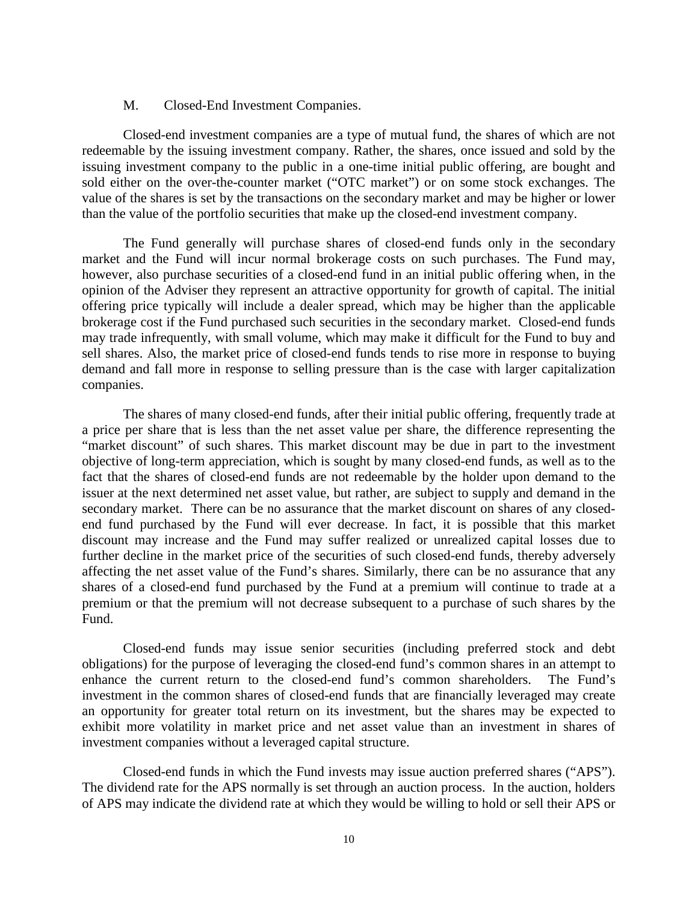### M. Closed-End Investment Companies.

Closed-end investment companies are a type of mutual fund, the shares of which are not redeemable by the issuing investment company. Rather, the shares, once issued and sold by the issuing investment company to the public in a one-time initial public offering, are bought and sold either on the over-the-counter market ("OTC market") or on some stock exchanges. The value of the shares is set by the transactions on the secondary market and may be higher or lower than the value of the portfolio securities that make up the closed-end investment company.

The Fund generally will purchase shares of closed-end funds only in the secondary market and the Fund will incur normal brokerage costs on such purchases. The Fund may, however, also purchase securities of a closed-end fund in an initial public offering when, in the opinion of the Adviser they represent an attractive opportunity for growth of capital. The initial offering price typically will include a dealer spread, which may be higher than the applicable brokerage cost if the Fund purchased such securities in the secondary market. Closed-end funds may trade infrequently, with small volume, which may make it difficult for the Fund to buy and sell shares. Also, the market price of closed-end funds tends to rise more in response to buying demand and fall more in response to selling pressure than is the case with larger capitalization companies.

The shares of many closed-end funds, after their initial public offering, frequently trade at a price per share that is less than the net asset value per share, the difference representing the "market discount" of such shares. This market discount may be due in part to the investment objective of long-term appreciation, which is sought by many closed-end funds, as well as to the fact that the shares of closed-end funds are not redeemable by the holder upon demand to the issuer at the next determined net asset value, but rather, are subject to supply and demand in the secondary market. There can be no assurance that the market discount on shares of any closed-end fund purchased by the Fund will ever decrease. In fact, it is possible that this market discount may increase and the Fund may suffer realized or unrealized capital losses due to further decline in the market price of the securities of such closed-end funds, thereby adversely affecting the net asset value of the Fund's shares. Similarly, there can be no assurance that any shares of a closed-end fund purchased by the Fund at a premium will continue to trade at a premium or that the premium will not decrease subsequent to a purchase of such shares by the Fund.

Closed-end funds may issue senior securities (including preferred stock and debt obligations) for the purpose of leveraging the closed-end fund's common shares in an attempt to enhance the current return to the closed-end fund's common shareholders. The Fund's investment in the common shares of closed-end funds that are financially leveraged may create an opportunity for greater total return on its investment, but the shares may be expected to exhibit more volatility in market price and net asset value than an investment in shares of investment companies without a leveraged capital structure.

Closed-end funds in which the Fund invests may issue auction preferred shares ("APS"). The dividend rate for the APS normally is set through an auction process. In the auction, holders of APS may indicate the dividend rate at which they would be willing to hold or sell their APS or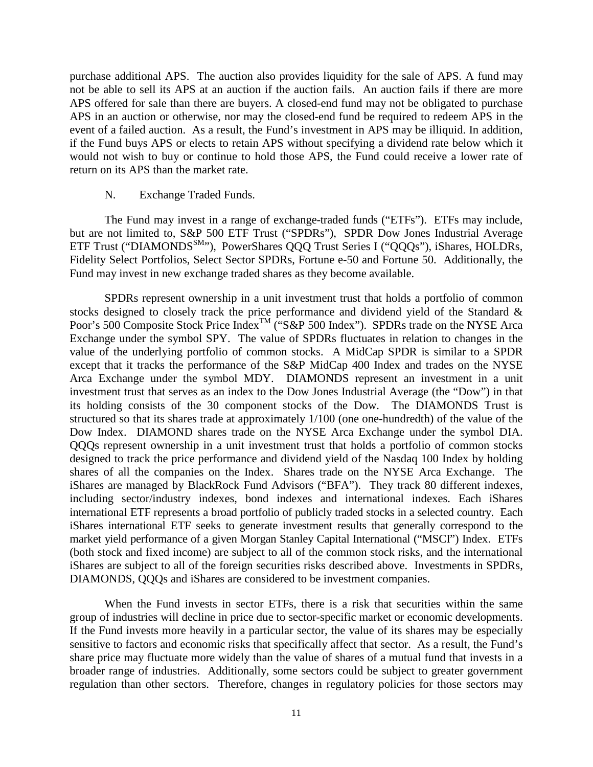purchase additional APS. The auction also provides liquidity for the sale of APS. A fund may not be able to sell its APS at an auction if the auction fails. An auction fails if there are more APS offered for sale than there are buyers. A closed-end fund may not be obligated to purchase APS in an auction or otherwise, nor may the closed-end fund be required to redeem APS in the event of a failed auction. As a result, the Fund's investment in APS may be illiquid. In addition, if the Fund buys APS or elects to retain APS without specifying a dividend rate below which it would not wish to buy or continue to hold those APS, the Fund could receive a lower rate of return on its APS than the market rate.

N. Exchange Traded Funds.

The Fund may invest in a range of exchange-traded funds ("ETFs"). ETFs may include, but are not limited to, S&P 500 ETF Trust ("SPDRs"), SPDR Dow Jones Industrial Average ETF Trust ("DIAMONDS[SM]"), PowerShares QQQ Trust Series I ("QQQs"), iShares, HOLDRs, Fidelity Select Portfolios, Select Sector SPDRs, Fortune e-50 and Fortune 50. Additionally, the Fund may invest in new exchange traded shares as they become available.

SPDRs represent ownership in a unit investment trust that holds a portfolio of common stocks designed to closely track the price performance and dividend yield of the Standard & Poor's 500 Composite Stock Price Index[TM] ("S&P 500 Index"). SPDRs trade on the NYSE Arca Exchange under the symbol SPY. The value of SPDRs fluctuates in relation to changes in the value of the underlying portfolio of common stocks. A MidCap SPDR is similar to a SPDR except that it tracks the performance of the S&P MidCap 400 Index and trades on the NYSE Arca Exchange under the symbol MDY. DIAMONDS represent an investment in a unit investment trust that serves as an index to the Dow Jones Industrial Average (the "Dow") in that its holding consists of the 30 component stocks of the Dow. The DIAMONDS Trust is structured so that its shares trade at approximately 1/100 (one one-hundredth) of the value of the Dow Index. DIAMOND shares trade on the NYSE Arca Exchange under the symbol DIA. QQQs represent ownership in a unit investment trust that holds a portfolio of common stocks designed to track the price performance and dividend yield of the Nasdaq 100 Index by holding shares of all the companies on the Index. Shares trade on the NYSE Arca Exchange. The iShares are managed by BlackRock Fund Advisors ("BFA"). They track 80 different indexes, including sector/industry indexes, bond indexes and international indexes. Each iShares international ETF represents a broad portfolio of publicly traded stocks in a selected country. Each iShares international ETF seeks to generate investment results that generally correspond to the market yield performance of a given Morgan Stanley Capital International ("MSCI") Index. ETFs (both stock and fixed income) are subject to all of the common stock risks, and the international iShares are subject to all of the foreign securities risks described above. Investments in SPDRs, DIAMONDS, QQQs and iShares are considered to be investment companies.

When the Fund invests in sector ETFs, there is a risk that securities within the same group of industries will decline in price due to sector-specific market or economic developments. If the Fund invests more heavily in a particular sector, the value of its shares may be especially sensitive to factors and economic risks that specifically affect that sector. As a result, the Fund's share price may fluctuate more widely than the value of shares of a mutual fund that invests in a broader range of industries. Additionally, some sectors could be subject to greater government regulation than other sectors. Therefore, changes in regulatory policies for those sectors may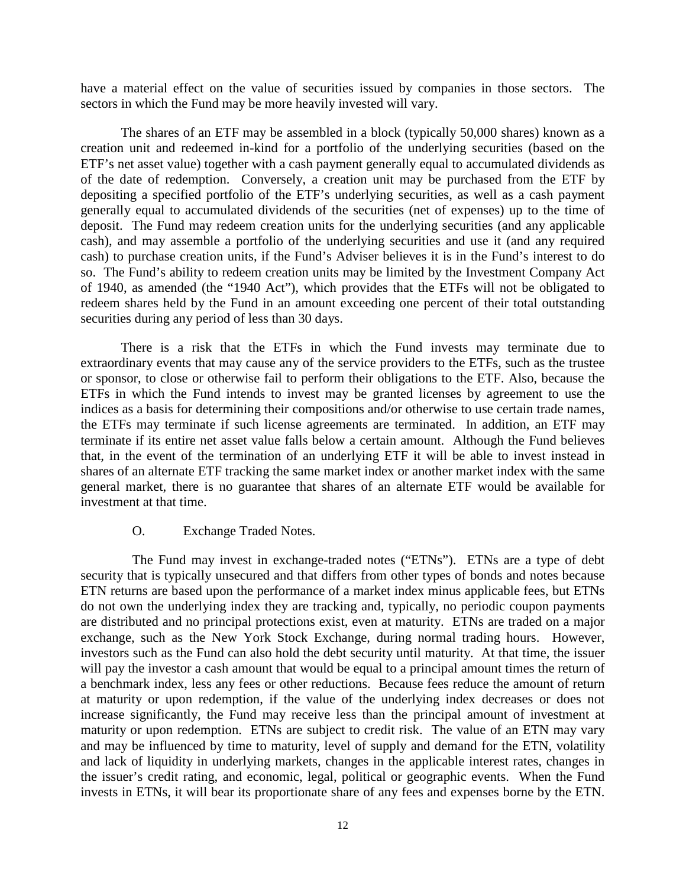have a material effect on the value of securities issued by companies in those sectors. The sectors in which the Fund may be more heavily invested will vary.

The shares of an ETF may be assembled in a block (typically 50,000 shares) known as a creation unit and redeemed in-kind for a portfolio of the underlying securities (based on the ETF's net asset value) together with a cash payment generally equal to accumulated dividends as of the date of redemption. Conversely, a creation unit may be purchased from the ETF by depositing a specified portfolio of the ETF's underlying securities, as well as a cash payment generally equal to accumulated dividends of the securities (net of expenses) up to the time of deposit. The Fund may redeem creation units for the underlying securities (and any applicable cash), and may assemble a portfolio of the underlying securities and use it (and any required cash) to purchase creation units, if the Fund's Adviser believes it is in the Fund's interest to do so. The Fund's ability to redeem creation units may be limited by the Investment Company Act of 1940, as amended (the "1940 Act"), which provides that the ETFs will not be obligated to redeem shares held by the Fund in an amount exceeding one percent of their total outstanding securities during any period of less than 30 days.

There is a risk that the ETFs in which the Fund invests may terminate due to extraordinary events that may cause any of the service providers to the ETFs, such as the trustee or sponsor, to close or otherwise fail to perform their obligations to the ETF. Also, because the ETFs in which the Fund intends to invest may be granted licenses by agreement to use the indices as a basis for determining their compositions and/or otherwise to use certain trade names, the ETFs may terminate if such license agreements are terminated. In addition, an ETF may terminate if its entire net asset value falls below a certain amount. Although the Fund believes that, in the event of the termination of an underlying ETF it will be able to invest instead in shares of an alternate ETF tracking the same market index or another market index with the same general market, there is no guarantee that shares of an alternate ETF would be available for investment at that time.

O. Exchange Traded Notes.

The Fund may invest in exchange-traded notes ("ETNs"). ETNs are a type of debt security that is typically unsecured and that differs from other types of bonds and notes because ETN returns are based upon the performance of a market index minus applicable fees, but ETNs do not own the underlying index they are tracking and, typically, no periodic coupon payments are distributed and no principal protections exist, even at maturity. ETNs are traded on a major exchange, such as the New York Stock Exchange, during normal trading hours. However, investors such as the Fund can also hold the debt security until maturity. At that time, the issuer will pay the investor a cash amount that would be equal to a principal amount times the return of a benchmark index, less any fees or other reductions. Because fees reduce the amount of return at maturity or upon redemption, if the value of the underlying index decreases or does not increase significantly, the Fund may receive less than the principal amount of investment at maturity or upon redemption. ETNs are subject to credit risk. The value of an ETN may vary and may be influenced by time to maturity, level of supply and demand for the ETN, volatility and lack of liquidity in underlying markets, changes in the applicable interest rates, changes in the issuer's credit rating, and economic, legal, political or geographic events. When the Fund invests in ETNs, it will bear its proportionate share of any fees and expenses borne by the ETN.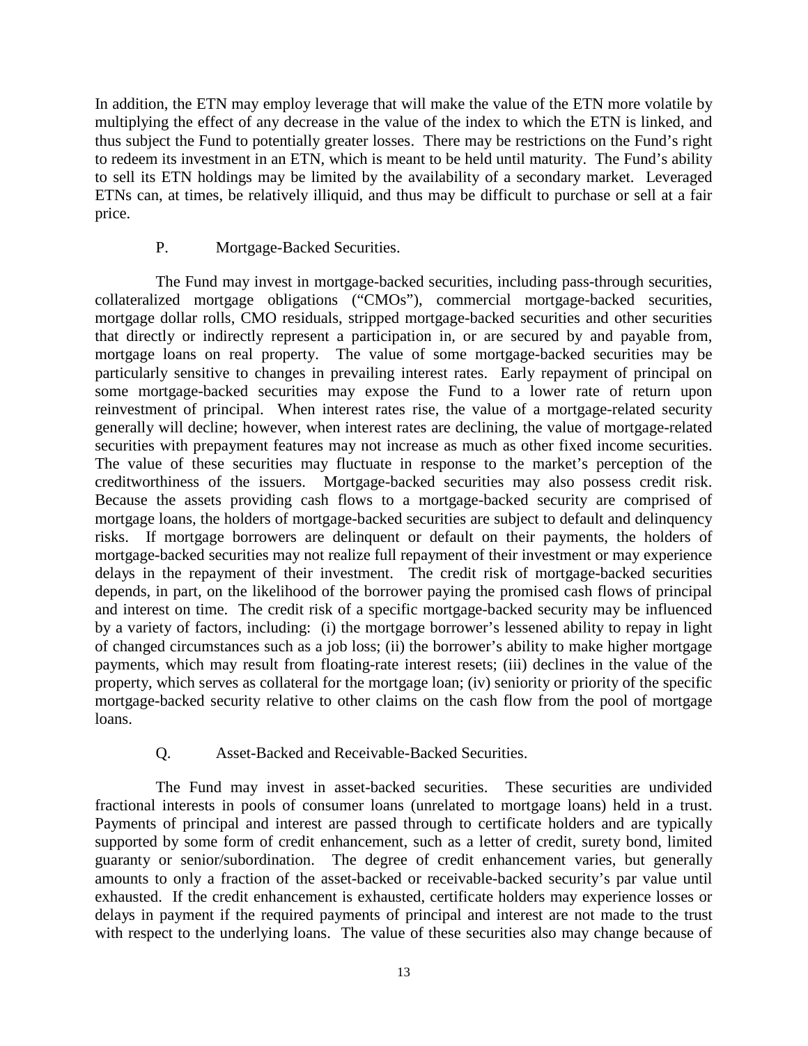In addition, the ETN may employ leverage that will make the value of the ETN more volatile by multiplying the effect of any decrease in the value of the index to which the ETN is linked, and thus subject the Fund to potentially greater losses. There may be restrictions on the Fund's right to redeem its investment in an ETN, which is meant to be held until maturity. The Fund's ability to sell its ETN holdings may be limited by the availability of a secondary market. Leveraged ETNs can, at times, be relatively illiquid, and thus may be difficult to purchase or sell at a fair price.

### P. Mortgage-Backed Securities.

The Fund may invest in mortgage-backed securities, including pass-through securities, collateralized mortgage obligations ("CMOs"), commercial mortgage-backed securities, mortgage dollar rolls, CMO residuals, stripped mortgage-backed securities and other securities that directly or indirectly represent a participation in, or are secured by and payable from, mortgage loans on real property. The value of some mortgage-backed securities may be particularly sensitive to changes in prevailing interest rates. Early repayment of principal on some mortgage-backed securities may expose the Fund to a lower rate of return upon reinvestment of principal. When interest rates rise, the value of a mortgage-related security generally will decline; however, when interest rates are declining, the value of mortgage-related securities with prepayment features may not increase as much as other fixed income securities. The value of these securities may fluctuate in response to the market's perception of the creditworthiness of the issuers. Mortgage-backed securities may also possess credit risk. Because the assets providing cash flows to a mortgage-backed security are comprised of mortgage loans, the holders of mortgage-backed securities are subject to default and delinquency risks. If mortgage borrowers are delinquent or default on their payments, the holders of mortgage-backed securities may not realize full repayment of their investment or may experience delays in the repayment of their investment. The credit risk of mortgage-backed securities depends, in part, on the likelihood of the borrower paying the promised cash flows of principal and interest on time. The credit risk of a specific mortgage-backed security may be influenced by a variety of factors, including: (i) the mortgage borrower's lessened ability to repay in light of changed circumstances such as a job loss; (ii) the borrower's ability to make higher mortgage payments, which may result from floating-rate interest resets; (iii) declines in the value of the property, which serves as collateral for the mortgage loan; (iv) seniority or priority of the specific mortgage-backed security relative to other claims on the cash flow from the pool of mortgage loans.

### Q. Asset-Backed and Receivable-Backed Securities.

The Fund may invest in asset-backed securities. These securities are undivided fractional interests in pools of consumer loans (unrelated to mortgage loans) held in a trust. Payments of principal and interest are passed through to certificate holders and are typically supported by some form of credit enhancement, such as a letter of credit, surety bond, limited guaranty or senior/subordination. The degree of credit enhancement varies, but generally amounts to only a fraction of the asset-backed or receivable-backed security's par value until exhausted. If the credit enhancement is exhausted, certificate holders may experience losses or delays in payment if the required payments of principal and interest are not made to the trust with respect to the underlying loans. The value of these securities also may change because of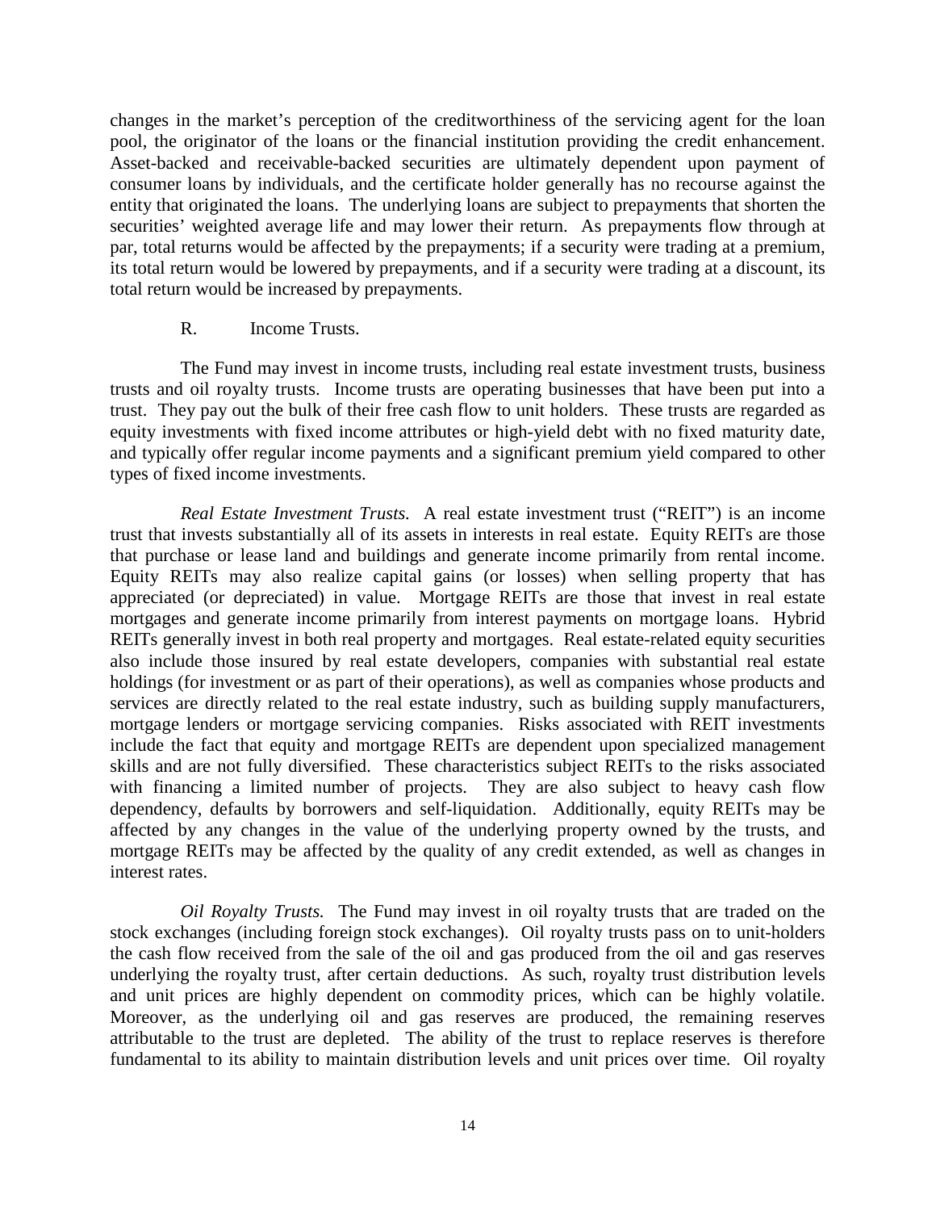changes in the market's perception of the creditworthiness of the servicing agent for the loan pool, the originator of the loans or the financial institution providing the credit enhancement. Asset-backed and receivable-backed securities are ultimately dependent upon payment of consumer loans by individuals, and the certificate holder generally has no recourse against the entity that originated the loans. The underlying loans are subject to prepayments that shorten the securities' weighted average life and may lower their return. As prepayments flow through at par, total returns would be affected by the prepayments; if a security were trading at a premium, its total return would be lowered by prepayments, and if a security were trading at a discount, its total return would be increased by prepayments.

R. Income Trusts.

The Fund may invest in income trusts, including real estate investment trusts, business trusts and oil royalty trusts. Income trusts are operating businesses that have been put into a trust. They pay out the bulk of their free cash flow to unit holders. These trusts are regarded as equity investments with fixed income attributes or high-yield debt with no fixed maturity date, and typically offer regular income payments and a significant premium yield compared to other types of fixed income investments.

*Real Estate Investment Trusts.* A real estate investment trust ("REIT") is an income trust that invests substantially all of its assets in interests in real estate. Equity REITs are those that purchase or lease land and buildings and generate income primarily from rental income. Equity REITs may also realize capital gains (or losses) when selling property that has appreciated (or depreciated) in value. Mortgage REITs are those that invest in real estate mortgages and generate income primarily from interest payments on mortgage loans. Hybrid REITs generally invest in both real property and mortgages. Real estate-related equity securities also include those insured by real estate developers, companies with substantial real estate holdings (for investment or as part of their operations), as well as companies whose products and services are directly related to the real estate industry, such as building supply manufacturers, mortgage lenders or mortgage servicing companies. Risks associated with REIT investments include the fact that equity and mortgage REITs are dependent upon specialized management skills and are not fully diversified. These characteristics subject REITs to the risks associated with financing a limited number of projects. They are also subject to heavy cash flow dependency, defaults by borrowers and self-liquidation. Additionally, equity REITs may be affected by any changes in the value of the underlying property owned by the trusts, and mortgage REITs may be affected by the quality of any credit extended, as well as changes in interest rates.

*Oil Royalty Trusts.* The Fund may invest in oil royalty trusts that are traded on the stock exchanges (including foreign stock exchanges). Oil royalty trusts pass on to unit-holders the cash flow received from the sale of the oil and gas produced from the oil and gas reserves underlying the royalty trust, after certain deductions. As such, royalty trust distribution levels and unit prices are highly dependent on commodity prices, which can be highly volatile. Moreover, as the underlying oil and gas reserves are produced, the remaining reserves attributable to the trust are depleted. The ability of the trust to replace reserves is therefore fundamental to its ability to maintain distribution levels and unit prices over time. Oil royalty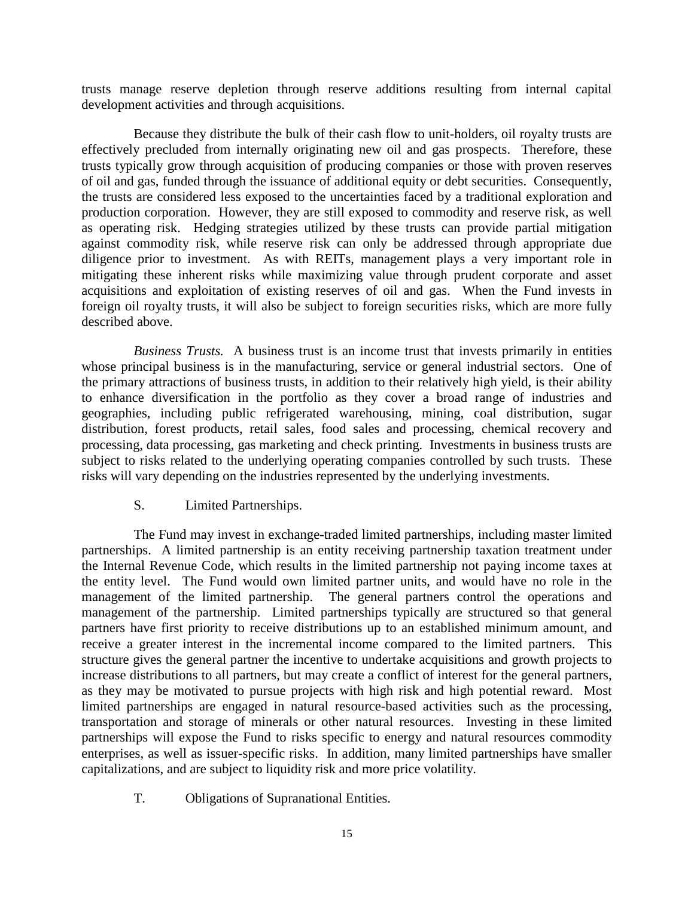trusts manage reserve depletion through reserve additions resulting from internal capital development activities and through acquisitions.

Because they distribute the bulk of their cash flow to unit-holders, oil royalty trusts are effectively precluded from internally originating new oil and gas prospects. Therefore, these trusts typically grow through acquisition of producing companies or those with proven reserves of oil and gas, funded through the issuance of additional equity or debt securities. Consequently, the trusts are considered less exposed to the uncertainties faced by a traditional exploration and production corporation. However, they are still exposed to commodity and reserve risk, as well as operating risk. Hedging strategies utilized by these trusts can provide partial mitigation against commodity risk, while reserve risk can only be addressed through appropriate due diligence prior to investment. As with REITs, management plays a very important role in mitigating these inherent risks while maximizing value through prudent corporate and asset acquisitions and exploitation of existing reserves of oil and gas. When the Fund invests in foreign oil royalty trusts, it will also be subject to foreign securities risks, which are more fully described above.

*Business Trusts.* A business trust is an income trust that invests primarily in entities whose principal business is in the manufacturing, service or general industrial sectors. One of the primary attractions of business trusts, in addition to their relatively high yield, is their ability to enhance diversification in the portfolio as they cover a broad range of industries and geographies, including public refrigerated warehousing, mining, coal distribution, sugar distribution, forest products, retail sales, food sales and processing, chemical recovery and processing, data processing, gas marketing and check printing. Investments in business trusts are subject to risks related to the underlying operating companies controlled by such trusts. These risks will vary depending on the industries represented by the underlying investments.

S. Limited Partnerships.

The Fund may invest in exchange-traded limited partnerships, including master limited partnerships. A limited partnership is an entity receiving partnership taxation treatment under the Internal Revenue Code, which results in the limited partnership not paying income taxes at the entity level. The Fund would own limited partner units, and would have no role in the management of the limited partnership. The general partners control the operations and management of the partnership. Limited partnerships typically are structured so that general partners have first priority to receive distributions up to an established minimum amount, and receive a greater interest in the incremental income compared to the limited partners. This structure gives the general partner the incentive to undertake acquisitions and growth projects to increase distributions to all partners, but may create a conflict of interest for the general partners, as they may be motivated to pursue projects with high risk and high potential reward. Most limited partnerships are engaged in natural resource-based activities such as the processing, transportation and storage of minerals or other natural resources. Investing in these limited partnerships will expose the Fund to risks specific to energy and natural resources commodity enterprises, as well as issuer-specific risks. In addition, many limited partnerships have smaller capitalizations, and are subject to liquidity risk and more price volatility.

T. Obligations of Supranational Entities.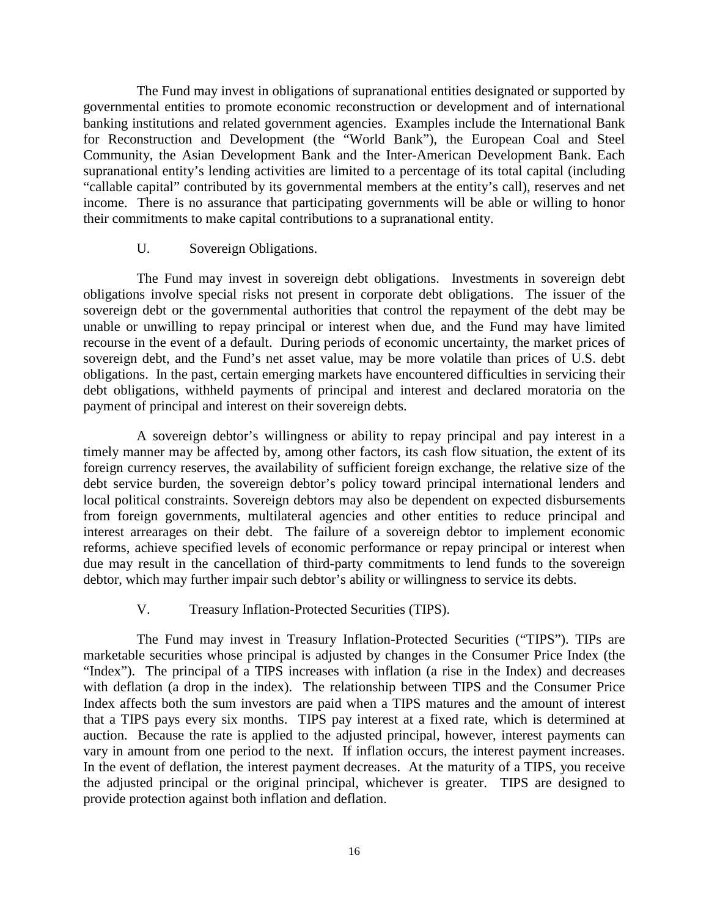The Fund may invest in obligations of supranational entities designated or supported by governmental entities to promote economic reconstruction or development and of international banking institutions and related government agencies. Examples include the International Bank for Reconstruction and Development (the "World Bank"), the European Coal and Steel Community, the Asian Development Bank and the Inter-American Development Bank. Each supranational entity's lending activities are limited to a percentage of its total capital (including "callable capital" contributed by its governmental members at the entity's call), reserves and net income. There is no assurance that participating governments will be able or willing to honor their commitments to make capital contributions to a supranational entity.

### U. Sovereign Obligations.

The Fund may invest in sovereign debt obligations. Investments in sovereign debt obligations involve special risks not present in corporate debt obligations. The issuer of the sovereign debt or the governmental authorities that control the repayment of the debt may be unable or unwilling to repay principal or interest when due, and the Fund may have limited recourse in the event of a default. During periods of economic uncertainty, the market prices of sovereign debt, and the Fund's net asset value, may be more volatile than prices of U.S. debt obligations. In the past, certain emerging markets have encountered difficulties in servicing their debt obligations, withheld payments of principal and interest and declared moratoria on the payment of principal and interest on their sovereign debts.

A sovereign debtor's willingness or ability to repay principal and pay interest in a timely manner may be affected by, among other factors, its cash flow situation, the extent of its foreign currency reserves, the availability of sufficient foreign exchange, the relative size of the debt service burden, the sovereign debtor's policy toward principal international lenders and local political constraints. Sovereign debtors may also be dependent on expected disbursements from foreign governments, multilateral agencies and other entities to reduce principal and interest arrearages on their debt. The failure of a sovereign debtor to implement economic reforms, achieve specified levels of economic performance or repay principal or interest when due may result in the cancellation of third-party commitments to lend funds to the sovereign debtor, which may further impair such debtor's ability or willingness to service its debts.

### V. Treasury Inflation-Protected Securities (TIPS).

The Fund may invest in Treasury Inflation-Protected Securities ("TIPS"). TIPs are marketable securities whose principal is adjusted by changes in the Consumer Price Index (the "Index"). The principal of a TIPS increases with inflation (a rise in the Index) and decreases with deflation (a drop in the index). The relationship between TIPS and the Consumer Price Index affects both the sum investors are paid when a TIPS matures and the amount of interest that a TIPS pays every six months. TIPS pay interest at a fixed rate, which is determined at auction. Because the rate is applied to the adjusted principal, however, interest payments can vary in amount from one period to the next. If inflation occurs, the interest payment increases. In the event of deflation, the interest payment decreases. At the maturity of a TIPS, you receive the adjusted principal or the original principal, whichever is greater. TIPS are designed to provide protection against both inflation and deflation.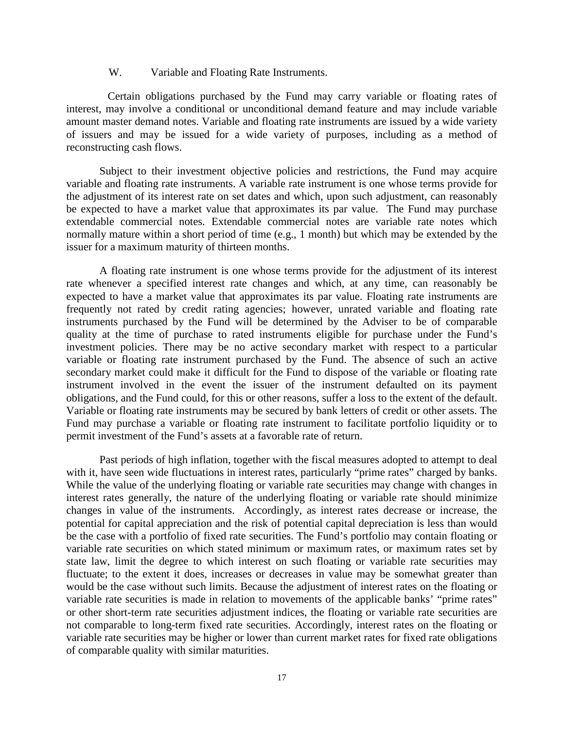### W. Variable and Floating Rate Instruments.

Certain obligations purchased by the Fund may carry variable or floating rates of interest, may involve a conditional or unconditional demand feature and may include variable amount master demand notes. Variable and floating rate instruments are issued by a wide variety of issuers and may be issued for a wide variety of purposes, including as a method of reconstructing cash flows.

Subject to their investment objective policies and restrictions, the Fund may acquire variable and floating rate instruments. A variable rate instrument is one whose terms provide for the adjustment of its interest rate on set dates and which, upon such adjustment, can reasonably be expected to have a market value that approximates its par value. The Fund may purchase extendable commercial notes. Extendable commercial notes are variable rate notes which normally mature within a short period of time (e.g., 1 month) but which may be extended by the issuer for a maximum maturity of thirteen months.

A floating rate instrument is one whose terms provide for the adjustment of its interest rate whenever a specified interest rate changes and which, at any time, can reasonably be expected to have a market value that approximates its par value. Floating rate instruments are frequently not rated by credit rating agencies; however, unrated variable and floating rate instruments purchased by the Fund will be determined by the Adviser to be of comparable quality at the time of purchase to rated instruments eligible for purchase under the Fund's investment policies. There may be no active secondary market with respect to a particular variable or floating rate instrument purchased by the Fund. The absence of such an active secondary market could make it difficult for the Fund to dispose of the variable or floating rate instrument involved in the event the issuer of the instrument defaulted on its payment obligations, and the Fund could, for this or other reasons, suffer a loss to the extent of the default. Variable or floating rate instruments may be secured by bank letters of credit or other assets. The Fund may purchase a variable or floating rate instrument to facilitate portfolio liquidity or to permit investment of the Fund's assets at a favorable rate of return.

Past periods of high inflation, together with the fiscal measures adopted to attempt to deal with it, have seen wide fluctuations in interest rates, particularly "prime rates" charged by banks. While the value of the underlying floating or variable rate securities may change with changes in interest rates generally, the nature of the underlying floating or variable rate should minimize changes in value of the instruments. Accordingly, as interest rates decrease or increase, the potential for capital appreciation and the risk of potential capital depreciation is less than would be the case with a portfolio of fixed rate securities. The Fund's portfolio may contain floating or variable rate securities on which stated minimum or maximum rates, or maximum rates set by state law, limit the degree to which interest on such floating or variable rate securities may fluctuate; to the extent it does, increases or decreases in value may be somewhat greater than would be the case without such limits. Because the adjustment of interest rates on the floating or variable rate securities is made in relation to movements of the applicable banks' "prime rates" or other short-term rate securities adjustment indices, the floating or variable rate securities are not comparable to long-term fixed rate securities. Accordingly, interest rates on the floating or variable rate securities may be higher or lower than current market rates for fixed rate obligations of comparable quality with similar maturities.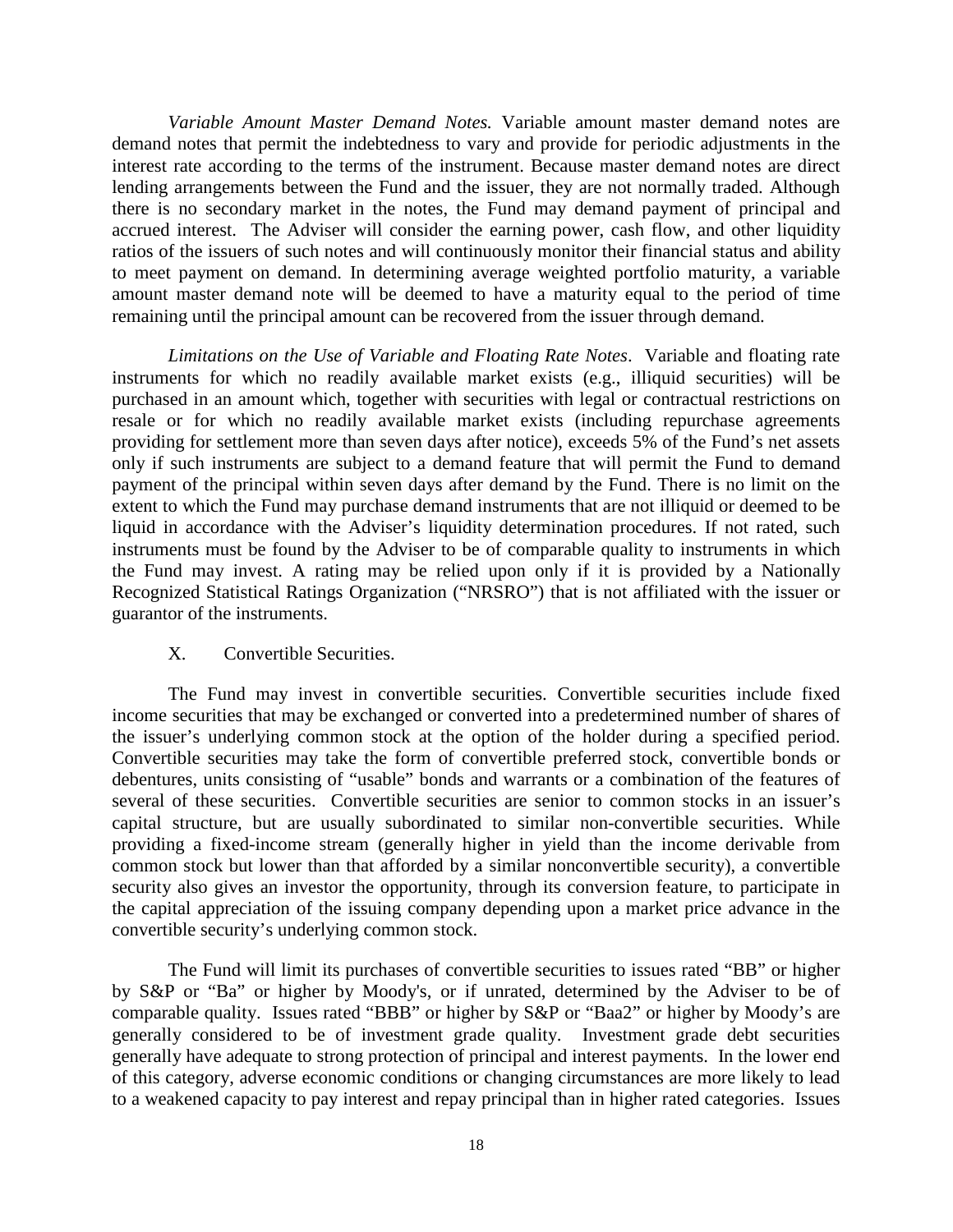*Variable Amount Master Demand Notes.* Variable amount master demand notes are demand notes that permit the indebtedness to vary and provide for periodic adjustments in the interest rate according to the terms of the instrument. Because master demand notes are direct lending arrangements between the Fund and the issuer, they are not normally traded. Although there is no secondary market in the notes, the Fund may demand payment of principal and accrued interest. The Adviser will consider the earning power, cash flow, and other liquidity ratios of the issuers of such notes and will continuously monitor their financial status and ability to meet payment on demand. In determining average weighted portfolio maturity, a variable amount master demand note will be deemed to have a maturity equal to the period of time remaining until the principal amount can be recovered from the issuer through demand.

*Limitations on the Use of Variable and Floating Rate Notes*. Variable and floating rate instruments for which no readily available market exists (e.g., illiquid securities) will be purchased in an amount which, together with securities with legal or contractual restrictions on resale or for which no readily available market exists (including repurchase agreements providing for settlement more than seven days after notice), exceeds 5% of the Fund's net assets only if such instruments are subject to a demand feature that will permit the Fund to demand payment of the principal within seven days after demand by the Fund. There is no limit on the extent to which the Fund may purchase demand instruments that are not illiquid or deemed to be liquid in accordance with the Adviser's liquidity determination procedures. If not rated, such instruments must be found by the Adviser to be of comparable quality to instruments in which the Fund may invest. A rating may be relied upon only if it is provided by a Nationally Recognized Statistical Ratings Organization ("NRSRO") that is not affiliated with the issuer or guarantor of the instruments.

## X. Convertible Securities.

The Fund may invest in convertible securities. Convertible securities include fixed income securities that may be exchanged or converted into a predetermined number of shares of the issuer's underlying common stock at the option of the holder during a specified period. Convertible securities may take the form of convertible preferred stock, convertible bonds or debentures, units consisting of "usable" bonds and warrants or a combination of the features of several of these securities. Convertible securities are senior to common stocks in an issuer's capital structure, but are usually subordinated to similar non-convertible securities. While providing a fixed-income stream (generally higher in yield than the income derivable from common stock but lower than that afforded by a similar nonconvertible security), a convertible security also gives an investor the opportunity, through its conversion feature, to participate in the capital appreciation of the issuing company depending upon a market price advance in the convertible security's underlying common stock.

The Fund will limit its purchases of convertible securities to issues rated "BB" or higher by S&P or "Ba" or higher by Moody's, or if unrated, determined by the Adviser to be of comparable quality. Issues rated "BBB" or higher by S&P or "Baa2" or higher by Moody's are generally considered to be of investment grade quality. Investment grade debt securities generally have adequate to strong protection of principal and interest payments. In the lower end of this category, adverse economic conditions or changing circumstances are more likely to lead to a weakened capacity to pay interest and repay principal than in higher rated categories. Issues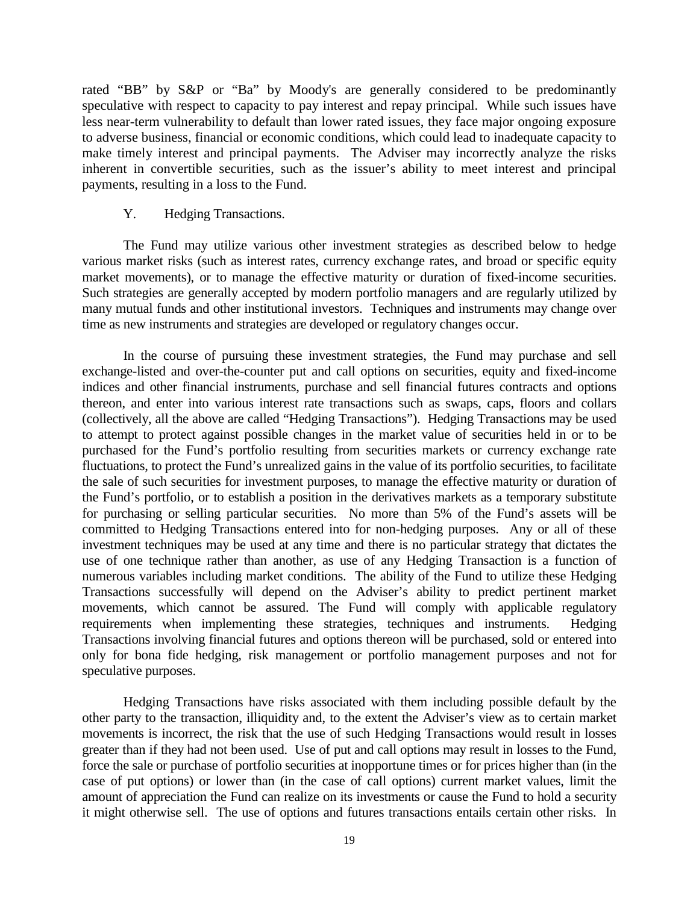rated "BB" by S&P or "Ba" by Moody's are generally considered to be predominantly speculative with respect to capacity to pay interest and repay principal. While such issues have less near-term vulnerability to default than lower rated issues, they face major ongoing exposure to adverse business, financial or economic conditions, which could lead to inadequate capacity to make timely interest and principal payments. The Adviser may incorrectly analyze the risks inherent in convertible securities, such as the issuer's ability to meet interest and principal payments, resulting in a loss to the Fund.

Y. Hedging Transactions.

The Fund may utilize various other investment strategies as described below to hedge various market risks (such as interest rates, currency exchange rates, and broad or specific equity market movements), or to manage the effective maturity or duration of fixed-income securities. Such strategies are generally accepted by modern portfolio managers and are regularly utilized by many mutual funds and other institutional investors. Techniques and instruments may change over time as new instruments and strategies are developed or regulatory changes occur.

In the course of pursuing these investment strategies, the Fund may purchase and sell exchange-listed and over-the-counter put and call options on securities, equity and fixed-income indices and other financial instruments, purchase and sell financial futures contracts and options thereon, and enter into various interest rate transactions such as swaps, caps, floors and collars (collectively, all the above are called "Hedging Transactions"). Hedging Transactions may be used to attempt to protect against possible changes in the market value of securities held in or to be purchased for the Fund's portfolio resulting from securities markets or currency exchange rate fluctuations, to protect the Fund's unrealized gains in the value of its portfolio securities, to facilitate the sale of such securities for investment purposes, to manage the effective maturity or duration of the Fund's portfolio, or to establish a position in the derivatives markets as a temporary substitute for purchasing or selling particular securities. No more than 5% of the Fund's assets will be committed to Hedging Transactions entered into for non-hedging purposes. Any or all of these investment techniques may be used at any time and there is no particular strategy that dictates the use of one technique rather than another, as use of any Hedging Transaction is a function of numerous variables including market conditions. The ability of the Fund to utilize these Hedging Transactions successfully will depend on the Adviser's ability to predict pertinent market movements, which cannot be assured. The Fund will comply with applicable regulatory requirements when implementing these strategies, techniques and instruments. Hedging Transactions involving financial futures and options thereon will be purchased, sold or entered into only for bona fide hedging, risk management or portfolio management purposes and not for speculative purposes.

Hedging Transactions have risks associated with them including possible default by the other party to the transaction, illiquidity and, to the extent the Adviser's view as to certain market movements is incorrect, the risk that the use of such Hedging Transactions would result in losses greater than if they had not been used. Use of put and call options may result in losses to the Fund, force the sale or purchase of portfolio securities at inopportune times or for prices higher than (in the case of put options) or lower than (in the case of call options) current market values, limit the amount of appreciation the Fund can realize on its investments or cause the Fund to hold a security it might otherwise sell. The use of options and futures transactions entails certain other risks. In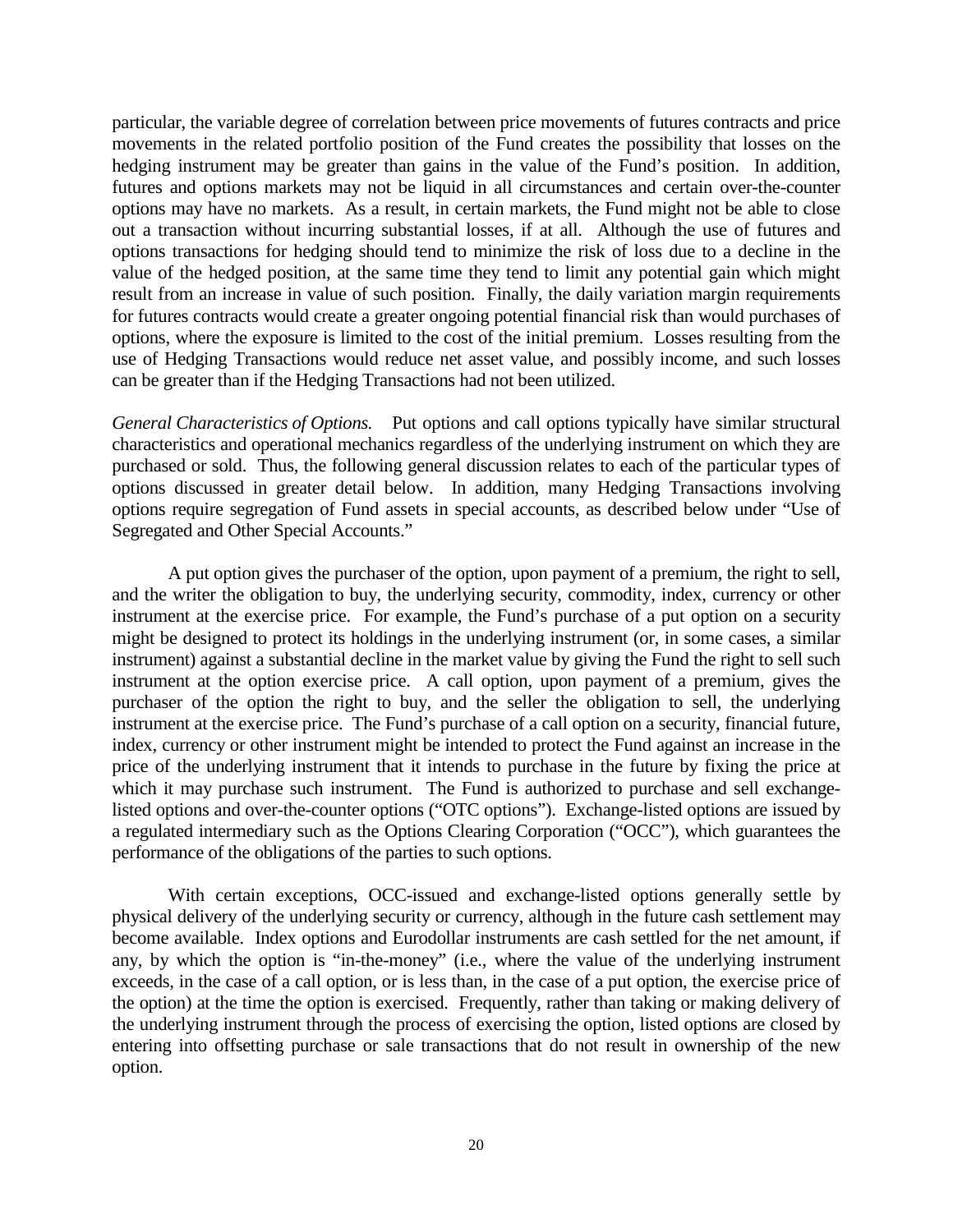particular, the variable degree of correlation between price movements of futures contracts and price movements in the related portfolio position of the Fund creates the possibility that losses on the hedging instrument may be greater than gains in the value of the Fund's position. In addition, futures and options markets may not be liquid in all circumstances and certain over-the-counter options may have no markets. As a result, in certain markets, the Fund might not be able to close out a transaction without incurring substantial losses, if at all. Although the use of futures and options transactions for hedging should tend to minimize the risk of loss due to a decline in the value of the hedged position, at the same time they tend to limit any potential gain which might result from an increase in value of such position. Finally, the daily variation margin requirements for futures contracts would create a greater ongoing potential financial risk than would purchases of options, where the exposure is limited to the cost of the initial premium. Losses resulting from the use of Hedging Transactions would reduce net asset value, and possibly income, and such losses can be greater than if the Hedging Transactions had not been utilized.

*General Characteristics of Options.* Put options and call options typically have similar structural characteristics and operational mechanics regardless of the underlying instrument on which they are purchased or sold. Thus, the following general discussion relates to each of the particular types of options discussed in greater detail below. In addition, many Hedging Transactions involving options require segregation of Fund assets in special accounts, as described below under "Use of Segregated and Other Special Accounts."

A put option gives the purchaser of the option, upon payment of a premium, the right to sell, and the writer the obligation to buy, the underlying security, commodity, index, currency or other instrument at the exercise price. For example, the Fund's purchase of a put option on a security might be designed to protect its holdings in the underlying instrument (or, in some cases, a similar instrument) against a substantial decline in the market value by giving the Fund the right to sell such instrument at the option exercise price. A call option, upon payment of a premium, gives the purchaser of the option the right to buy, and the seller the obligation to sell, the underlying instrument at the exercise price. The Fund's purchase of a call option on a security, financial future, index, currency or other instrument might be intended to protect the Fund against an increase in the price of the underlying instrument that it intends to purchase in the future by fixing the price at which it may purchase such instrument. The Fund is authorized to purchase and sell exchange-listed options and over-the-counter options ("OTC options"). Exchange-listed options are issued by a regulated intermediary such as the Options Clearing Corporation ("OCC"), which guarantees the performance of the obligations of the parties to such options.

With certain exceptions, OCC-issued and exchange-listed options generally settle by physical delivery of the underlying security or currency, although in the future cash settlement may become available. Index options and Eurodollar instruments are cash settled for the net amount, if any, by which the option is "in-the-money" (i.e., where the value of the underlying instrument exceeds, in the case of a call option, or is less than, in the case of a put option, the exercise price of the option) at the time the option is exercised. Frequently, rather than taking or making delivery of the underlying instrument through the process of exercising the option, listed options are closed by entering into offsetting purchase or sale transactions that do not result in ownership of the new option.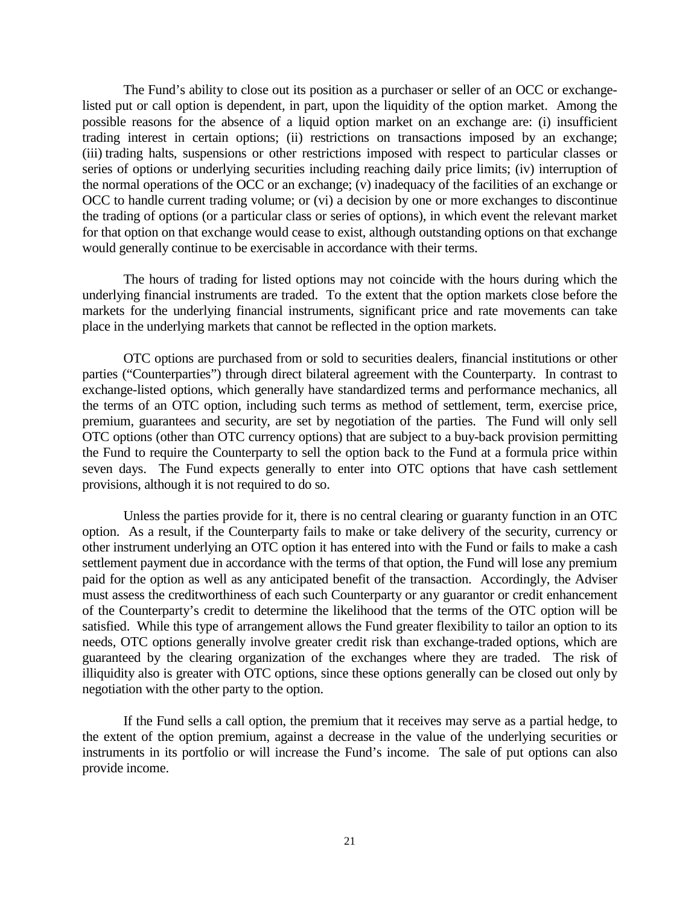The Fund's ability to close out its position as a purchaser or seller of an OCC or exchange-listed put or call option is dependent, in part, upon the liquidity of the option market. Among the possible reasons for the absence of a liquid option market on an exchange are: (i) insufficient trading interest in certain options; (ii) restrictions on transactions imposed by an exchange; (iii) trading halts, suspensions or other restrictions imposed with respect to particular classes or series of options or underlying securities including reaching daily price limits; (iv) interruption of the normal operations of the OCC or an exchange; (v) inadequacy of the facilities of an exchange or OCC to handle current trading volume; or (vi) a decision by one or more exchanges to discontinue the trading of options (or a particular class or series of options), in which event the relevant market for that option on that exchange would cease to exist, although outstanding options on that exchange would generally continue to be exercisable in accordance with their terms.

The hours of trading for listed options may not coincide with the hours during which the underlying financial instruments are traded. To the extent that the option markets close before the markets for the underlying financial instruments, significant price and rate movements can take place in the underlying markets that cannot be reflected in the option markets.

OTC options are purchased from or sold to securities dealers, financial institutions or other parties ("Counterparties") through direct bilateral agreement with the Counterparty. In contrast to exchange-listed options, which generally have standardized terms and performance mechanics, all the terms of an OTC option, including such terms as method of settlement, term, exercise price, premium, guarantees and security, are set by negotiation of the parties. The Fund will only sell OTC options (other than OTC currency options) that are subject to a buy-back provision permitting the Fund to require the Counterparty to sell the option back to the Fund at a formula price within seven days. The Fund expects generally to enter into OTC options that have cash settlement provisions, although it is not required to do so.

Unless the parties provide for it, there is no central clearing or guaranty function in an OTC option. As a result, if the Counterparty fails to make or take delivery of the security, currency or other instrument underlying an OTC option it has entered into with the Fund or fails to make a cash settlement payment due in accordance with the terms of that option, the Fund will lose any premium paid for the option as well as any anticipated benefit of the transaction. Accordingly, the Adviser must assess the creditworthiness of each such Counterparty or any guarantor or credit enhancement of the Counterparty's credit to determine the likelihood that the terms of the OTC option will be satisfied. While this type of arrangement allows the Fund greater flexibility to tailor an option to its needs, OTC options generally involve greater credit risk than exchange-traded options, which are guaranteed by the clearing organization of the exchanges where they are traded. The risk of illiquidity also is greater with OTC options, since these options generally can be closed out only by negotiation with the other party to the option.

If the Fund sells a call option, the premium that it receives may serve as a partial hedge, to the extent of the option premium, against a decrease in the value of the underlying securities or instruments in its portfolio or will increase the Fund's income. The sale of put options can also provide income.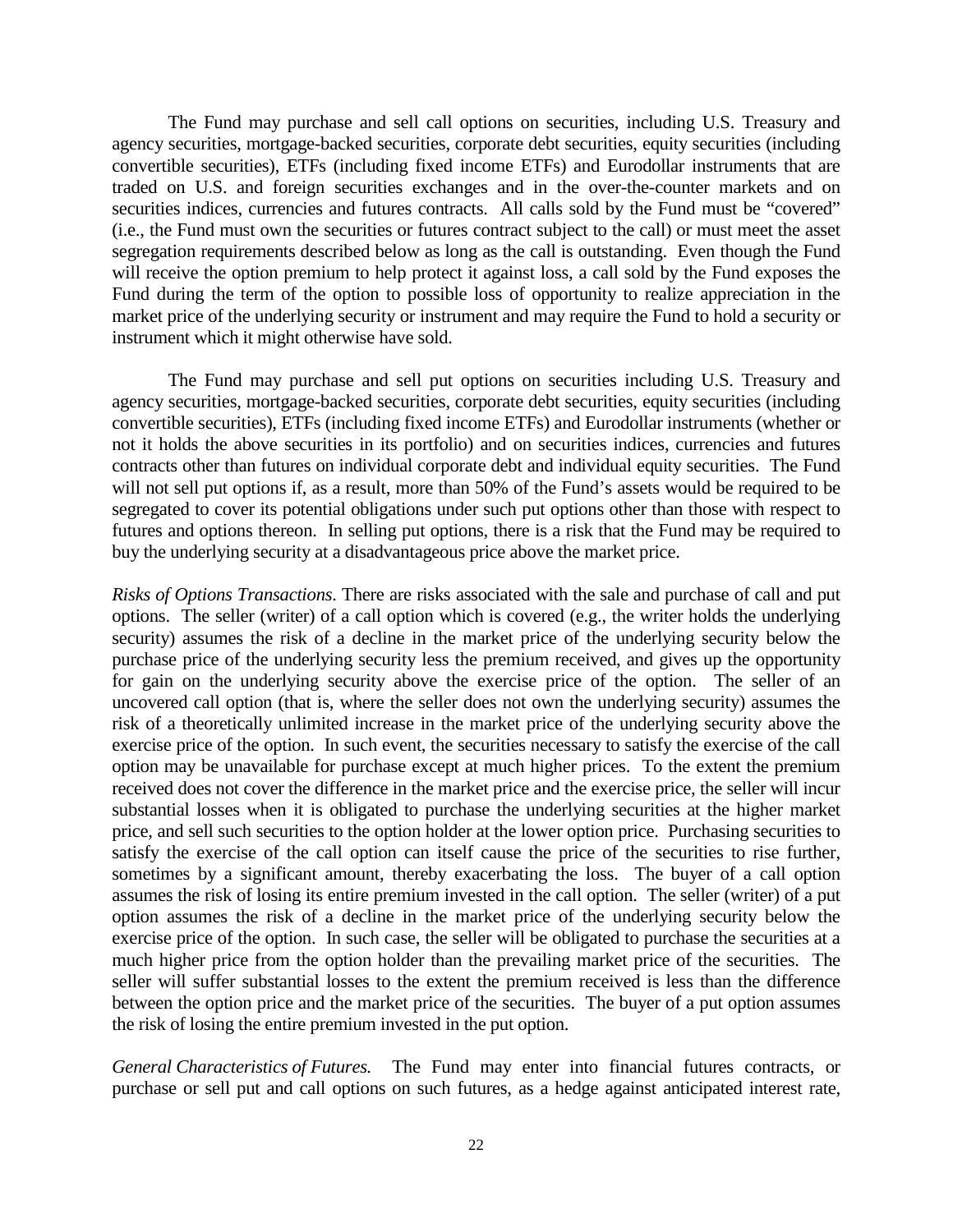The Fund may purchase and sell call options on securities, including U.S. Treasury and agency securities, mortgage-backed securities, corporate debt securities, equity securities (including convertible securities), ETFs (including fixed income ETFs) and Eurodollar instruments that are traded on U.S. and foreign securities exchanges and in the over-the-counter markets and on securities indices, currencies and futures contracts. All calls sold by the Fund must be "covered" (i.e., the Fund must own the securities or futures contract subject to the call) or must meet the asset segregation requirements described below as long as the call is outstanding. Even though the Fund will receive the option premium to help protect it against loss, a call sold by the Fund exposes the Fund during the term of the option to possible loss of opportunity to realize appreciation in the market price of the underlying security or instrument and may require the Fund to hold a security or instrument which it might otherwise have sold.

The Fund may purchase and sell put options on securities including U.S. Treasury and agency securities, mortgage-backed securities, corporate debt securities, equity securities (including convertible securities), ETFs (including fixed income ETFs) and Eurodollar instruments (whether or not it holds the above securities in its portfolio) and on securities indices, currencies and futures contracts other than futures on individual corporate debt and individual equity securities. The Fund will not sell put options if, as a result, more than 50% of the Fund's assets would be required to be segregated to cover its potential obligations under such put options other than those with respect to futures and options thereon. In selling put options, there is a risk that the Fund may be required to buy the underlying security at a disadvantageous price above the market price.

*Risks of Options Transactions*. There are risks associated with the sale and purchase of call and put options. The seller (writer) of a call option which is covered (e.g., the writer holds the underlying security) assumes the risk of a decline in the market price of the underlying security below the purchase price of the underlying security less the premium received, and gives up the opportunity for gain on the underlying security above the exercise price of the option. The seller of an uncovered call option (that is, where the seller does not own the underlying security) assumes the risk of a theoretically unlimited increase in the market price of the underlying security above the exercise price of the option. In such event, the securities necessary to satisfy the exercise of the call option may be unavailable for purchase except at much higher prices. To the extent the premium received does not cover the difference in the market price and the exercise price, the seller will incur substantial losses when it is obligated to purchase the underlying securities at the higher market price, and sell such securities to the option holder at the lower option price. Purchasing securities to satisfy the exercise of the call option can itself cause the price of the securities to rise further, sometimes by a significant amount, thereby exacerbating the loss. The buyer of a call option assumes the risk of losing its entire premium invested in the call option. The seller (writer) of a put option assumes the risk of a decline in the market price of the underlying security below the exercise price of the option. In such case, the seller will be obligated to purchase the securities at a much higher price from the option holder than the prevailing market price of the securities. The seller will suffer substantial losses to the extent the premium received is less than the difference between the option price and the market price of the securities. The buyer of a put option assumes the risk of losing the entire premium invested in the put option.

*General Characteristics of Futures.* The Fund may enter into financial futures contracts, or purchase or sell put and call options on such futures, as a hedge against anticipated interest rate,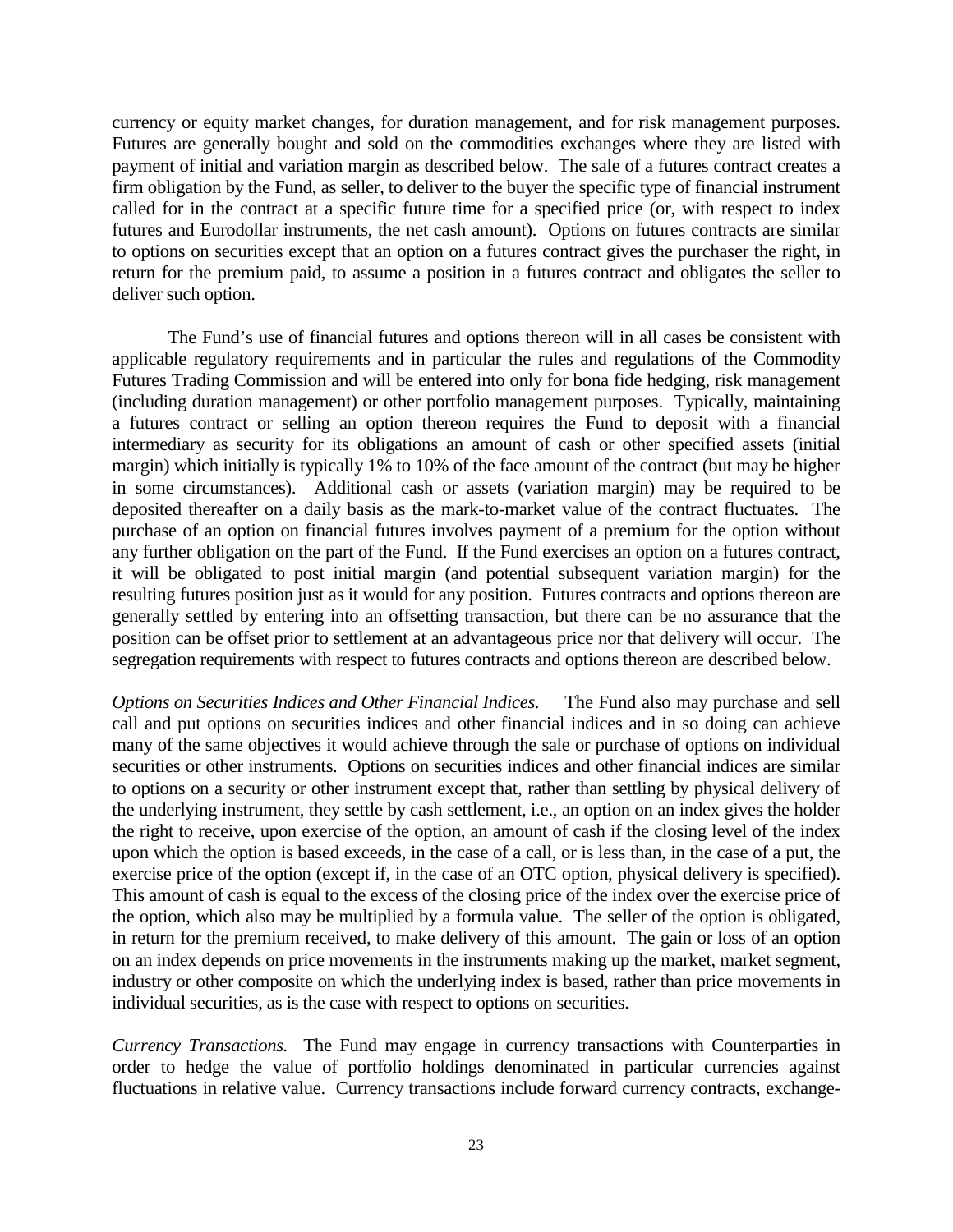currency or equity market changes, for duration management, and for risk management purposes. Futures are generally bought and sold on the commodities exchanges where they are listed with payment of initial and variation margin as described below. The sale of a futures contract creates a firm obligation by the Fund, as seller, to deliver to the buyer the specific type of financial instrument called for in the contract at a specific future time for a specified price (or, with respect to index futures and Eurodollar instruments, the net cash amount). Options on futures contracts are similar to options on securities except that an option on a futures contract gives the purchaser the right, in return for the premium paid, to assume a position in a futures contract and obligates the seller to deliver such option.

The Fund's use of financial futures and options thereon will in all cases be consistent with applicable regulatory requirements and in particular the rules and regulations of the Commodity Futures Trading Commission and will be entered into only for bona fide hedging, risk management (including duration management) or other portfolio management purposes. Typically, maintaining a futures contract or selling an option thereon requires the Fund to deposit with a financial intermediary as security for its obligations an amount of cash or other specified assets (initial margin) which initially is typically 1% to 10% of the face amount of the contract (but may be higher in some circumstances). Additional cash or assets (variation margin) may be required to be deposited thereafter on a daily basis as the mark-to-market value of the contract fluctuates. The purchase of an option on financial futures involves payment of a premium for the option without any further obligation on the part of the Fund. If the Fund exercises an option on a futures contract, it will be obligated to post initial margin (and potential subsequent variation margin) for the resulting futures position just as it would for any position. Futures contracts and options thereon are generally settled by entering into an offsetting transaction, but there can be no assurance that the position can be offset prior to settlement at an advantageous price nor that delivery will occur. The segregation requirements with respect to futures contracts and options thereon are described below.

*Options on Securities Indices and Other Financial Indices.* The Fund also may purchase and sell call and put options on securities indices and other financial indices and in so doing can achieve many of the same objectives it would achieve through the sale or purchase of options on individual securities or other instruments. Options on securities indices and other financial indices are similar to options on a security or other instrument except that, rather than settling by physical delivery of the underlying instrument, they settle by cash settlement, i.e., an option on an index gives the holder the right to receive, upon exercise of the option, an amount of cash if the closing level of the index upon which the option is based exceeds, in the case of a call, or is less than, in the case of a put, the exercise price of the option (except if, in the case of an OTC option, physical delivery is specified). This amount of cash is equal to the excess of the closing price of the index over the exercise price of the option, which also may be multiplied by a formula value. The seller of the option is obligated, in return for the premium received, to make delivery of this amount. The gain or loss of an option on an index depends on price movements in the instruments making up the market, market segment, industry or other composite on which the underlying index is based, rather than price movements in individual securities, as is the case with respect to options on securities.

*Currency Transactions.* The Fund may engage in currency transactions with Counterparties in order to hedge the value of portfolio holdings denominated in particular currencies against fluctuations in relative value. Currency transactions include forward currency contracts, exchange-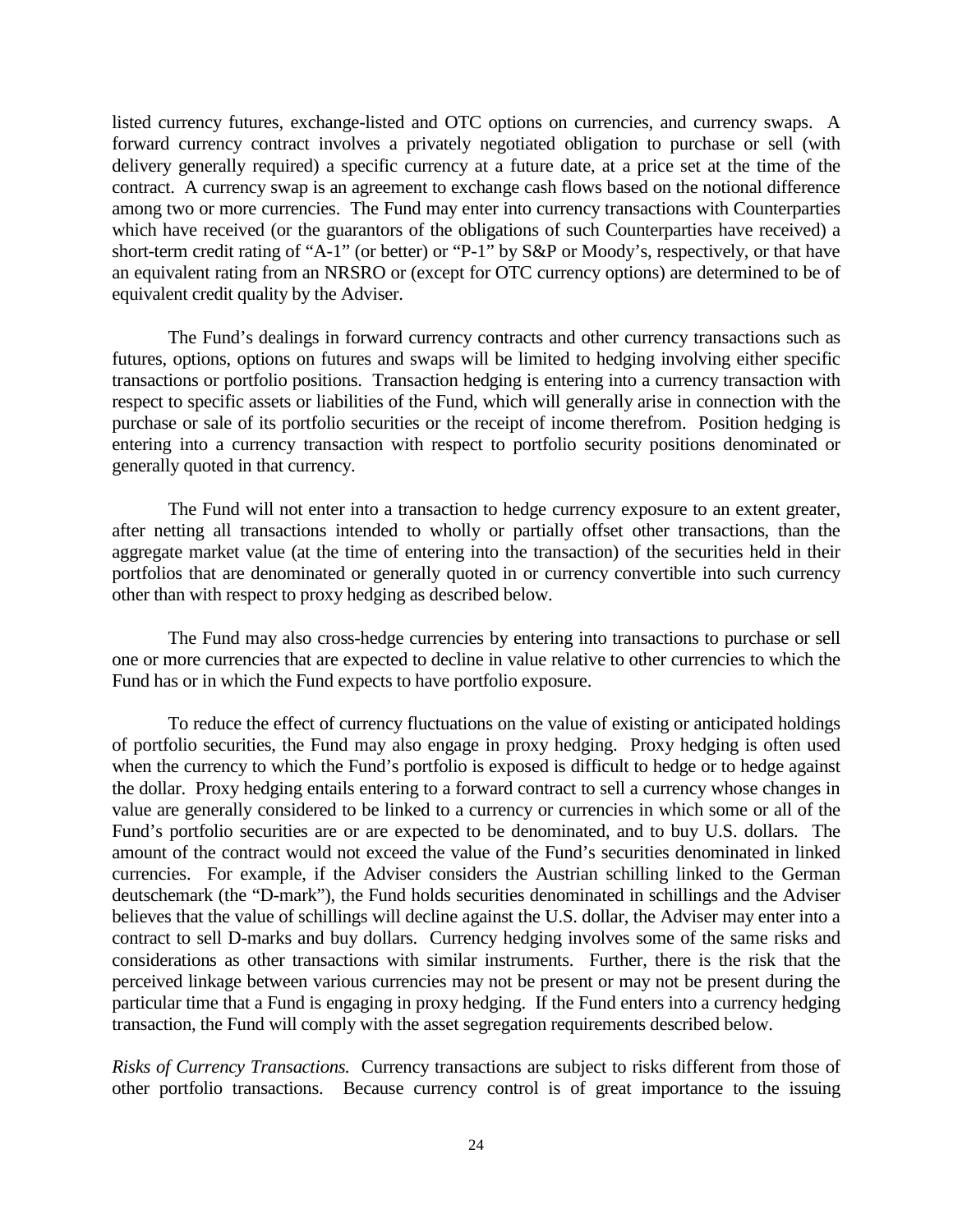listed currency futures, exchange-listed and OTC options on currencies, and currency swaps. A forward currency contract involves a privately negotiated obligation to purchase or sell (with delivery generally required) a specific currency at a future date, at a price set at the time of the contract. A currency swap is an agreement to exchange cash flows based on the notional difference among two or more currencies. The Fund may enter into currency transactions with Counterparties which have received (or the guarantors of the obligations of such Counterparties have received) a short-term credit rating of "A-1" (or better) or "P-1" by S&P or Moody's, respectively, or that have an equivalent rating from an NRSRO or (except for OTC currency options) are determined to be of equivalent credit quality by the Adviser.

The Fund's dealings in forward currency contracts and other currency transactions such as futures, options, options on futures and swaps will be limited to hedging involving either specific transactions or portfolio positions. Transaction hedging is entering into a currency transaction with respect to specific assets or liabilities of the Fund, which will generally arise in connection with the purchase or sale of its portfolio securities or the receipt of income therefrom. Position hedging is entering into a currency transaction with respect to portfolio security positions denominated or generally quoted in that currency.

The Fund will not enter into a transaction to hedge currency exposure to an extent greater, after netting all transactions intended to wholly or partially offset other transactions, than the aggregate market value (at the time of entering into the transaction) of the securities held in their portfolios that are denominated or generally quoted in or currency convertible into such currency other than with respect to proxy hedging as described below.

The Fund may also cross-hedge currencies by entering into transactions to purchase or sell one or more currencies that are expected to decline in value relative to other currencies to which the Fund has or in which the Fund expects to have portfolio exposure.

To reduce the effect of currency fluctuations on the value of existing or anticipated holdings of portfolio securities, the Fund may also engage in proxy hedging. Proxy hedging is often used when the currency to which the Fund's portfolio is exposed is difficult to hedge or to hedge against the dollar. Proxy hedging entails entering to a forward contract to sell a currency whose changes in value are generally considered to be linked to a currency or currencies in which some or all of the Fund's portfolio securities are or are expected to be denominated, and to buy U.S. dollars. The amount of the contract would not exceed the value of the Fund's securities denominated in linked currencies. For example, if the Adviser considers the Austrian schilling linked to the German deutschemark (the "D-mark"), the Fund holds securities denominated in schillings and the Adviser believes that the value of schillings will decline against the U.S. dollar, the Adviser may enter into a contract to sell D-marks and buy dollars. Currency hedging involves some of the same risks and considerations as other transactions with similar instruments. Further, there is the risk that the perceived linkage between various currencies may not be present or may not be present during the particular time that a Fund is engaging in proxy hedging. If the Fund enters into a currency hedging transaction, the Fund will comply with the asset segregation requirements described below.

*Risks of Currency Transactions.* Currency transactions are subject to risks different from those of other portfolio transactions. Because currency control is of great importance to the issuing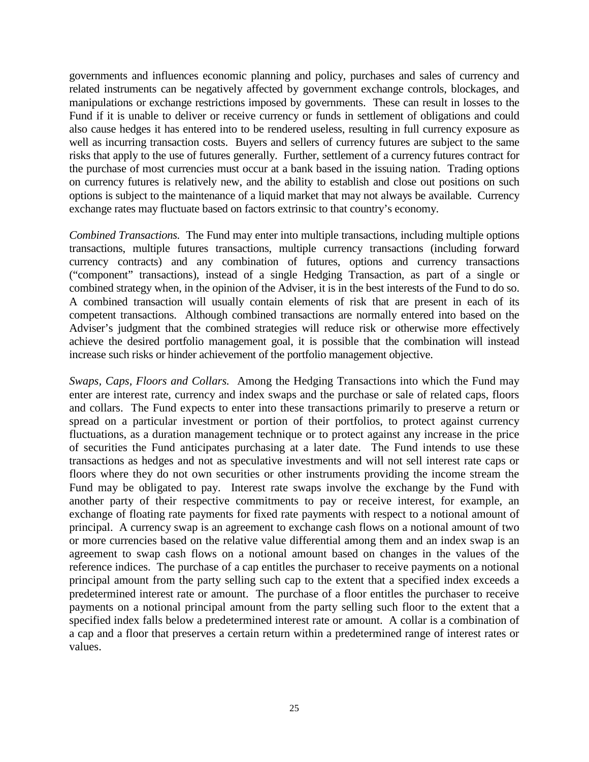governments and influences economic planning and policy, purchases and sales of currency and related instruments can be negatively affected by government exchange controls, blockages, and manipulations or exchange restrictions imposed by governments. These can result in losses to the Fund if it is unable to deliver or receive currency or funds in settlement of obligations and could also cause hedges it has entered into to be rendered useless, resulting in full currency exposure as well as incurring transaction costs. Buyers and sellers of currency futures are subject to the same risks that apply to the use of futures generally. Further, settlement of a currency futures contract for the purchase of most currencies must occur at a bank based in the issuing nation. Trading options on currency futures is relatively new, and the ability to establish and close out positions on such options is subject to the maintenance of a liquid market that may not always be available. Currency exchange rates may fluctuate based on factors extrinsic to that country's economy.

*Combined Transactions.* The Fund may enter into multiple transactions, including multiple options transactions, multiple futures transactions, multiple currency transactions (including forward currency contracts) and any combination of futures, options and currency transactions ("component" transactions), instead of a single Hedging Transaction, as part of a single or combined strategy when, in the opinion of the Adviser, it is in the best interests of the Fund to do so. A combined transaction will usually contain elements of risk that are present in each of its competent transactions. Although combined transactions are normally entered into based on the Adviser's judgment that the combined strategies will reduce risk or otherwise more effectively achieve the desired portfolio management goal, it is possible that the combination will instead increase such risks or hinder achievement of the portfolio management objective.

*Swaps, Caps, Floors and Collars.* Among the Hedging Transactions into which the Fund may enter are interest rate, currency and index swaps and the purchase or sale of related caps, floors and collars. The Fund expects to enter into these transactions primarily to preserve a return or spread on a particular investment or portion of their portfolios, to protect against currency fluctuations, as a duration management technique or to protect against any increase in the price of securities the Fund anticipates purchasing at a later date. The Fund intends to use these transactions as hedges and not as speculative investments and will not sell interest rate caps or floors where they do not own securities or other instruments providing the income stream the Fund may be obligated to pay. Interest rate swaps involve the exchange by the Fund with another party of their respective commitments to pay or receive interest, for example, an exchange of floating rate payments for fixed rate payments with respect to a notional amount of principal. A currency swap is an agreement to exchange cash flows on a notional amount of two or more currencies based on the relative value differential among them and an index swap is an agreement to swap cash flows on a notional amount based on changes in the values of the reference indices. The purchase of a cap entitles the purchaser to receive payments on a notional principal amount from the party selling such cap to the extent that a specified index exceeds a predetermined interest rate or amount. The purchase of a floor entitles the purchaser to receive payments on a notional principal amount from the party selling such floor to the extent that a specified index falls below a predetermined interest rate or amount. A collar is a combination of a cap and a floor that preserves a certain return within a predetermined range of interest rates or values.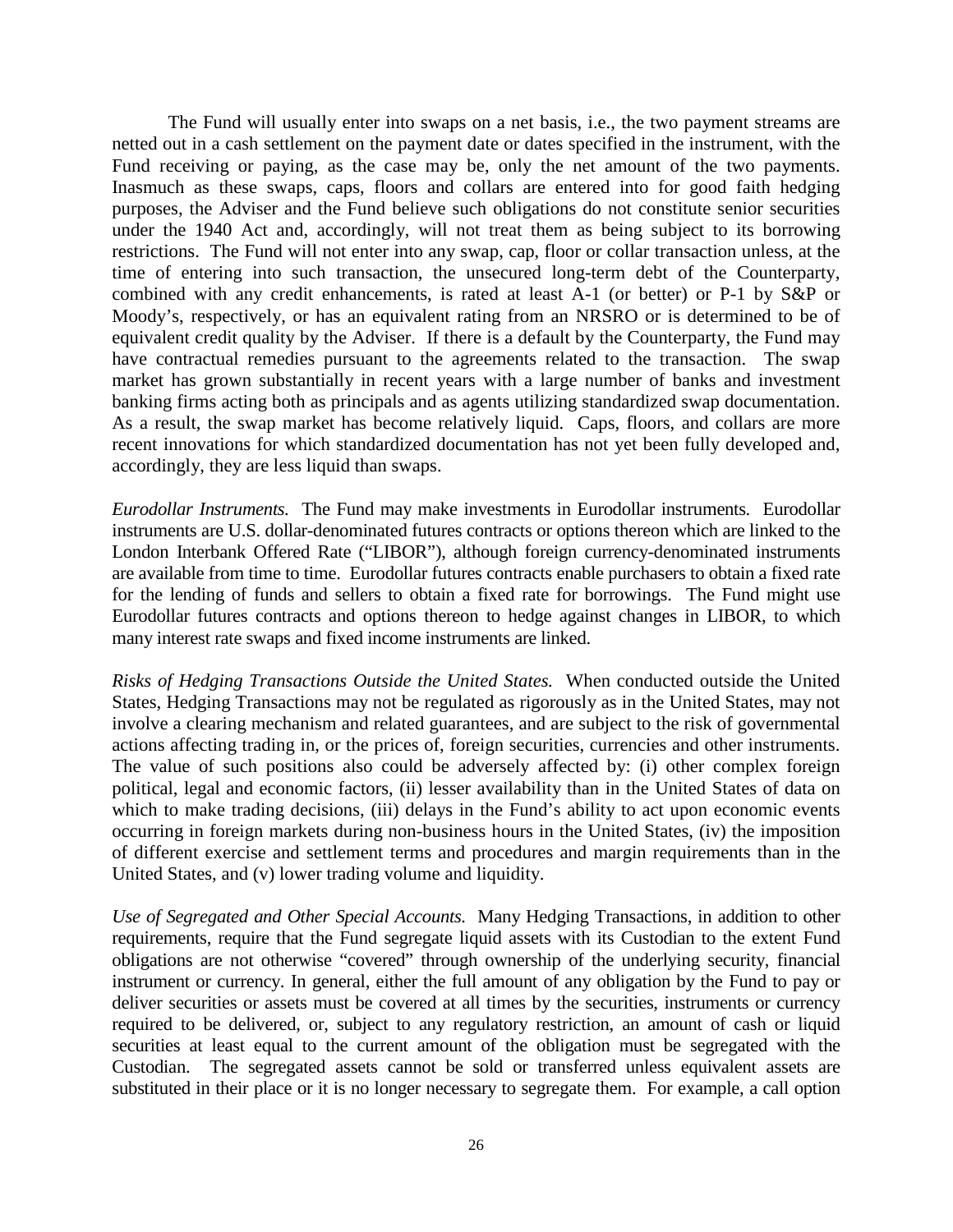The Fund will usually enter into swaps on a net basis, i.e., the two payment streams are netted out in a cash settlement on the payment date or dates specified in the instrument, with the Fund receiving or paying, as the case may be, only the net amount of the two payments. Inasmuch as these swaps, caps, floors and collars are entered into for good faith hedging purposes, the Adviser and the Fund believe such obligations do not constitute senior securities under the 1940 Act and, accordingly, will not treat them as being subject to its borrowing restrictions. The Fund will not enter into any swap, cap, floor or collar transaction unless, at the time of entering into such transaction, the unsecured long-term debt of the Counterparty, combined with any credit enhancements, is rated at least A-1 (or better) or P-1 by S&P or Moody's, respectively, or has an equivalent rating from an NRSRO or is determined to be of equivalent credit quality by the Adviser. If there is a default by the Counterparty, the Fund may have contractual remedies pursuant to the agreements related to the transaction. The swap market has grown substantially in recent years with a large number of banks and investment banking firms acting both as principals and as agents utilizing standardized swap documentation. As a result, the swap market has become relatively liquid. Caps, floors, and collars are more recent innovations for which standardized documentation has not yet been fully developed and, accordingly, they are less liquid than swaps.

*Eurodollar Instruments.* The Fund may make investments in Eurodollar instruments. Eurodollar instruments are U.S. dollar-denominated futures contracts or options thereon which are linked to the London Interbank Offered Rate ("LIBOR"), although foreign currency-denominated instruments are available from time to time. Eurodollar futures contracts enable purchasers to obtain a fixed rate for the lending of funds and sellers to obtain a fixed rate for borrowings. The Fund might use Eurodollar futures contracts and options thereon to hedge against changes in LIBOR, to which many interest rate swaps and fixed income instruments are linked.

*Risks of Hedging Transactions Outside the United States.* When conducted outside the United States, Hedging Transactions may not be regulated as rigorously as in the United States, may not involve a clearing mechanism and related guarantees, and are subject to the risk of governmental actions affecting trading in, or the prices of, foreign securities, currencies and other instruments. The value of such positions also could be adversely affected by: (i) other complex foreign political, legal and economic factors, (ii) lesser availability than in the United States of data on which to make trading decisions, (iii) delays in the Fund's ability to act upon economic events occurring in foreign markets during non-business hours in the United States, (iv) the imposition of different exercise and settlement terms and procedures and margin requirements than in the United States, and (v) lower trading volume and liquidity.

*Use of Segregated and Other Special Accounts.* Many Hedging Transactions, in addition to other requirements, require that the Fund segregate liquid assets with its Custodian to the extent Fund obligations are not otherwise "covered" through ownership of the underlying security, financial instrument or currency. In general, either the full amount of any obligation by the Fund to pay or deliver securities or assets must be covered at all times by the securities, instruments or currency required to be delivered, or, subject to any regulatory restriction, an amount of cash or liquid securities at least equal to the current amount of the obligation must be segregated with the Custodian. The segregated assets cannot be sold or transferred unless equivalent assets are substituted in their place or it is no longer necessary to segregate them. For example, a call option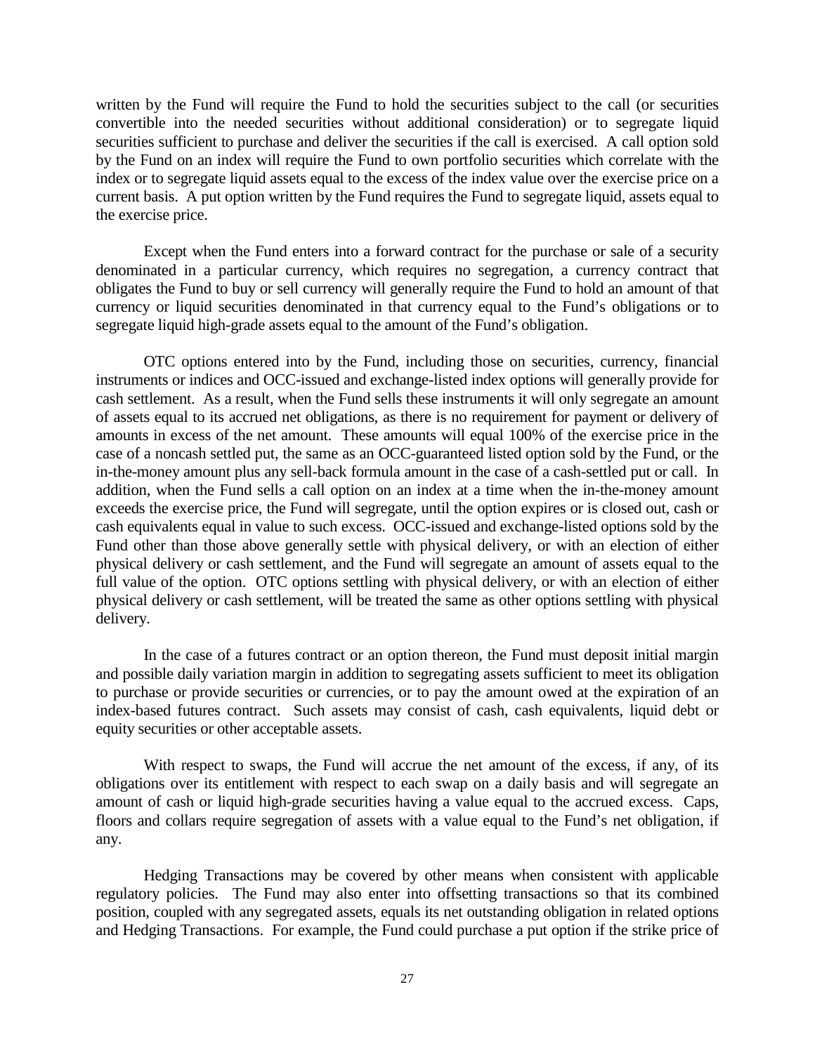written by the Fund will require the Fund to hold the securities subject to the call (or securities convertible into the needed securities without additional consideration) or to segregate liquid securities sufficient to purchase and deliver the securities if the call is exercised. A call option sold by the Fund on an index will require the Fund to own portfolio securities which correlate with the index or to segregate liquid assets equal to the excess of the index value over the exercise price on a current basis. A put option written by the Fund requires the Fund to segregate liquid, assets equal to the exercise price.

Except when the Fund enters into a forward contract for the purchase or sale of a security denominated in a particular currency, which requires no segregation, a currency contract that obligates the Fund to buy or sell currency will generally require the Fund to hold an amount of that currency or liquid securities denominated in that currency equal to the Fund's obligations or to segregate liquid high-grade assets equal to the amount of the Fund's obligation.

OTC options entered into by the Fund, including those on securities, currency, financial instruments or indices and OCC-issued and exchange-listed index options will generally provide for cash settlement. As a result, when the Fund sells these instruments it will only segregate an amount of assets equal to its accrued net obligations, as there is no requirement for payment or delivery of amounts in excess of the net amount. These amounts will equal 100% of the exercise price in the case of a noncash settled put, the same as an OCC-guaranteed listed option sold by the Fund, or the in-the-money amount plus any sell-back formula amount in the case of a cash-settled put or call. In addition, when the Fund sells a call option on an index at a time when the in-the-money amount exceeds the exercise price, the Fund will segregate, until the option expires or is closed out, cash or cash equivalents equal in value to such excess. OCC-issued and exchange-listed options sold by the Fund other than those above generally settle with physical delivery, or with an election of either physical delivery or cash settlement, and the Fund will segregate an amount of assets equal to the full value of the option. OTC options settling with physical delivery, or with an election of either physical delivery or cash settlement, will be treated the same as other options settling with physical delivery.

In the case of a futures contract or an option thereon, the Fund must deposit initial margin and possible daily variation margin in addition to segregating assets sufficient to meet its obligation to purchase or provide securities or currencies, or to pay the amount owed at the expiration of an index-based futures contract. Such assets may consist of cash, cash equivalents, liquid debt or equity securities or other acceptable assets.

With respect to swaps, the Fund will accrue the net amount of the excess, if any, of its obligations over its entitlement with respect to each swap on a daily basis and will segregate an amount of cash or liquid high-grade securities having a value equal to the accrued excess. Caps, floors and collars require segregation of assets with a value equal to the Fund's net obligation, if any.

Hedging Transactions may be covered by other means when consistent with applicable regulatory policies. The Fund may also enter into offsetting transactions so that its combined position, coupled with any segregated assets, equals its net outstanding obligation in related options and Hedging Transactions. For example, the Fund could purchase a put option if the strike price of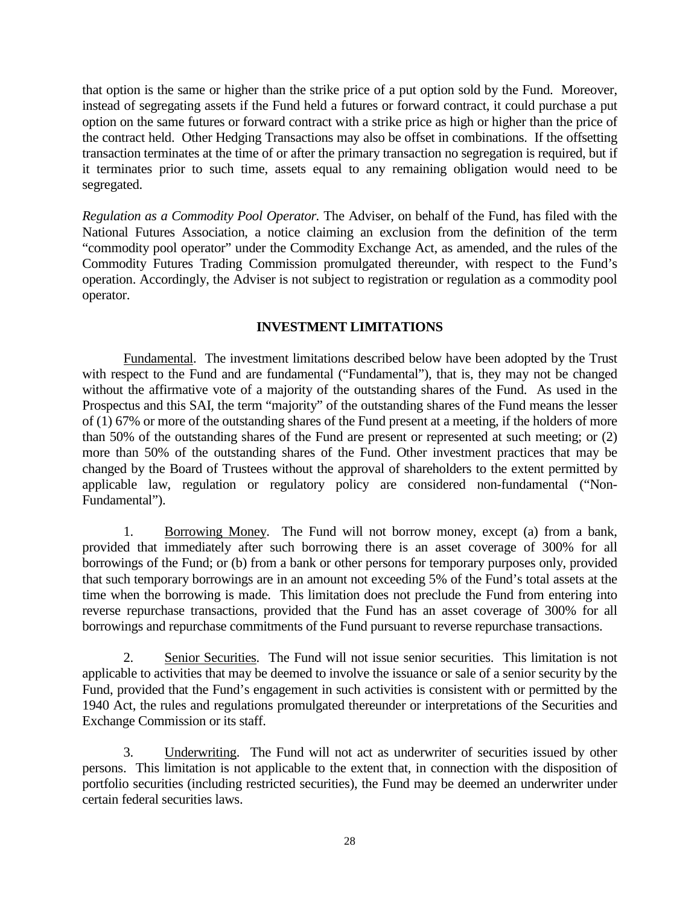that option is the same or higher than the strike price of a put option sold by the Fund. Moreover, instead of segregating assets if the Fund held a futures or forward contract, it could purchase a put option on the same futures or forward contract with a strike price as high or higher than the price of the contract held. Other Hedging Transactions may also be offset in combinations. If the offsetting transaction terminates at the time of or after the primary transaction no segregation is required, but if it terminates prior to such time, assets equal to any remaining obligation would need to be segregated.

*Regulation as a Commodity Pool Operator.* The Adviser, on behalf of the Fund, has filed with the National Futures Association, a notice claiming an exclusion from the definition of the term "commodity pool operator" under the Commodity Exchange Act, as amended, and the rules of the Commodity Futures Trading Commission promulgated thereunder, with respect to the Fund's operation. Accordingly, the Adviser is not subject to registration or regulation as a commodity pool operator.

## INVESTMENT LIMITATIONS

Fundamental. The investment limitations described below have been adopted by the Trust with respect to the Fund and are fundamental ("Fundamental"), that is, they may not be changed without the affirmative vote of a majority of the outstanding shares of the Fund. As used in the Prospectus and this SAI, the term "majority" of the outstanding shares of the Fund means the lesser of (1) 67% or more of the outstanding shares of the Fund present at a meeting, if the holders of more than 50% of the outstanding shares of the Fund are present or represented at such meeting; or (2) more than 50% of the outstanding shares of the Fund. Other investment practices that may be changed by the Board of Trustees without the approval of shareholders to the extent permitted by applicable law, regulation or regulatory policy are considered non-fundamental ("Non-Fundamental").

1. Borrowing Money. The Fund will not borrow money, except (a) from a bank, provided that immediately after such borrowing there is an asset coverage of 300% for all borrowings of the Fund; or (b) from a bank or other persons for temporary purposes only, provided that such temporary borrowings are in an amount not exceeding 5% of the Fund's total assets at the time when the borrowing is made. This limitation does not preclude the Fund from entering into reverse repurchase transactions, provided that the Fund has an asset coverage of 300% for all borrowings and repurchase commitments of the Fund pursuant to reverse repurchase transactions.

2. Senior Securities. The Fund will not issue senior securities. This limitation is not applicable to activities that may be deemed to involve the issuance or sale of a senior security by the Fund, provided that the Fund's engagement in such activities is consistent with or permitted by the 1940 Act, the rules and regulations promulgated thereunder or interpretations of the Securities and Exchange Commission or its staff.

3. Underwriting. The Fund will not act as underwriter of securities issued by other persons. This limitation is not applicable to the extent that, in connection with the disposition of portfolio securities (including restricted securities), the Fund may be deemed an underwriter under certain federal securities laws.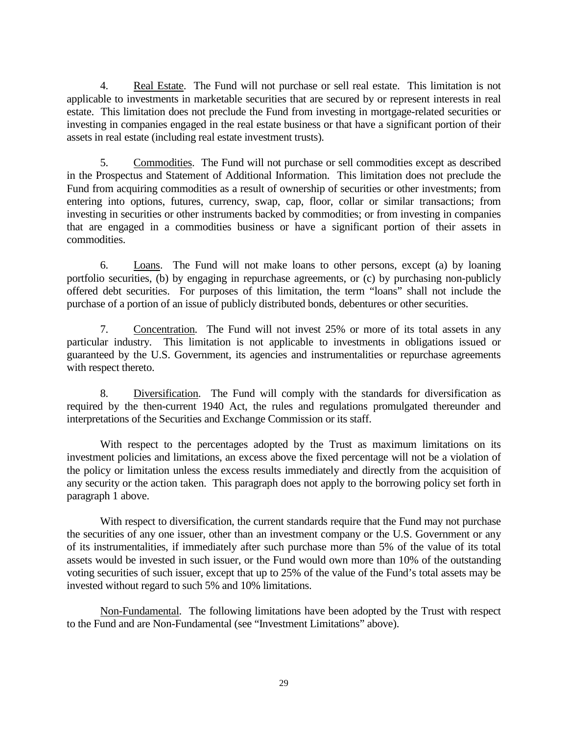4. Real Estate. The Fund will not purchase or sell real estate. This limitation is not applicable to investments in marketable securities that are secured by or represent interests in real estate. This limitation does not preclude the Fund from investing in mortgage-related securities or investing in companies engaged in the real estate business or that have a significant portion of their assets in real estate (including real estate investment trusts).

5. Commodities. The Fund will not purchase or sell commodities except as described in the Prospectus and Statement of Additional Information. This limitation does not preclude the Fund from acquiring commodities as a result of ownership of securities or other investments; from entering into options, futures, currency, swap, cap, floor, collar or similar transactions; from investing in securities or other instruments backed by commodities; or from investing in companies that are engaged in a commodities business or have a significant portion of their assets in commodities.

6. Loans. The Fund will not make loans to other persons, except (a) by loaning portfolio securities, (b) by engaging in repurchase agreements, or (c) by purchasing non-publicly offered debt securities. For purposes of this limitation, the term "loans" shall not include the purchase of a portion of an issue of publicly distributed bonds, debentures or other securities.

7. Concentration. The Fund will not invest 25% or more of its total assets in any particular industry. This limitation is not applicable to investments in obligations issued or guaranteed by the U.S. Government, its agencies and instrumentalities or repurchase agreements with respect thereto.

8. Diversification. The Fund will comply with the standards for diversification as required by the then-current 1940 Act, the rules and regulations promulgated thereunder and interpretations of the Securities and Exchange Commission or its staff.

With respect to the percentages adopted by the Trust as maximum limitations on its investment policies and limitations, an excess above the fixed percentage will not be a violation of the policy or limitation unless the excess results immediately and directly from the acquisition of any security or the action taken. This paragraph does not apply to the borrowing policy set forth in paragraph 1 above.

With respect to diversification, the current standards require that the Fund may not purchase the securities of any one issuer, other than an investment company or the U.S. Government or any of its instrumentalities, if immediately after such purchase more than 5% of the value of its total assets would be invested in such issuer, or the Fund would own more than 10% of the outstanding voting securities of such issuer, except that up to 25% of the value of the Fund's total assets may be invested without regard to such 5% and 10% limitations.

Non-Fundamental. The following limitations have been adopted by the Trust with respect to the Fund and are Non-Fundamental (see "Investment Limitations" above).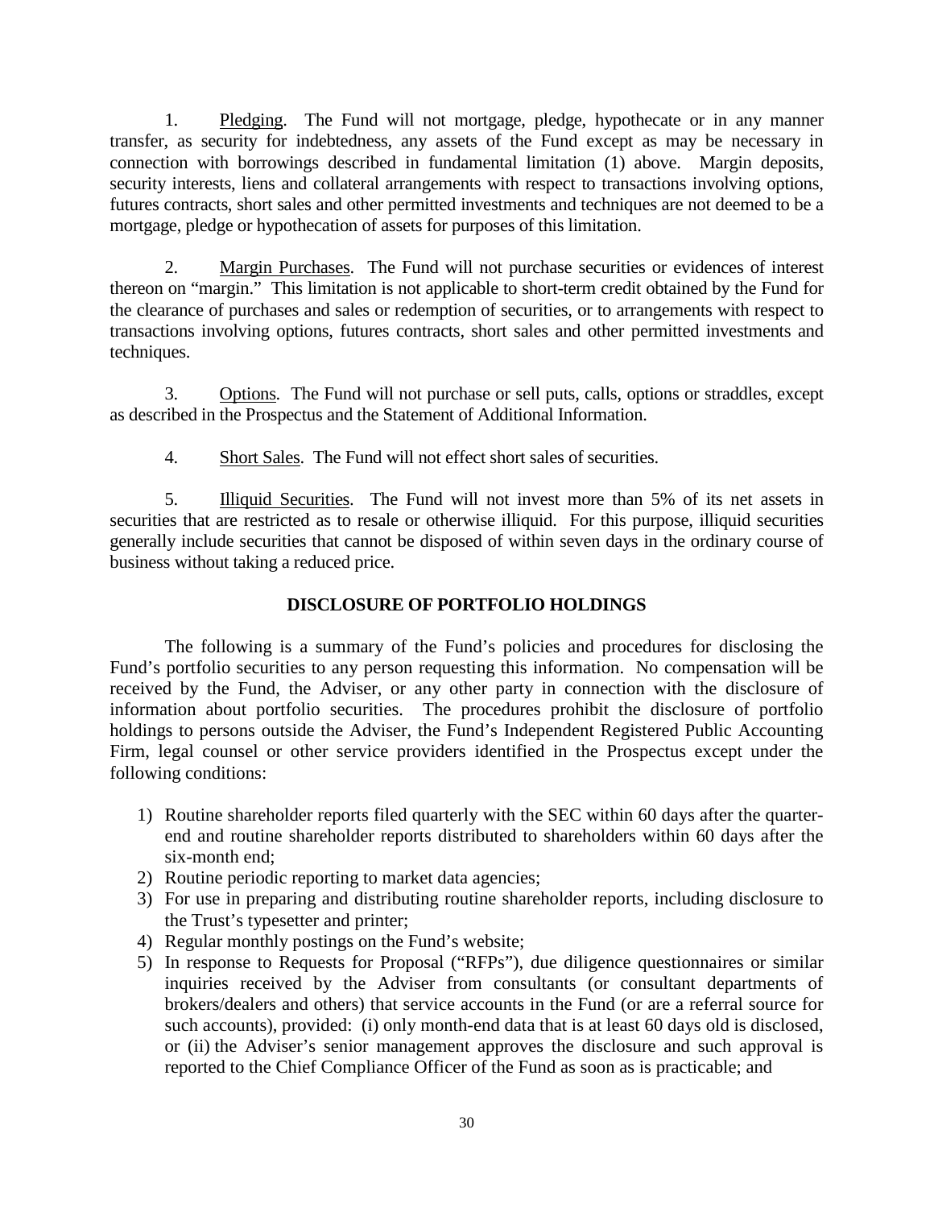1. Pledging. The Fund will not mortgage, pledge, hypothecate or in any manner transfer, as security for indebtedness, any assets of the Fund except as may be necessary in connection with borrowings described in fundamental limitation (1) above. Margin deposits, security interests, liens and collateral arrangements with respect to transactions involving options, futures contracts, short sales and other permitted investments and techniques are not deemed to be a mortgage, pledge or hypothecation of assets for purposes of this limitation.

2. Margin Purchases. The Fund will not purchase securities or evidences of interest thereon on "margin." This limitation is not applicable to short-term credit obtained by the Fund for the clearance of purchases and sales or redemption of securities, or to arrangements with respect to transactions involving options, futures contracts, short sales and other permitted investments and techniques.

3. Options. The Fund will not purchase or sell puts, calls, options or straddles, except as described in the Prospectus and the Statement of Additional Information.

4. Short Sales. The Fund will not effect short sales of securities.

5. Illiquid Securities. The Fund will not invest more than 5% of its net assets in securities that are restricted as to resale or otherwise illiquid. For this purpose, illiquid securities generally include securities that cannot be disposed of within seven days in the ordinary course of business without taking a reduced price.

## DISCLOSURE OF PORTFOLIO HOLDINGS

The following is a summary of the Fund's policies and procedures for disclosing the Fund's portfolio securities to any person requesting this information. No compensation will be received by the Fund, the Adviser, or any other party in connection with the disclosure of information about portfolio securities. The procedures prohibit the disclosure of portfolio holdings to persons outside the Adviser, the Fund's Independent Registered Public Accounting Firm, legal counsel or other service providers identified in the Prospectus except under the following conditions:

1) Routine shareholder reports filed quarterly with the SEC within 60 days after the quarter-end and routine shareholder reports distributed to shareholders within 60 days after the six-month end;
2) Routine periodic reporting to market data agencies;
3) For use in preparing and distributing routine shareholder reports, including disclosure to the Trust's typesetter and printer;
4) Regular monthly postings on the Fund's website;
5) In response to Requests for Proposal ("RFPs"), due diligence questionnaires or similar inquiries received by the Adviser from consultants (or consultant departments of brokers/dealers and others) that service accounts in the Fund (or are a referral source for such accounts), provided: (i) only month-end data that is at least 60 days old is disclosed, or (ii) the Adviser's senior management approves the disclosure and such approval is reported to the Chief Compliance Officer of the Fund as soon as is practicable; and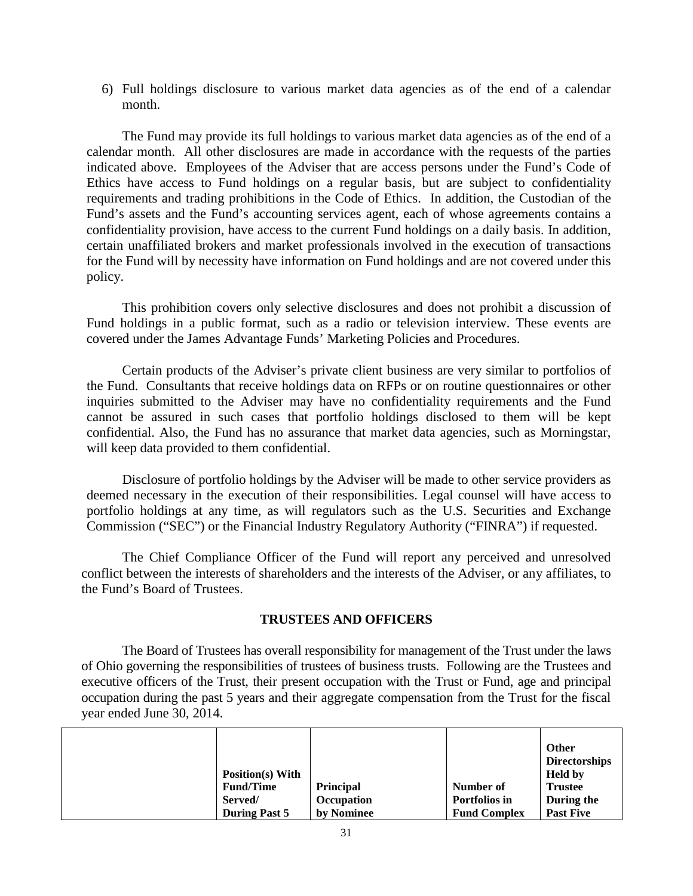6) Full holdings disclosure to various market data agencies as of the end of a calendar month.

The Fund may provide its full holdings to various market data agencies as of the end of a calendar month. All other disclosures are made in accordance with the requests of the parties indicated above. Employees of the Adviser that are access persons under the Fund's Code of Ethics have access to Fund holdings on a regular basis, but are subject to confidentiality requirements and trading prohibitions in the Code of Ethics. In addition, the Custodian of the Fund's assets and the Fund's accounting services agent, each of whose agreements contains a confidentiality provision, have access to the current Fund holdings on a daily basis. In addition, certain unaffiliated brokers and market professionals involved in the execution of transactions for the Fund will by necessity have information on Fund holdings and are not covered under this policy.

This prohibition covers only selective disclosures and does not prohibit a discussion of Fund holdings in a public format, such as a radio or television interview. These events are covered under the James Advantage Funds' Marketing Policies and Procedures.

Certain products of the Adviser's private client business are very similar to portfolios of the Fund. Consultants that receive holdings data on RFPs or on routine questionnaires or other inquiries submitted to the Adviser may have no confidentiality requirements and the Fund cannot be assured in such cases that portfolio holdings disclosed to them will be kept confidential. Also, the Fund has no assurance that market data agencies, such as Morningstar, will keep data provided to them confidential.

Disclosure of portfolio holdings by the Adviser will be made to other service providers as deemed necessary in the execution of their responsibilities. Legal counsel will have access to portfolio holdings at any time, as will regulators such as the U.S. Securities and Exchange Commission ("SEC") or the Financial Industry Regulatory Authority ("FINRA") if requested.

The Chief Compliance Officer of the Fund will report any perceived and unresolved conflict between the interests of shareholders and the interests of the Adviser, or any affiliates, to the Fund's Board of Trustees.

## TRUSTEES AND OFFICERS

The Board of Trustees has overall responsibility for management of the Trust under the laws of Ohio governing the responsibilities of trustees of business trusts. Following are the Trustees and executive officers of the Trust, their present occupation with the Trust or Fund, age and principal occupation during the past 5 years and their aggregate compensation from the Trust for the fiscal year ended June 30, 2014.

| | Position(s) With Fund/Time Served/ During Past 5 | Principal Occupation by Nominee | Number of Portfolios in Fund Complex | Other Directorships Held by Trustee During the Past Five |
|---|---|---|---|---|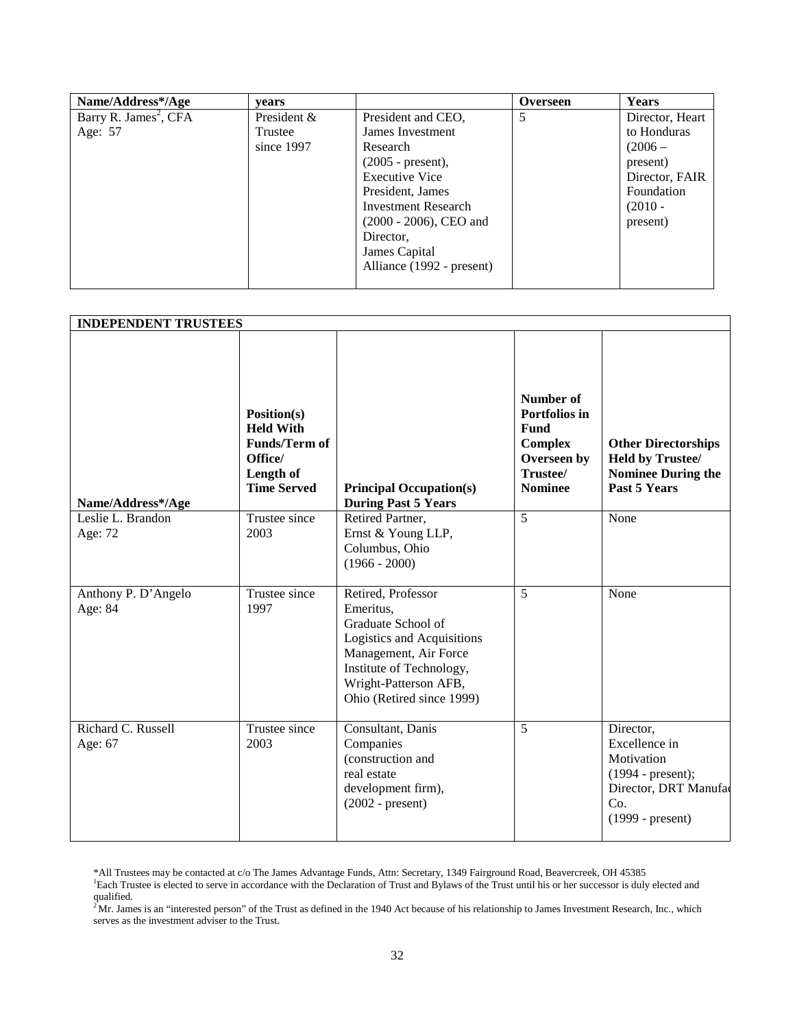| Name/Address*/Age | years | | Overseen | Years |
|---|---|---|---|---|
| Barry R. James[2], CFA Age: 57 | President & Trustee since 1997 | President and CEO, James Investment Research (2005 - present), Executive Vice President, James Investment Research (2000 - 2006), CEO and Director, James Capital Alliance (1992 - present) | 5 | Director, Heart to Honduras (2006 – present) Director, FAIR Foundation (2010 - present) |

| INDEPENDENT TRUSTEES | | | | |
|---|---|---|---|---|
| Name/Address*/Age | Position(s) Held With Funds/Term of Office/ Length of Time Served | Principal Occupation(s) During Past 5 Years | Number of Portfolios in Fund Complex Overseen by Trustee/ Nominee | Other Directorships Held by Trustee/ Nominee During the Past 5 Years |
| Leslie L. Brandon Age: 72 | Trustee since 2003 | Retired Partner, Ernst & Young LLP, Columbus, Ohio (1966 - 2000) | 5 | None |
| Anthony P. D'Angelo Age: 84 | Trustee since 1997 | Retired, Professor Emeritus, Graduate School of Logistics and Acquisitions Management, Air Force Institute of Technology, Wright-Patterson AFB, Ohio (Retired since 1999) | 5 | None |
| Richard C. Russell Age: 67 | Trustee since 2003 | Consultant, Danis Companies (construction and real estate development firm), (2002 - present) | 5 | Director, Excellence in Motivation (1994 - present); Director, DRT Manufac Co. (1999 - present) |

*All Trustees may be contacted at c/o The James Advantage Funds, Attn: Secretary, 1349 Fairground Road, Beavercreek, OH 45385

[1]Each Trustee is elected to serve in accordance with the Declaration of Trust and Bylaws of the Trust until his or her successor is duly elected and qualified.

[2]Mr. James is an "interested person" of the Trust as defined in the 1940 Act because of his relationship to James Investment Research, Inc., which serves as the investment adviser to the Trust.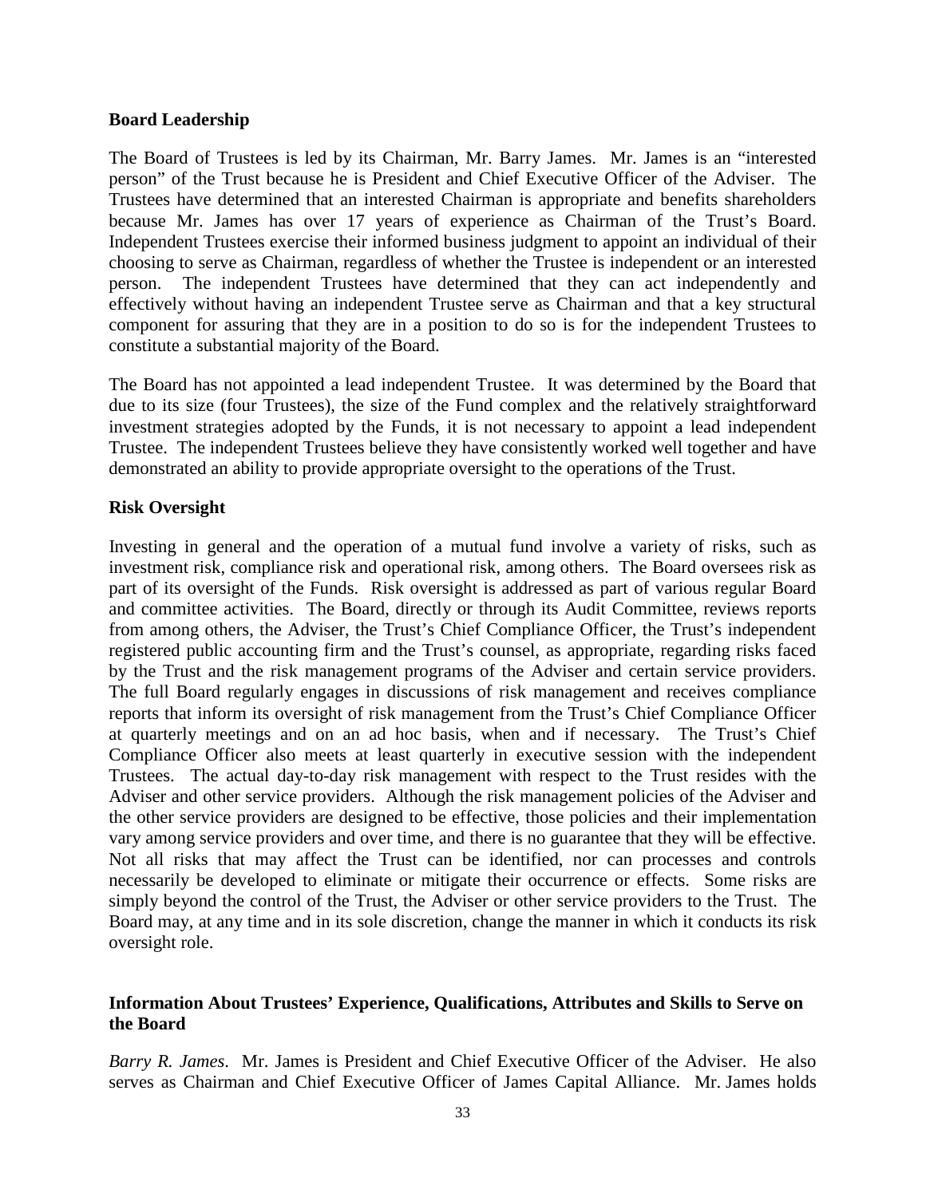**Board Leadership**

The Board of Trustees is led by its Chairman, Mr. Barry James. Mr. James is an "interested person" of the Trust because he is President and Chief Executive Officer of the Adviser. The Trustees have determined that an interested Chairman is appropriate and benefits shareholders because Mr. James has over 17 years of experience as Chairman of the Trust's Board. Independent Trustees exercise their informed business judgment to appoint an individual of their choosing to serve as Chairman, regardless of whether the Trustee is independent or an interested person. The independent Trustees have determined that they can act independently and effectively without having an independent Trustee serve as Chairman and that a key structural component for assuring that they are in a position to do so is for the independent Trustees to constitute a substantial majority of the Board.

The Board has not appointed a lead independent Trustee. It was determined by the Board that due to its size (four Trustees), the size of the Fund complex and the relatively straightforward investment strategies adopted by the Funds, it is not necessary to appoint a lead independent Trustee. The independent Trustees believe they have consistently worked well together and have demonstrated an ability to provide appropriate oversight to the operations of the Trust.

**Risk Oversight**

Investing in general and the operation of a mutual fund involve a variety of risks, such as investment risk, compliance risk and operational risk, among others. The Board oversees risk as part of its oversight of the Funds. Risk oversight is addressed as part of various regular Board and committee activities. The Board, directly or through its Audit Committee, reviews reports from among others, the Adviser, the Trust's Chief Compliance Officer, the Trust's independent registered public accounting firm and the Trust's counsel, as appropriate, regarding risks faced by the Trust and the risk management programs of the Adviser and certain service providers. The full Board regularly engages in discussions of risk management and receives compliance reports that inform its oversight of risk management from the Trust's Chief Compliance Officer at quarterly meetings and on an ad hoc basis, when and if necessary. The Trust's Chief Compliance Officer also meets at least quarterly in executive session with the independent Trustees. The actual day-to-day risk management with respect to the Trust resides with the Adviser and other service providers. Although the risk management policies of the Adviser and the other service providers are designed to be effective, those policies and their implementation vary among service providers and over time, and there is no guarantee that they will be effective. Not all risks that may affect the Trust can be identified, nor can processes and controls necessarily be developed to eliminate or mitigate their occurrence or effects. Some risks are simply beyond the control of the Trust, the Adviser or other service providers to the Trust. The Board may, at any time and in its sole discretion, change the manner in which it conducts its risk oversight role.

**Information About Trustees' Experience, Qualifications, Attributes and Skills to Serve on the Board**

*Barry R. James*. Mr. James is President and Chief Executive Officer of the Adviser. He also serves as Chairman and Chief Executive Officer of James Capital Alliance. Mr. James holds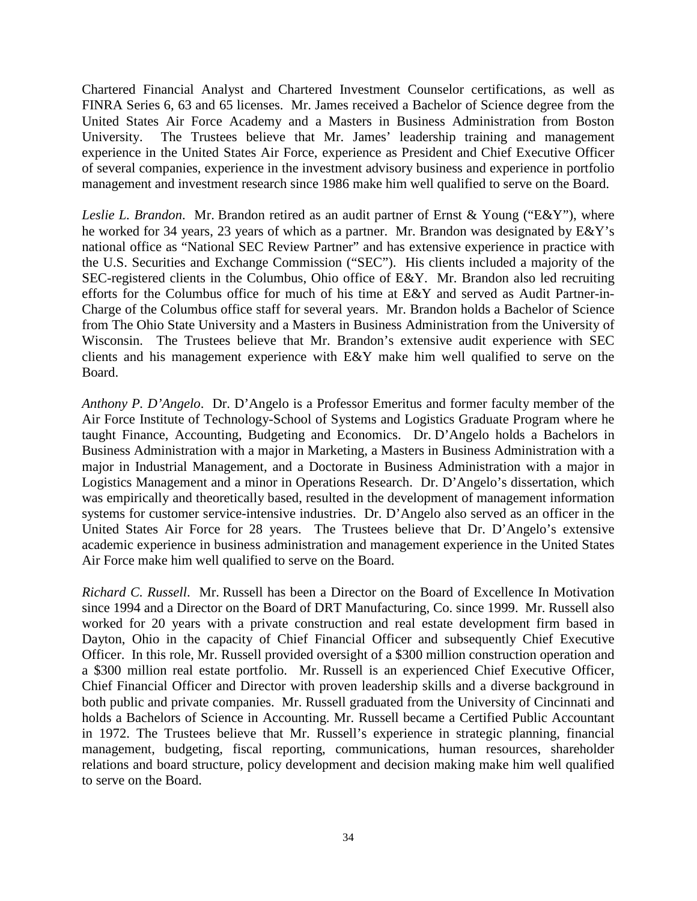Chartered Financial Analyst and Chartered Investment Counselor certifications, as well as FINRA Series 6, 63 and 65 licenses. Mr. James received a Bachelor of Science degree from the United States Air Force Academy and a Masters in Business Administration from Boston University. The Trustees believe that Mr. James' leadership training and management experience in the United States Air Force, experience as President and Chief Executive Officer of several companies, experience in the investment advisory business and experience in portfolio management and investment research since 1986 make him well qualified to serve on the Board.

*Leslie L. Brandon*. Mr. Brandon retired as an audit partner of Ernst & Young ("E&Y"), where he worked for 34 years, 23 years of which as a partner. Mr. Brandon was designated by E&Y's national office as "National SEC Review Partner" and has extensive experience in practice with the U.S. Securities and Exchange Commission ("SEC"). His clients included a majority of the SEC-registered clients in the Columbus, Ohio office of E&Y. Mr. Brandon also led recruiting efforts for the Columbus office for much of his time at E&Y and served as Audit Partner-in-Charge of the Columbus office staff for several years. Mr. Brandon holds a Bachelor of Science from The Ohio State University and a Masters in Business Administration from the University of Wisconsin. The Trustees believe that Mr. Brandon's extensive audit experience with SEC clients and his management experience with E&Y make him well qualified to serve on the Board.

*Anthony P. D'Angelo*. Dr. D'Angelo is a Professor Emeritus and former faculty member of the Air Force Institute of Technology-School of Systems and Logistics Graduate Program where he taught Finance, Accounting, Budgeting and Economics. Dr. D'Angelo holds a Bachelors in Business Administration with a major in Marketing, a Masters in Business Administration with a major in Industrial Management, and a Doctorate in Business Administration with a major in Logistics Management and a minor in Operations Research. Dr. D'Angelo's dissertation, which was empirically and theoretically based, resulted in the development of management information systems for customer service-intensive industries. Dr. D'Angelo also served as an officer in the United States Air Force for 28 years. The Trustees believe that Dr. D'Angelo's extensive academic experience in business administration and management experience in the United States Air Force make him well qualified to serve on the Board.

*Richard C. Russell*. Mr. Russell has been a Director on the Board of Excellence In Motivation since 1994 and a Director on the Board of DRT Manufacturing, Co. since 1999. Mr. Russell also worked for 20 years with a private construction and real estate development firm based in Dayton, Ohio in the capacity of Chief Financial Officer and subsequently Chief Executive Officer. In this role, Mr. Russell provided oversight of a $300 million construction operation and a $300 million real estate portfolio. Mr. Russell is an experienced Chief Executive Officer, Chief Financial Officer and Director with proven leadership skills and a diverse background in both public and private companies. Mr. Russell graduated from the University of Cincinnati and holds a Bachelors of Science in Accounting. Mr. Russell became a Certified Public Accountant in 1972. The Trustees believe that Mr. Russell's experience in strategic planning, financial management, budgeting, fiscal reporting, communications, human resources, shareholder relations and board structure, policy development and decision making make him well qualified to serve on the Board.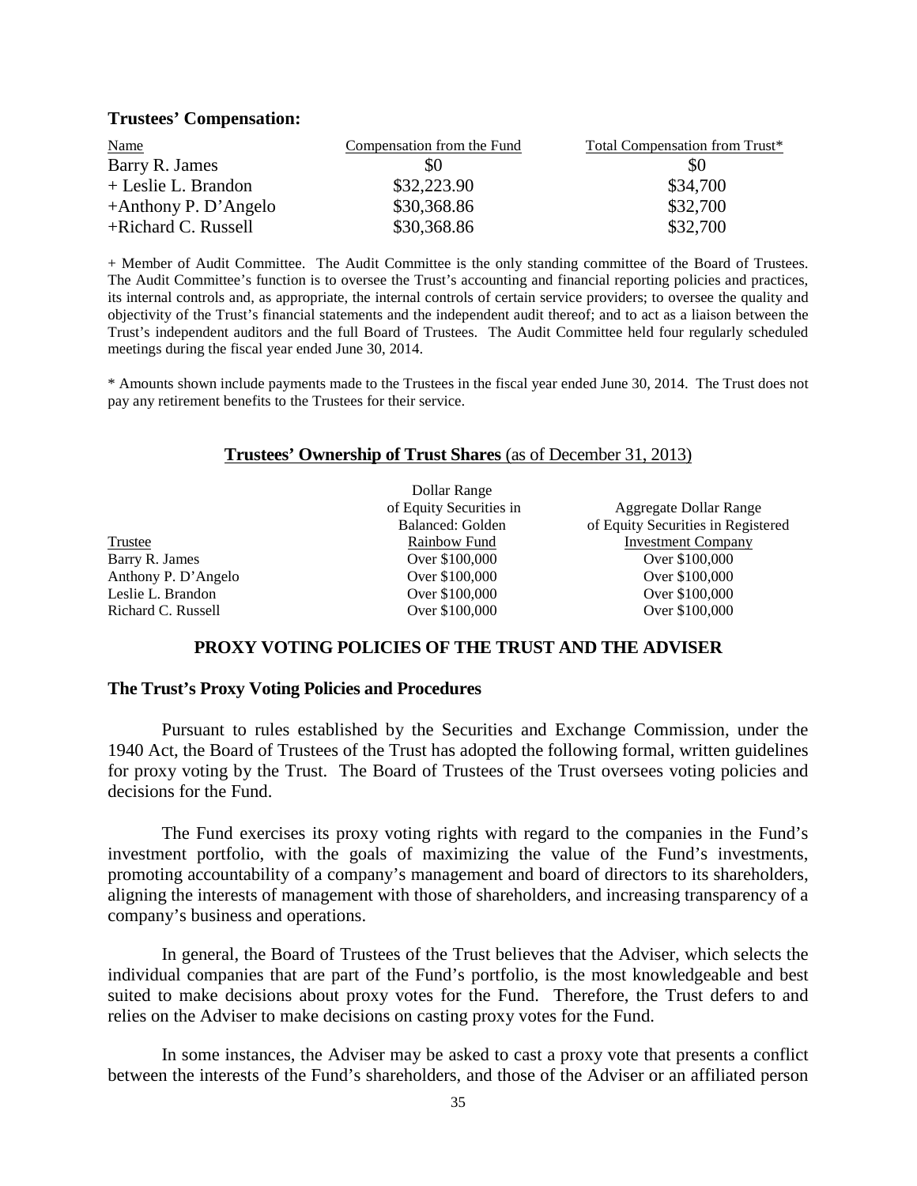**Trustees' Compensation:**

| Name | Compensation from the Fund | Total Compensation from Trust* |
| --- | --- | --- |
| Barry R. James | $0 | $0 |
| + Leslie L. Brandon | $32,223.90 | $34,700 |
| +Anthony P. D'Angelo | $30,368.86 | $32,700 |
| +Richard C. Russell | $30,368.86 | $32,700 |

+ Member of Audit Committee. The Audit Committee is the only standing committee of the Board of Trustees. The Audit Committee's function is to oversee the Trust's accounting and financial reporting policies and practices, its internal controls and, as appropriate, the internal controls of certain service providers; to oversee the quality and objectivity of the Trust's financial statements and the independent audit thereof; and to act as a liaison between the Trust's independent auditors and the full Board of Trustees. The Audit Committee held four regularly scheduled meetings during the fiscal year ended June 30, 2014.

* Amounts shown include payments made to the Trustees in the fiscal year ended June 30, 2014. The Trust does not pay any retirement benefits to the Trustees for their service.

**Trustees' Ownership of Trust Shares** (as of December 31, 2013)

| Trustee | Dollar Range of Equity Securities in Balanced: Golden Rainbow Fund | Aggregate Dollar Range of Equity Securities in Registered Investment Company |
| --- | --- | --- |
| Barry R. James | Over $100,000 | Over $100,000 |
| Anthony P. D'Angelo | Over $100,000 | Over $100,000 |
| Leslie L. Brandon | Over $100,000 | Over $100,000 |
| Richard C. Russell | Over $100,000 | Over $100,000 |

## PROXY VOTING POLICIES OF THE TRUST AND THE ADVISER

### The Trust's Proxy Voting Policies and Procedures

Pursuant to rules established by the Securities and Exchange Commission, under the 1940 Act, the Board of Trustees of the Trust has adopted the following formal, written guidelines for proxy voting by the Trust. The Board of Trustees of the Trust oversees voting policies and decisions for the Fund.

The Fund exercises its proxy voting rights with regard to the companies in the Fund's investment portfolio, with the goals of maximizing the value of the Fund's investments, promoting accountability of a company's management and board of directors to its shareholders, aligning the interests of management with those of shareholders, and increasing transparency of a company's business and operations.

In general, the Board of Trustees of the Trust believes that the Adviser, which selects the individual companies that are part of the Fund's portfolio, is the most knowledgeable and best suited to make decisions about proxy votes for the Fund. Therefore, the Trust defers to and relies on the Adviser to make decisions on casting proxy votes for the Fund.

In some instances, the Adviser may be asked to cast a proxy vote that presents a conflict between the interests of the Fund's shareholders, and those of the Adviser or an affiliated person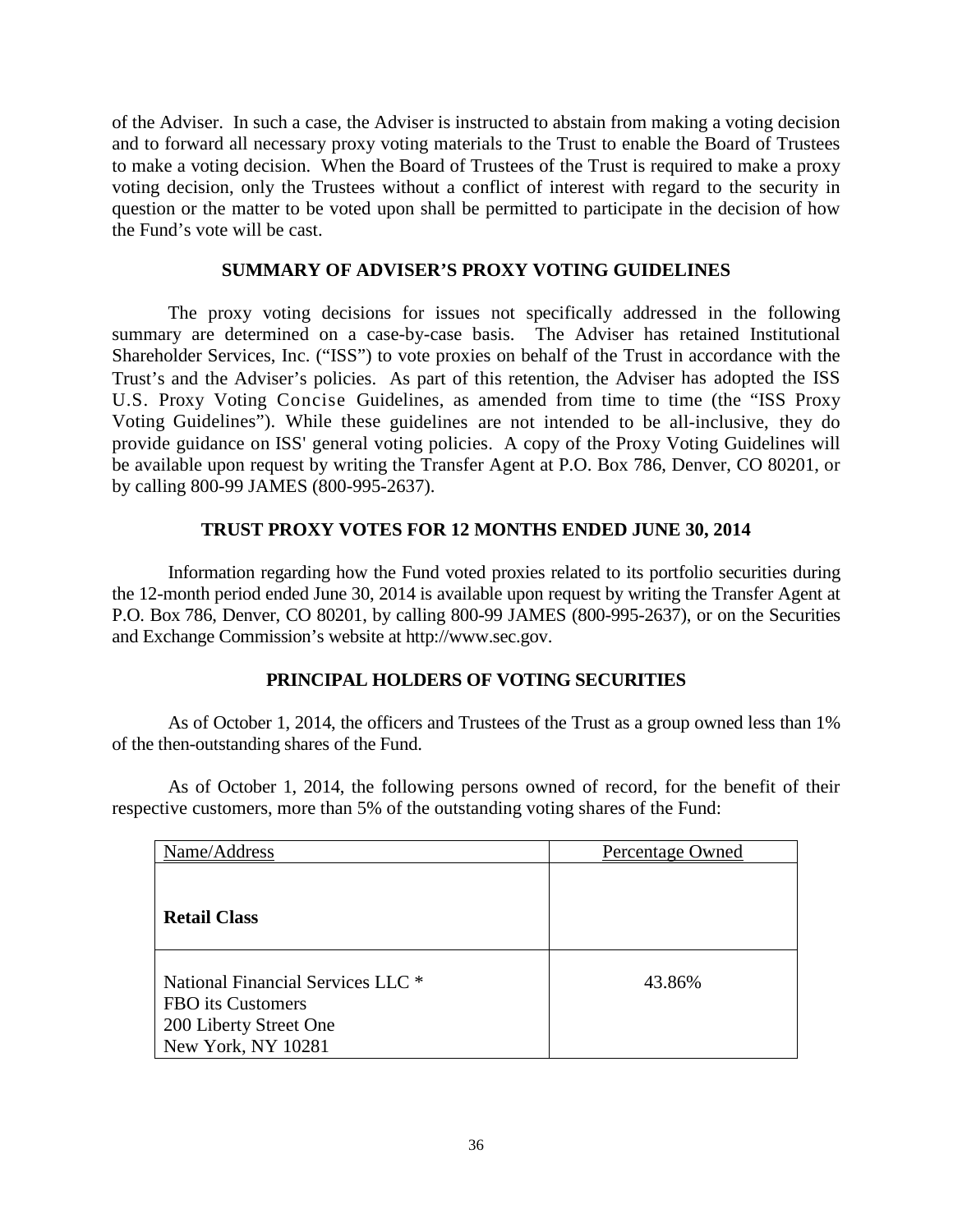of the Adviser. In such a case, the Adviser is instructed to abstain from making a voting decision and to forward all necessary proxy voting materials to the Trust to enable the Board of Trustees to make a voting decision. When the Board of Trustees of the Trust is required to make a proxy voting decision, only the Trustees without a conflict of interest with regard to the security in question or the matter to be voted upon shall be permitted to participate in the decision of how the Fund's vote will be cast.

## SUMMARY OF ADVISER'S PROXY VOTING GUIDELINES

The proxy voting decisions for issues not specifically addressed in the following summary are determined on a case-by-case basis. The Adviser has retained Institutional Shareholder Services, Inc. ("ISS") to vote proxies on behalf of the Trust in accordance with the Trust's and the Adviser's policies. As part of this retention, the Adviser has adopted the ISS U.S. Proxy Voting Concise Guidelines, as amended from time to time (the "ISS Proxy Voting Guidelines"). While these guidelines are not intended to be all-inclusive, they do provide guidance on ISS' general voting policies. A copy of the Proxy Voting Guidelines will be available upon request by writing the Transfer Agent at P.O. Box 786, Denver, CO 80201, or by calling 800-99 JAMES (800-995-2637).

## TRUST PROXY VOTES FOR 12 MONTHS ENDED JUNE 30, 2014

Information regarding how the Fund voted proxies related to its portfolio securities during the 12-month period ended June 30, 2014 is available upon request by writing the Transfer Agent at P.O. Box 786, Denver, CO 80201, by calling 800-99 JAMES (800-995-2637), or on the Securities and Exchange Commission's website at http://www.sec.gov.

## PRINCIPAL HOLDERS OF VOTING SECURITIES

As of October 1, 2014, the officers and Trustees of the Trust as a group owned less than 1% of the then-outstanding shares of the Fund.

As of October 1, 2014, the following persons owned of record, for the benefit of their respective customers, more than 5% of the outstanding voting shares of the Fund:

| Name/Address | Percentage Owned |
|---|---|
| **Retail Class** | |
| National Financial Services LLC *<br>FBO its Customers<br>200 Liberty Street One<br>New York, NY 10281 | 43.86% |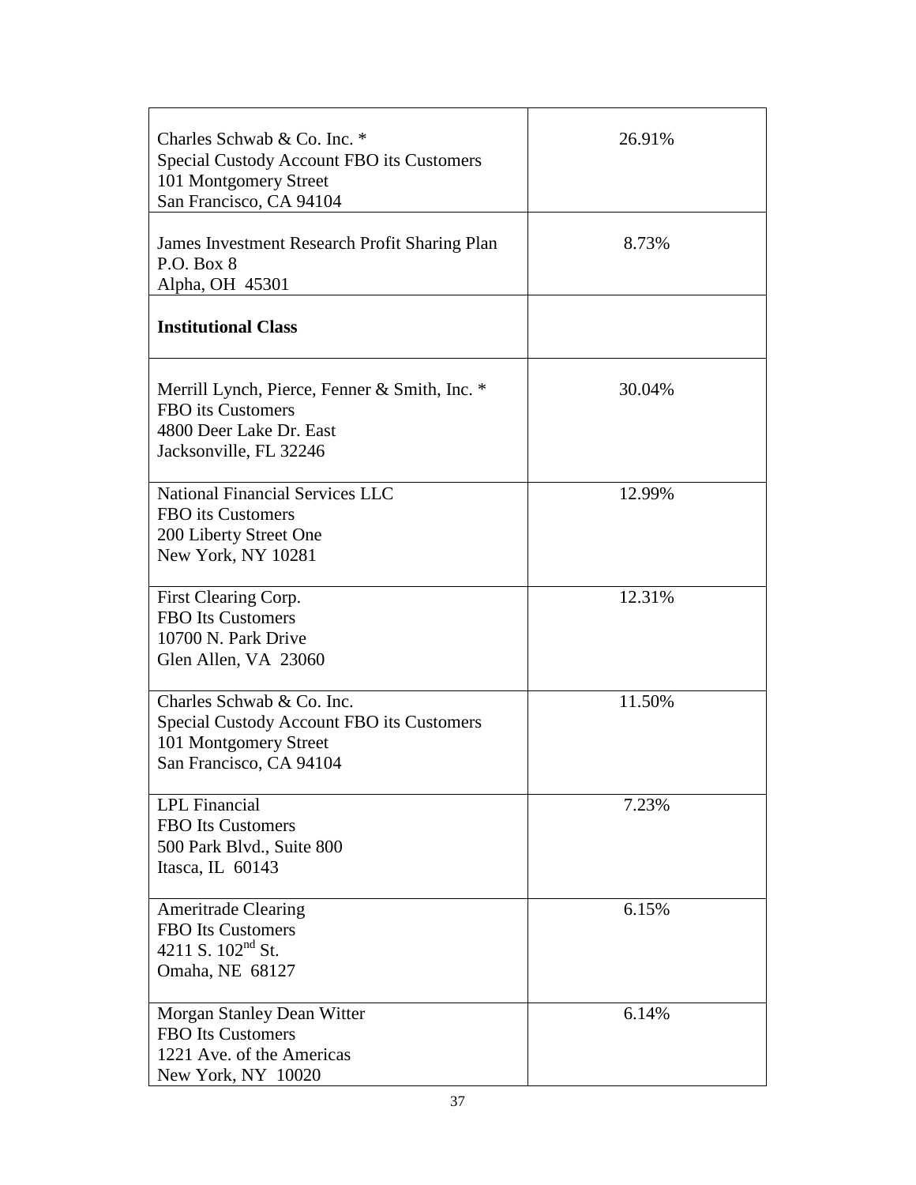| | |
|---|---|
| Charles Schwab & Co. Inc. *<br>Special Custody Account FBO its Customers<br>101 Montgomery Street<br>San Francisco, CA 94104 | 26.91% |
| James Investment Research Profit Sharing Plan<br>P.O. Box 8<br>Alpha, OH 45301 | 8.73% |
| **Institutional Class** | |
| Merrill Lynch, Pierce, Fenner & Smith, Inc. *<br>FBO its Customers<br>4800 Deer Lake Dr. East<br>Jacksonville, FL 32246 | 30.04% |
| National Financial Services LLC<br>FBO its Customers<br>200 Liberty Street One<br>New York, NY 10281 | 12.99% |
| First Clearing Corp.<br>FBO Its Customers<br>10700 N. Park Drive<br>Glen Allen, VA 23060 | 12.31% |
| Charles Schwab & Co. Inc.<br>Special Custody Account FBO its Customers<br>101 Montgomery Street<br>San Francisco, CA 94104 | 11.50% |
| LPL Financial<br>FBO Its Customers<br>500 Park Blvd., Suite 800<br>Itasca, IL 60143 | 7.23% |
| Ameritrade Clearing<br>FBO Its Customers<br>4211 S. 102nd St.<br>Omaha, NE 68127 | 6.15% |
| Morgan Stanley Dean Witter<br>FBO Its Customers<br>1221 Ave. of the Americas<br>New York, NY 10020 | 6.14% |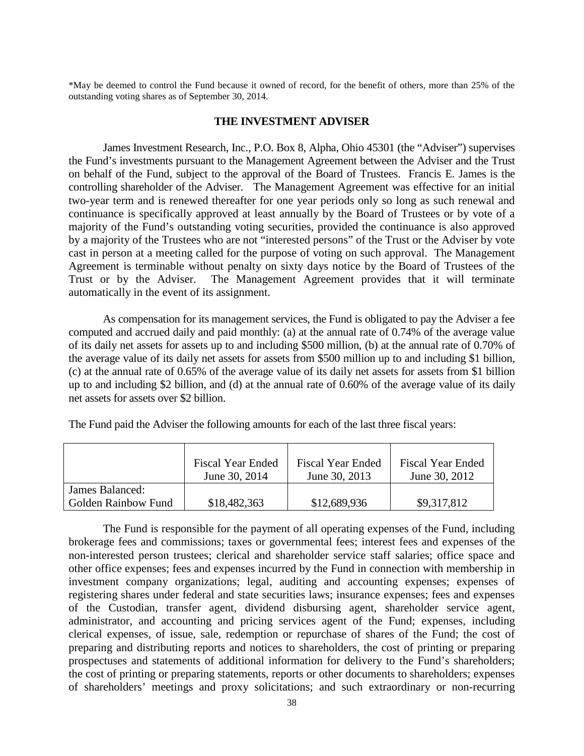*May be deemed to control the Fund because it owned of record, for the benefit of others, more than 25% of the outstanding voting shares as of September 30, 2014.

## THE INVESTMENT ADVISER

James Investment Research, Inc., P.O. Box 8, Alpha, Ohio 45301 (the "Adviser") supervises the Fund's investments pursuant to the Management Agreement between the Adviser and the Trust on behalf of the Fund, subject to the approval of the Board of Trustees. Francis E. James is the controlling shareholder of the Adviser. The Management Agreement was effective for an initial two-year term and is renewed thereafter for one year periods only so long as such renewal and continuance is specifically approved at least annually by the Board of Trustees or by vote of a majority of the Fund's outstanding voting securities, provided the continuance is also approved by a majority of the Trustees who are not "interested persons" of the Trust or the Adviser by vote cast in person at a meeting called for the purpose of voting on such approval. The Management Agreement is terminable without penalty on sixty days notice by the Board of Trustees of the Trust or by the Adviser. The Management Agreement provides that it will terminate automatically in the event of its assignment.

As compensation for its management services, the Fund is obligated to pay the Adviser a fee computed and accrued daily and paid monthly: (a) at the annual rate of 0.74% of the average value of its daily net assets for assets up to and including $500 million, (b) at the annual rate of 0.70% of the average value of its daily net assets for assets from $500 million up to and including $1 billion, (c) at the annual rate of 0.65% of the average value of its daily net assets for assets from $1 billion up to and including $2 billion, and (d) at the annual rate of 0.60% of the average value of its daily net assets for assets over $2 billion.

The Fund paid the Adviser the following amounts for each of the last three fiscal years:

| | Fiscal Year Ended June 30, 2014 | Fiscal Year Ended June 30, 2013 | Fiscal Year Ended June 30, 2012 |
|---|---|---|---|
| James Balanced: Golden Rainbow Fund | $18,482,363 | $12,689,936 | $9,317,812 |

The Fund is responsible for the payment of all operating expenses of the Fund, including brokerage fees and commissions; taxes or governmental fees; interest fees and expenses of the non-interested person trustees; clerical and shareholder service staff salaries; office space and other office expenses; fees and expenses incurred by the Fund in connection with membership in investment company organizations; legal, auditing and accounting expenses; expenses of registering shares under federal and state securities laws; insurance expenses; fees and expenses of the Custodian, transfer agent, dividend disbursing agent, shareholder service agent, administrator, and accounting and pricing services agent of the Fund; expenses, including clerical expenses, of issue, sale, redemption or repurchase of shares of the Fund; the cost of preparing and distributing reports and notices to shareholders, the cost of printing or preparing prospectuses and statements of additional information for delivery to the Fund's shareholders; the cost of printing or preparing statements, reports or other documents to shareholders; expenses of shareholders' meetings and proxy solicitations; and such extraordinary or non-recurring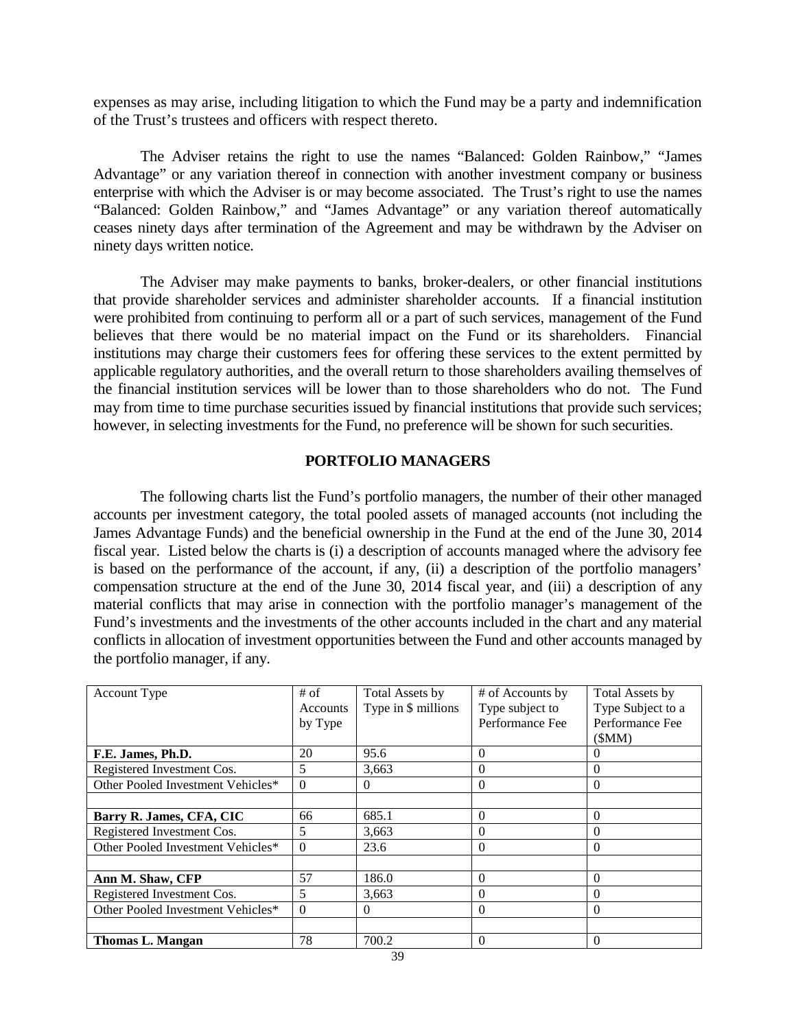expenses as may arise, including litigation to which the Fund may be a party and indemnification of the Trust's trustees and officers with respect thereto.

The Adviser retains the right to use the names "Balanced: Golden Rainbow," "James Advantage" or any variation thereof in connection with another investment company or business enterprise with which the Adviser is or may become associated. The Trust's right to use the names "Balanced: Golden Rainbow," and "James Advantage" or any variation thereof automatically ceases ninety days after termination of the Agreement and may be withdrawn by the Adviser on ninety days written notice.

The Adviser may make payments to banks, broker-dealers, or other financial institutions that provide shareholder services and administer shareholder accounts. If a financial institution were prohibited from continuing to perform all or a part of such services, management of the Fund believes that there would be no material impact on the Fund or its shareholders. Financial institutions may charge their customers fees for offering these services to the extent permitted by applicable regulatory authorities, and the overall return to those shareholders availing themselves of the financial institution services will be lower than to those shareholders who do not. The Fund may from time to time purchase securities issued by financial institutions that provide such services; however, in selecting investments for the Fund, no preference will be shown for such securities.

## PORTFOLIO MANAGERS

The following charts list the Fund's portfolio managers, the number of their other managed accounts per investment category, the total pooled assets of managed accounts (not including the James Advantage Funds) and the beneficial ownership in the Fund at the end of the June 30, 2014 fiscal year. Listed below the charts is (i) a description of accounts managed where the advisory fee is based on the performance of the account, if any, (ii) a description of the portfolio managers' compensation structure at the end of the June 30, 2014 fiscal year, and (iii) a description of any material conflicts that may arise in connection with the portfolio manager's management of the Fund's investments and the investments of the other accounts included in the chart and any material conflicts in allocation of investment opportunities between the Fund and other accounts managed by the portfolio manager, if any.

| Account Type | # of Accounts by Type | Total Assets by Type in $ millions | # of Accounts by Type subject to Performance Fee | Total Assets by Type Subject to a Performance Fee ($MM) |
|---|---|---|---|---|
| **F.E. James, Ph.D.** | 20 | 95.6 | 0 | 0 |
| Registered Investment Cos. | 5 | 3,663 | 0 | 0 |
| Other Pooled Investment Vehicles* | 0 | 0 | 0 | 0 |
| | | | | |
| **Barry R. James, CFA, CIC** | 66 | 685.1 | 0 | 0 |
| Registered Investment Cos. | 5 | 3,663 | 0 | 0 |
| Other Pooled Investment Vehicles* | 0 | 23.6 | 0 | 0 |
| | | | | |
| **Ann M. Shaw, CFP** | 57 | 186.0 | 0 | 0 |
| Registered Investment Cos. | 5 | 3,663 | 0 | 0 |
| Other Pooled Investment Vehicles* | 0 | 0 | 0 | 0 |
| | | | | |
| **Thomas L. Mangan** | 78 | 700.2 | 0 | 0 |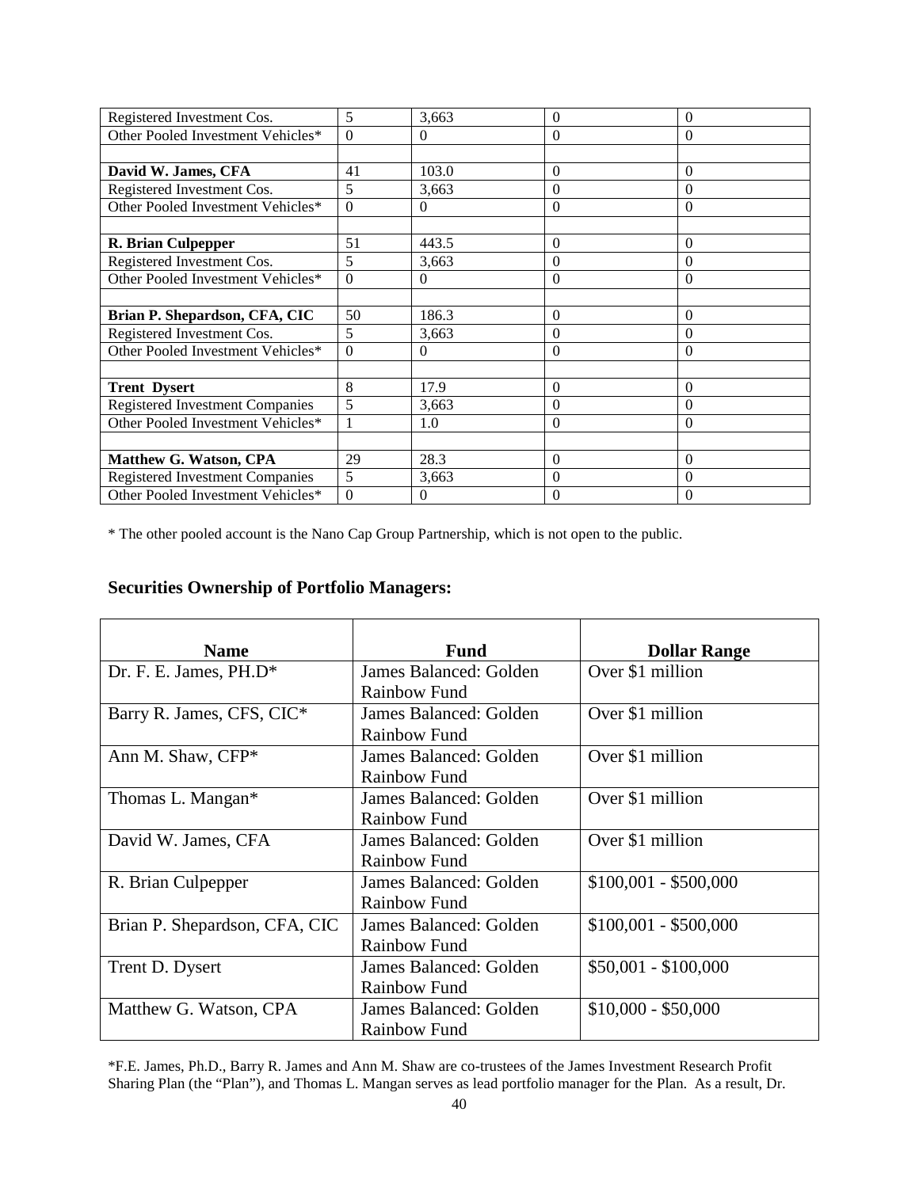| | | | | |
|---|---|---|---|---|
| Registered Investment Cos. | 5 | 3,663 | 0 | 0 |
| Other Pooled Investment Vehicles* | 0 | 0 | 0 | 0 |
| | | | | |
| **David W. James, CFA** | 41 | 103.0 | 0 | 0 |
| Registered Investment Cos. | 5 | 3,663 | 0 | 0 |
| Other Pooled Investment Vehicles* | 0 | 0 | 0 | 0 |
| | | | | |
| **R. Brian Culpepper** | 51 | 443.5 | 0 | 0 |
| Registered Investment Cos. | 5 | 3,663 | 0 | 0 |
| Other Pooled Investment Vehicles* | 0 | 0 | 0 | 0 |
| | | | | |
| **Brian P. Shepardson, CFA, CIC** | 50 | 186.3 | 0 | 0 |
| Registered Investment Cos. | 5 | 3,663 | 0 | 0 |
| Other Pooled Investment Vehicles* | 0 | 0 | 0 | 0 |
| | | | | |
| **Trent Dysert** | 8 | 17.9 | 0 | 0 |
| Registered Investment Companies | 5 | 3,663 | 0 | 0 |
| Other Pooled Investment Vehicles* | 1 | 1.0 | 0 | 0 |
| | | | | |
| **Matthew G. Watson, CPA** | 29 | 28.3 | 0 | 0 |
| Registered Investment Companies | 5 | 3,663 | 0 | 0 |
| Other Pooled Investment Vehicles* | 0 | 0 | 0 | 0 |

* The other pooled account is the Nano Cap Group Partnership, which is not open to the public.

## Securities Ownership of Portfolio Managers:

| Name | Fund | Dollar Range |
|---|---|---|
| Dr. F. E. James, PH.D* | James Balanced: Golden Rainbow Fund | Over $1 million |
| Barry R. James, CFS, CIC* | James Balanced: Golden Rainbow Fund | Over $1 million |
| Ann M. Shaw, CFP* | James Balanced: Golden Rainbow Fund | Over $1 million |
| Thomas L. Mangan* | James Balanced: Golden Rainbow Fund | Over $1 million |
| David W. James, CFA | James Balanced: Golden Rainbow Fund | Over $1 million |
| R. Brian Culpepper | James Balanced: Golden Rainbow Fund | $100,001 - $500,000 |
| Brian P. Shepardson, CFA, CIC | James Balanced: Golden Rainbow Fund | $100,001 - $500,000 |
| Trent D. Dysert | James Balanced: Golden Rainbow Fund | $50,001 - $100,000 |
| Matthew G. Watson, CPA | James Balanced: Golden Rainbow Fund | $10,000 - $50,000 |

*F.E. James, Ph.D., Barry R. James and Ann M. Shaw are co-trustees of the James Investment Research Profit Sharing Plan (the "Plan"), and Thomas L. Mangan serves as lead portfolio manager for the Plan. As a result, Dr.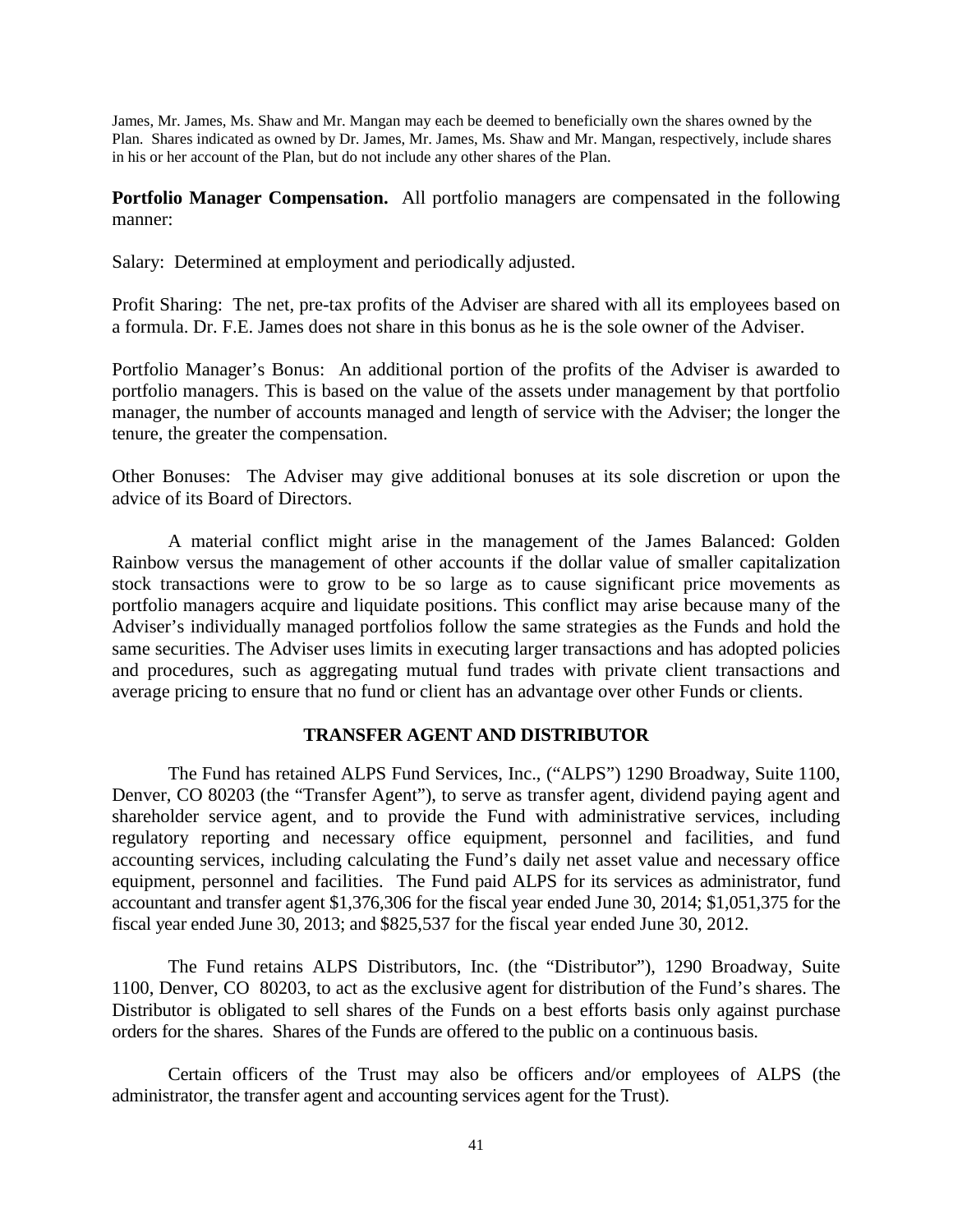James, Mr. James, Ms. Shaw and Mr. Mangan may each be deemed to beneficially own the shares owned by the Plan. Shares indicated as owned by Dr. James, Mr. James, Ms. Shaw and Mr. Mangan, respectively, include shares in his or her account of the Plan, but do not include any other shares of the Plan.

**Portfolio Manager Compensation.** All portfolio managers are compensated in the following manner:

Salary: Determined at employment and periodically adjusted.

Profit Sharing: The net, pre-tax profits of the Adviser are shared with all its employees based on a formula. Dr. F.E. James does not share in this bonus as he is the sole owner of the Adviser.

Portfolio Manager's Bonus: An additional portion of the profits of the Adviser is awarded to portfolio managers. This is based on the value of the assets under management by that portfolio manager, the number of accounts managed and length of service with the Adviser; the longer the tenure, the greater the compensation.

Other Bonuses: The Adviser may give additional bonuses at its sole discretion or upon the advice of its Board of Directors.

A material conflict might arise in the management of the James Balanced: Golden Rainbow versus the management of other accounts if the dollar value of smaller capitalization stock transactions were to grow to be so large as to cause significant price movements as portfolio managers acquire and liquidate positions. This conflict may arise because many of the Adviser's individually managed portfolios follow the same strategies as the Funds and hold the same securities. The Adviser uses limits in executing larger transactions and has adopted policies and procedures, such as aggregating mutual fund trades with private client transactions and average pricing to ensure that no fund or client has an advantage over other Funds or clients.

## TRANSFER AGENT AND DISTRIBUTOR

The Fund has retained ALPS Fund Services, Inc., ("ALPS") 1290 Broadway, Suite 1100, Denver, CO 80203 (the "Transfer Agent"), to serve as transfer agent, dividend paying agent and shareholder service agent, and to provide the Fund with administrative services, including regulatory reporting and necessary office equipment, personnel and facilities, and fund accounting services, including calculating the Fund's daily net asset value and necessary office equipment, personnel and facilities. The Fund paid ALPS for its services as administrator, fund accountant and transfer agent $1,376,306 for the fiscal year ended June 30, 2014; $1,051,375 for the fiscal year ended June 30, 2013; and $825,537 for the fiscal year ended June 30, 2012.

The Fund retains ALPS Distributors, Inc. (the "Distributor"), 1290 Broadway, Suite 1100, Denver, CO 80203, to act as the exclusive agent for distribution of the Fund's shares. The Distributor is obligated to sell shares of the Funds on a best efforts basis only against purchase orders for the shares. Shares of the Funds are offered to the public on a continuous basis.

Certain officers of the Trust may also be officers and/or employees of ALPS (the administrator, the transfer agent and accounting services agent for the Trust).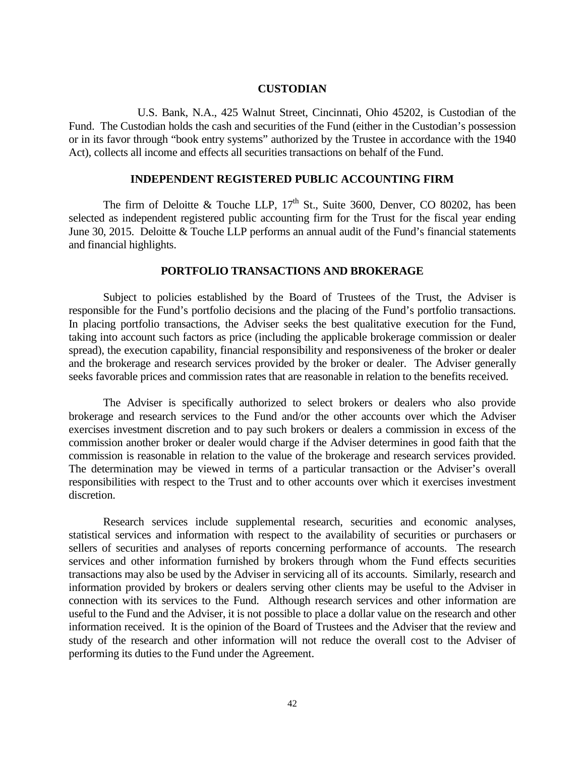## CUSTODIAN

U.S. Bank, N.A., 425 Walnut Street, Cincinnati, Ohio 45202, is Custodian of the Fund. The Custodian holds the cash and securities of the Fund (either in the Custodian's possession or in its favor through "book entry systems" authorized by the Trustee in accordance with the 1940 Act), collects all income and effects all securities transactions on behalf of the Fund.

## INDEPENDENT REGISTERED PUBLIC ACCOUNTING FIRM

The firm of Deloitte & Touche LLP, 17th St., Suite 3600, Denver, CO 80202, has been selected as independent registered public accounting firm for the Trust for the fiscal year ending June 30, 2015. Deloitte & Touche LLP performs an annual audit of the Fund's financial statements and financial highlights.

## PORTFOLIO TRANSACTIONS AND BROKERAGE

Subject to policies established by the Board of Trustees of the Trust, the Adviser is responsible for the Fund's portfolio decisions and the placing of the Fund's portfolio transactions. In placing portfolio transactions, the Adviser seeks the best qualitative execution for the Fund, taking into account such factors as price (including the applicable brokerage commission or dealer spread), the execution capability, financial responsibility and responsiveness of the broker or dealer and the brokerage and research services provided by the broker or dealer. The Adviser generally seeks favorable prices and commission rates that are reasonable in relation to the benefits received.

The Adviser is specifically authorized to select brokers or dealers who also provide brokerage and research services to the Fund and/or the other accounts over which the Adviser exercises investment discretion and to pay such brokers or dealers a commission in excess of the commission another broker or dealer would charge if the Adviser determines in good faith that the commission is reasonable in relation to the value of the brokerage and research services provided. The determination may be viewed in terms of a particular transaction or the Adviser's overall responsibilities with respect to the Trust and to other accounts over which it exercises investment discretion.

Research services include supplemental research, securities and economic analyses, statistical services and information with respect to the availability of securities or purchasers or sellers of securities and analyses of reports concerning performance of accounts. The research services and other information furnished by brokers through whom the Fund effects securities transactions may also be used by the Adviser in servicing all of its accounts. Similarly, research and information provided by brokers or dealers serving other clients may be useful to the Adviser in connection with its services to the Fund. Although research services and other information are useful to the Fund and the Adviser, it is not possible to place a dollar value on the research and other information received. It is the opinion of the Board of Trustees and the Adviser that the review and study of the research and other information will not reduce the overall cost to the Adviser of performing its duties to the Fund under the Agreement.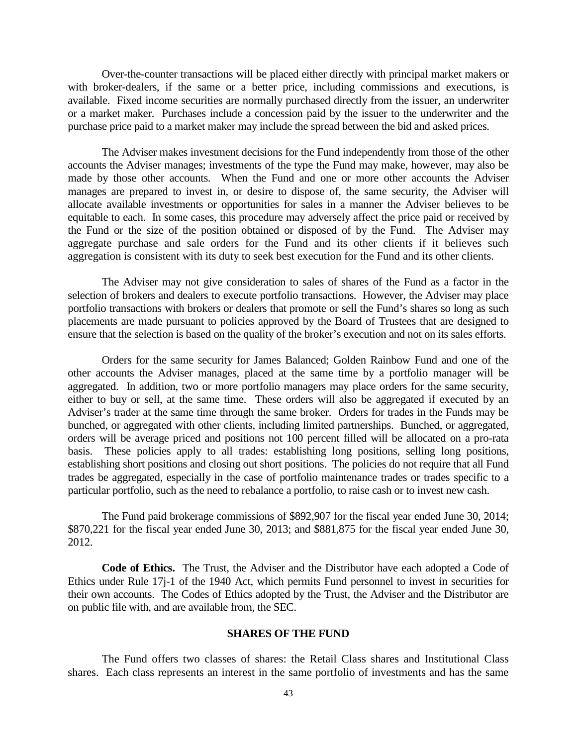Over-the-counter transactions will be placed either directly with principal market makers or with broker-dealers, if the same or a better price, including commissions and executions, is available. Fixed income securities are normally purchased directly from the issuer, an underwriter or a market maker. Purchases include a concession paid by the issuer to the underwriter and the purchase price paid to a market maker may include the spread between the bid and asked prices.

The Adviser makes investment decisions for the Fund independently from those of the other accounts the Adviser manages; investments of the type the Fund may make, however, may also be made by those other accounts. When the Fund and one or more other accounts the Adviser manages are prepared to invest in, or desire to dispose of, the same security, the Adviser will allocate available investments or opportunities for sales in a manner the Adviser believes to be equitable to each. In some cases, this procedure may adversely affect the price paid or received by the Fund or the size of the position obtained or disposed of by the Fund. The Adviser may aggregate purchase and sale orders for the Fund and its other clients if it believes such aggregation is consistent with its duty to seek best execution for the Fund and its other clients.

The Adviser may not give consideration to sales of shares of the Fund as a factor in the selection of brokers and dealers to execute portfolio transactions. However, the Adviser may place portfolio transactions with brokers or dealers that promote or sell the Fund's shares so long as such placements are made pursuant to policies approved by the Board of Trustees that are designed to ensure that the selection is based on the quality of the broker's execution and not on its sales efforts.

Orders for the same security for James Balanced; Golden Rainbow Fund and one of the other accounts the Adviser manages, placed at the same time by a portfolio manager will be aggregated. In addition, two or more portfolio managers may place orders for the same security, either to buy or sell, at the same time. These orders will also be aggregated if executed by an Adviser's trader at the same time through the same broker. Orders for trades in the Funds may be bunched, or aggregated with other clients, including limited partnerships. Bunched, or aggregated, orders will be average priced and positions not 100 percent filled will be allocated on a pro-rata basis. These policies apply to all trades: establishing long positions, selling long positions, establishing short positions and closing out short positions. The policies do not require that all Fund trades be aggregated, especially in the case of portfolio maintenance trades or trades specific to a particular portfolio, such as the need to rebalance a portfolio, to raise cash or to invest new cash.

The Fund paid brokerage commissions of $892,907 for the fiscal year ended June 30, 2014; $870,221 for the fiscal year ended June 30, 2013; and $881,875 for the fiscal year ended June 30, 2012.

**Code of Ethics.** The Trust, the Adviser and the Distributor have each adopted a Code of Ethics under Rule 17j-1 of the 1940 Act, which permits Fund personnel to invest in securities for their own accounts. The Codes of Ethics adopted by the Trust, the Adviser and the Distributor are on public file with, and are available from, the SEC.

## SHARES OF THE FUND

The Fund offers two classes of shares: the Retail Class shares and Institutional Class shares. Each class represents an interest in the same portfolio of investments and has the same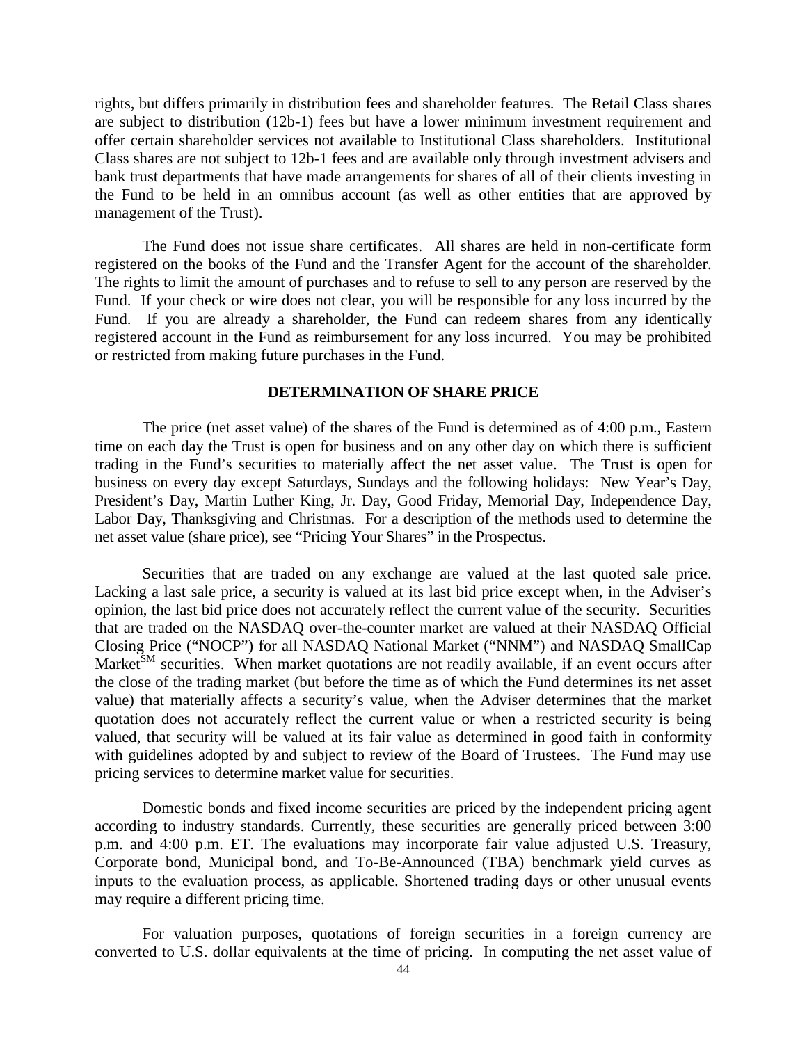rights, but differs primarily in distribution fees and shareholder features. The Retail Class shares are subject to distribution (12b-1) fees but have a lower minimum investment requirement and offer certain shareholder services not available to Institutional Class shareholders. Institutional Class shares are not subject to 12b-1 fees and are available only through investment advisers and bank trust departments that have made arrangements for shares of all of their clients investing in the Fund to be held in an omnibus account (as well as other entities that are approved by management of the Trust).

The Fund does not issue share certificates. All shares are held in non-certificate form registered on the books of the Fund and the Transfer Agent for the account of the shareholder. The rights to limit the amount of purchases and to refuse to sell to any person are reserved by the Fund. If your check or wire does not clear, you will be responsible for any loss incurred by the Fund. If you are already a shareholder, the Fund can redeem shares from any identically registered account in the Fund as reimbursement for any loss incurred. You may be prohibited or restricted from making future purchases in the Fund.

## DETERMINATION OF SHARE PRICE

The price (net asset value) of the shares of the Fund is determined as of 4:00 p.m., Eastern time on each day the Trust is open for business and on any other day on which there is sufficient trading in the Fund's securities to materially affect the net asset value. The Trust is open for business on every day except Saturdays, Sundays and the following holidays: New Year's Day, President's Day, Martin Luther King, Jr. Day, Good Friday, Memorial Day, Independence Day, Labor Day, Thanksgiving and Christmas. For a description of the methods used to determine the net asset value (share price), see "Pricing Your Shares" in the Prospectus.

Securities that are traded on any exchange are valued at the last quoted sale price. Lacking a last sale price, a security is valued at its last bid price except when, in the Adviser's opinion, the last bid price does not accurately reflect the current value of the security. Securities that are traded on the NASDAQ over-the-counter market are valued at their NASDAQ Official Closing Price ("NOCP") for all NASDAQ National Market ("NNM") and NASDAQ SmallCap Market[SM] securities. When market quotations are not readily available, if an event occurs after the close of the trading market (but before the time as of which the Fund determines its net asset value) that materially affects a security's value, when the Adviser determines that the market quotation does not accurately reflect the current value or when a restricted security is being valued, that security will be valued at its fair value as determined in good faith in conformity with guidelines adopted by and subject to review of the Board of Trustees. The Fund may use pricing services to determine market value for securities.

Domestic bonds and fixed income securities are priced by the independent pricing agent according to industry standards. Currently, these securities are generally priced between 3:00 p.m. and 4:00 p.m. ET. The evaluations may incorporate fair value adjusted U.S. Treasury, Corporate bond, Municipal bond, and To-Be-Announced (TBA) benchmark yield curves as inputs to the evaluation process, as applicable. Shortened trading days or other unusual events may require a different pricing time.

For valuation purposes, quotations of foreign securities in a foreign currency are converted to U.S. dollar equivalents at the time of pricing. In computing the net asset value of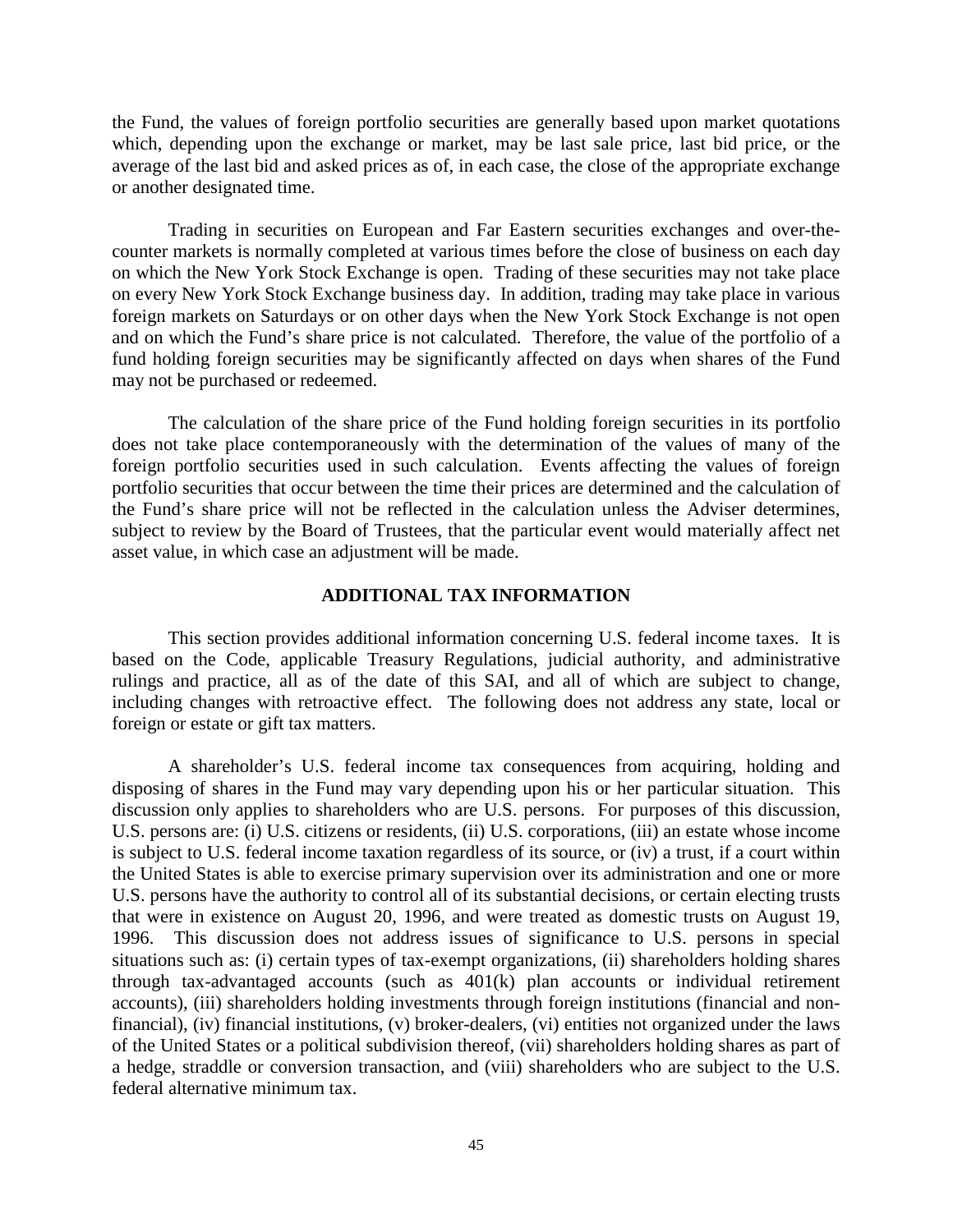the Fund, the values of foreign portfolio securities are generally based upon market quotations which, depending upon the exchange or market, may be last sale price, last bid price, or the average of the last bid and asked prices as of, in each case, the close of the appropriate exchange or another designated time.

Trading in securities on European and Far Eastern securities exchanges and over-the-counter markets is normally completed at various times before the close of business on each day on which the New York Stock Exchange is open. Trading of these securities may not take place on every New York Stock Exchange business day. In addition, trading may take place in various foreign markets on Saturdays or on other days when the New York Stock Exchange is not open and on which the Fund's share price is not calculated. Therefore, the value of the portfolio of a fund holding foreign securities may be significantly affected on days when shares of the Fund may not be purchased or redeemed.

The calculation of the share price of the Fund holding foreign securities in its portfolio does not take place contemporaneously with the determination of the values of many of the foreign portfolio securities used in such calculation. Events affecting the values of foreign portfolio securities that occur between the time their prices are determined and the calculation of the Fund's share price will not be reflected in the calculation unless the Adviser determines, subject to review by the Board of Trustees, that the particular event would materially affect net asset value, in which case an adjustment will be made.

## ADDITIONAL TAX INFORMATION

This section provides additional information concerning U.S. federal income taxes. It is based on the Code, applicable Treasury Regulations, judicial authority, and administrative rulings and practice, all as of the date of this SAI, and all of which are subject to change, including changes with retroactive effect. The following does not address any state, local or foreign or estate or gift tax matters.

A shareholder's U.S. federal income tax consequences from acquiring, holding and disposing of shares in the Fund may vary depending upon his or her particular situation. This discussion only applies to shareholders who are U.S. persons. For purposes of this discussion, U.S. persons are: (i) U.S. citizens or residents, (ii) U.S. corporations, (iii) an estate whose income is subject to U.S. federal income taxation regardless of its source, or (iv) a trust, if a court within the United States is able to exercise primary supervision over its administration and one or more U.S. persons have the authority to control all of its substantial decisions, or certain electing trusts that were in existence on August 20, 1996, and were treated as domestic trusts on August 19, 1996. This discussion does not address issues of significance to U.S. persons in special situations such as: (i) certain types of tax-exempt organizations, (ii) shareholders holding shares through tax-advantaged accounts (such as 401(k) plan accounts or individual retirement accounts), (iii) shareholders holding investments through foreign institutions (financial and non-financial), (iv) financial institutions, (v) broker-dealers, (vi) entities not organized under the laws of the United States or a political subdivision thereof, (vii) shareholders holding shares as part of a hedge, straddle or conversion transaction, and (viii) shareholders who are subject to the U.S. federal alternative minimum tax.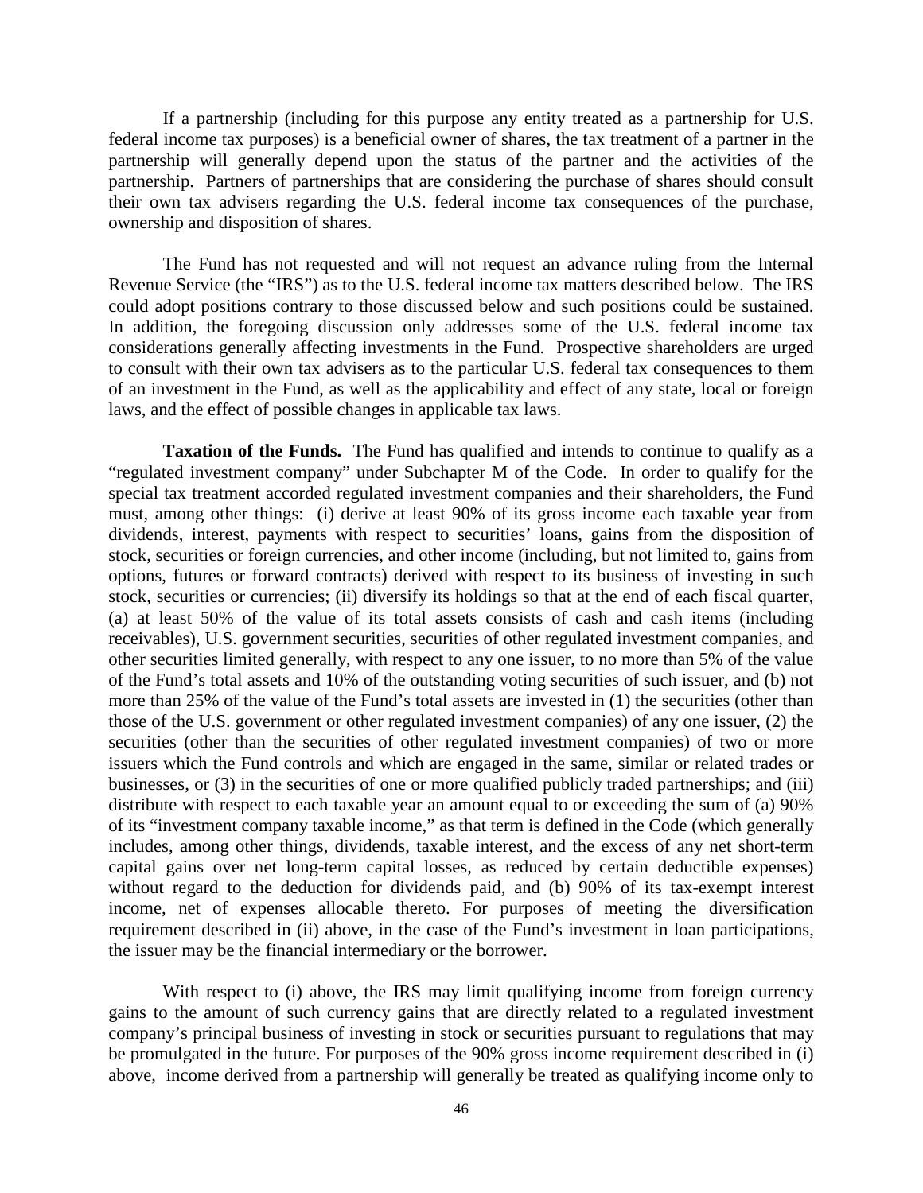If a partnership (including for this purpose any entity treated as a partnership for U.S. federal income tax purposes) is a beneficial owner of shares, the tax treatment of a partner in the partnership will generally depend upon the status of the partner and the activities of the partnership. Partners of partnerships that are considering the purchase of shares should consult their own tax advisers regarding the U.S. federal income tax consequences of the purchase, ownership and disposition of shares.

The Fund has not requested and will not request an advance ruling from the Internal Revenue Service (the "IRS") as to the U.S. federal income tax matters described below. The IRS could adopt positions contrary to those discussed below and such positions could be sustained. In addition, the foregoing discussion only addresses some of the U.S. federal income tax considerations generally affecting investments in the Fund. Prospective shareholders are urged to consult with their own tax advisers as to the particular U.S. federal tax consequences to them of an investment in the Fund, as well as the applicability and effect of any state, local or foreign laws, and the effect of possible changes in applicable tax laws.

**Taxation of the Funds.** The Fund has qualified and intends to continue to qualify as a "regulated investment company" under Subchapter M of the Code. In order to qualify for the special tax treatment accorded regulated investment companies and their shareholders, the Fund must, among other things: (i) derive at least 90% of its gross income each taxable year from dividends, interest, payments with respect to securities' loans, gains from the disposition of stock, securities or foreign currencies, and other income (including, but not limited to, gains from options, futures or forward contracts) derived with respect to its business of investing in such stock, securities or currencies; (ii) diversify its holdings so that at the end of each fiscal quarter, (a) at least 50% of the value of its total assets consists of cash and cash items (including receivables), U.S. government securities, securities of other regulated investment companies, and other securities limited generally, with respect to any one issuer, to no more than 5% of the value of the Fund's total assets and 10% of the outstanding voting securities of such issuer, and (b) not more than 25% of the value of the Fund's total assets are invested in (1) the securities (other than those of the U.S. government or other regulated investment companies) of any one issuer, (2) the securities (other than the securities of other regulated investment companies) of two or more issuers which the Fund controls and which are engaged in the same, similar or related trades or businesses, or (3) in the securities of one or more qualified publicly traded partnerships; and (iii) distribute with respect to each taxable year an amount equal to or exceeding the sum of (a) 90% of its "investment company taxable income," as that term is defined in the Code (which generally includes, among other things, dividends, taxable interest, and the excess of any net short-term capital gains over net long-term capital losses, as reduced by certain deductible expenses) without regard to the deduction for dividends paid, and (b) 90% of its tax-exempt interest income, net of expenses allocable thereto. For purposes of meeting the diversification requirement described in (ii) above, in the case of the Fund's investment in loan participations, the issuer may be the financial intermediary or the borrower.

With respect to (i) above, the IRS may limit qualifying income from foreign currency gains to the amount of such currency gains that are directly related to a regulated investment company's principal business of investing in stock or securities pursuant to regulations that may be promulgated in the future. For purposes of the 90% gross income requirement described in (i) above, income derived from a partnership will generally be treated as qualifying income only to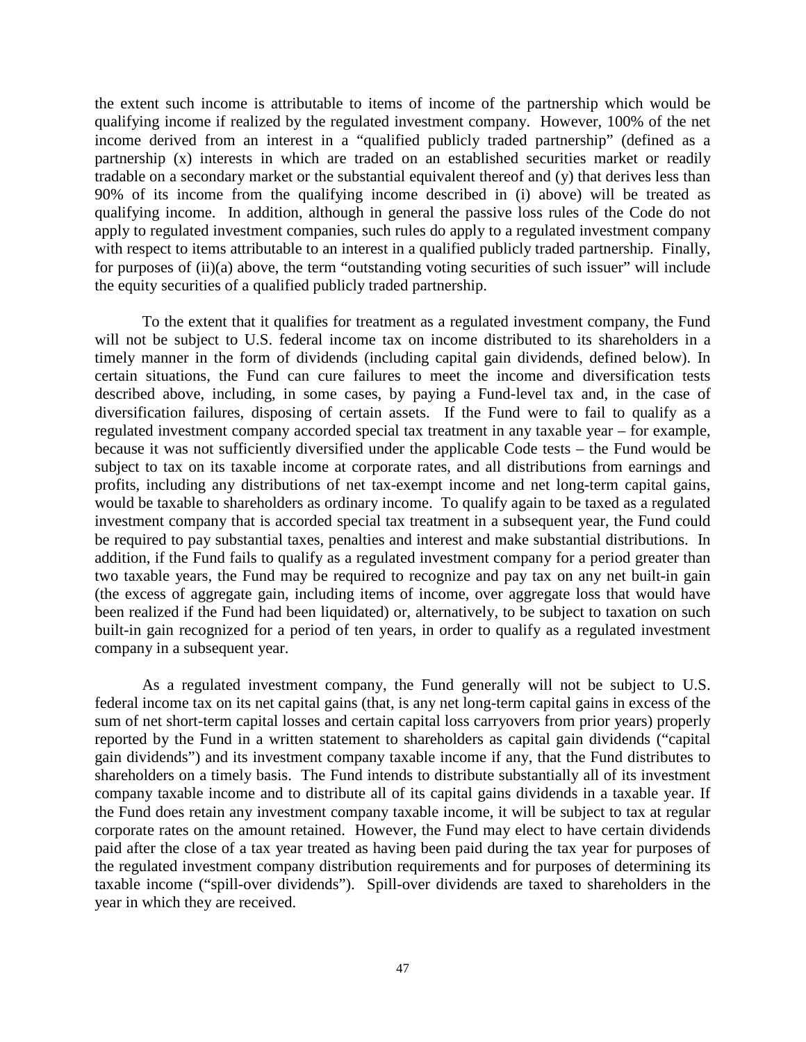the extent such income is attributable to items of income of the partnership which would be qualifying income if realized by the regulated investment company. However, 100% of the net income derived from an interest in a "qualified publicly traded partnership" (defined as a partnership (x) interests in which are traded on an established securities market or readily tradable on a secondary market or the substantial equivalent thereof and (y) that derives less than 90% of its income from the qualifying income described in (i) above) will be treated as qualifying income. In addition, although in general the passive loss rules of the Code do not apply to regulated investment companies, such rules do apply to a regulated investment company with respect to items attributable to an interest in a qualified publicly traded partnership. Finally, for purposes of (ii)(a) above, the term "outstanding voting securities of such issuer" will include the equity securities of a qualified publicly traded partnership.

To the extent that it qualifies for treatment as a regulated investment company, the Fund will not be subject to U.S. federal income tax on income distributed to its shareholders in a timely manner in the form of dividends (including capital gain dividends, defined below). In certain situations, the Fund can cure failures to meet the income and diversification tests described above, including, in some cases, by paying a Fund-level tax and, in the case of diversification failures, disposing of certain assets. If the Fund were to fail to qualify as a regulated investment company accorded special tax treatment in any taxable year – for example, because it was not sufficiently diversified under the applicable Code tests – the Fund would be subject to tax on its taxable income at corporate rates, and all distributions from earnings and profits, including any distributions of net tax-exempt income and net long-term capital gains, would be taxable to shareholders as ordinary income. To qualify again to be taxed as a regulated investment company that is accorded special tax treatment in a subsequent year, the Fund could be required to pay substantial taxes, penalties and interest and make substantial distributions. In addition, if the Fund fails to qualify as a regulated investment company for a period greater than two taxable years, the Fund may be required to recognize and pay tax on any net built-in gain (the excess of aggregate gain, including items of income, over aggregate loss that would have been realized if the Fund had been liquidated) or, alternatively, to be subject to taxation on such built-in gain recognized for a period of ten years, in order to qualify as a regulated investment company in a subsequent year.

As a regulated investment company, the Fund generally will not be subject to U.S. federal income tax on its net capital gains (that, is any net long-term capital gains in excess of the sum of net short-term capital losses and certain capital loss carryovers from prior years) properly reported by the Fund in a written statement to shareholders as capital gain dividends ("capital gain dividends") and its investment company taxable income if any, that the Fund distributes to shareholders on a timely basis. The Fund intends to distribute substantially all of its investment company taxable income and to distribute all of its capital gains dividends in a taxable year. If the Fund does retain any investment company taxable income, it will be subject to tax at regular corporate rates on the amount retained. However, the Fund may elect to have certain dividends paid after the close of a tax year treated as having been paid during the tax year for purposes of the regulated investment company distribution requirements and for purposes of determining its taxable income ("spill-over dividends"). Spill-over dividends are taxed to shareholders in the year in which they are received.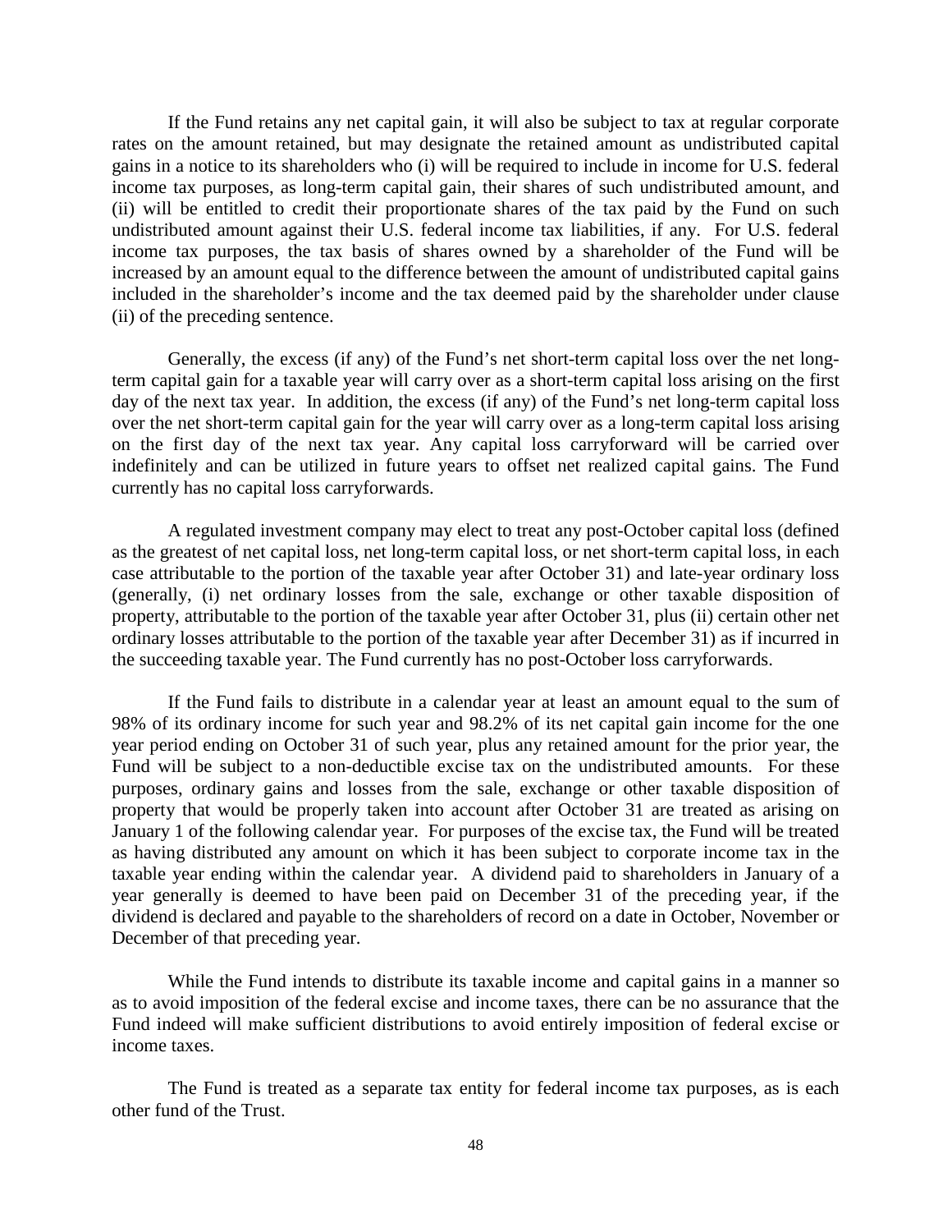If the Fund retains any net capital gain, it will also be subject to tax at regular corporate rates on the amount retained, but may designate the retained amount as undistributed capital gains in a notice to its shareholders who (i) will be required to include in income for U.S. federal income tax purposes, as long-term capital gain, their shares of such undistributed amount, and (ii) will be entitled to credit their proportionate shares of the tax paid by the Fund on such undistributed amount against their U.S. federal income tax liabilities, if any. For U.S. federal income tax purposes, the tax basis of shares owned by a shareholder of the Fund will be increased by an amount equal to the difference between the amount of undistributed capital gains included in the shareholder's income and the tax deemed paid by the shareholder under clause (ii) of the preceding sentence.

Generally, the excess (if any) of the Fund's net short-term capital loss over the net long-term capital gain for a taxable year will carry over as a short-term capital loss arising on the first day of the next tax year. In addition, the excess (if any) of the Fund's net long-term capital loss over the net short-term capital gain for the year will carry over as a long-term capital loss arising on the first day of the next tax year. Any capital loss carryforward will be carried over indefinitely and can be utilized in future years to offset net realized capital gains. The Fund currently has no capital loss carryforwards.

A regulated investment company may elect to treat any post-October capital loss (defined as the greatest of net capital loss, net long-term capital loss, or net short-term capital loss, in each case attributable to the portion of the taxable year after October 31) and late-year ordinary loss (generally, (i) net ordinary losses from the sale, exchange or other taxable disposition of property, attributable to the portion of the taxable year after October 31, plus (ii) certain other net ordinary losses attributable to the portion of the taxable year after December 31) as if incurred in the succeeding taxable year. The Fund currently has no post-October loss carryforwards.

If the Fund fails to distribute in a calendar year at least an amount equal to the sum of 98% of its ordinary income for such year and 98.2% of its net capital gain income for the one year period ending on October 31 of such year, plus any retained amount for the prior year, the Fund will be subject to a non-deductible excise tax on the undistributed amounts. For these purposes, ordinary gains and losses from the sale, exchange or other taxable disposition of property that would be properly taken into account after October 31 are treated as arising on January 1 of the following calendar year. For purposes of the excise tax, the Fund will be treated as having distributed any amount on which it has been subject to corporate income tax in the taxable year ending within the calendar year. A dividend paid to shareholders in January of a year generally is deemed to have been paid on December 31 of the preceding year, if the dividend is declared and payable to the shareholders of record on a date in October, November or December of that preceding year.

While the Fund intends to distribute its taxable income and capital gains in a manner so as to avoid imposition of the federal excise and income taxes, there can be no assurance that the Fund indeed will make sufficient distributions to avoid entirely imposition of federal excise or income taxes.

The Fund is treated as a separate tax entity for federal income tax purposes, as is each other fund of the Trust.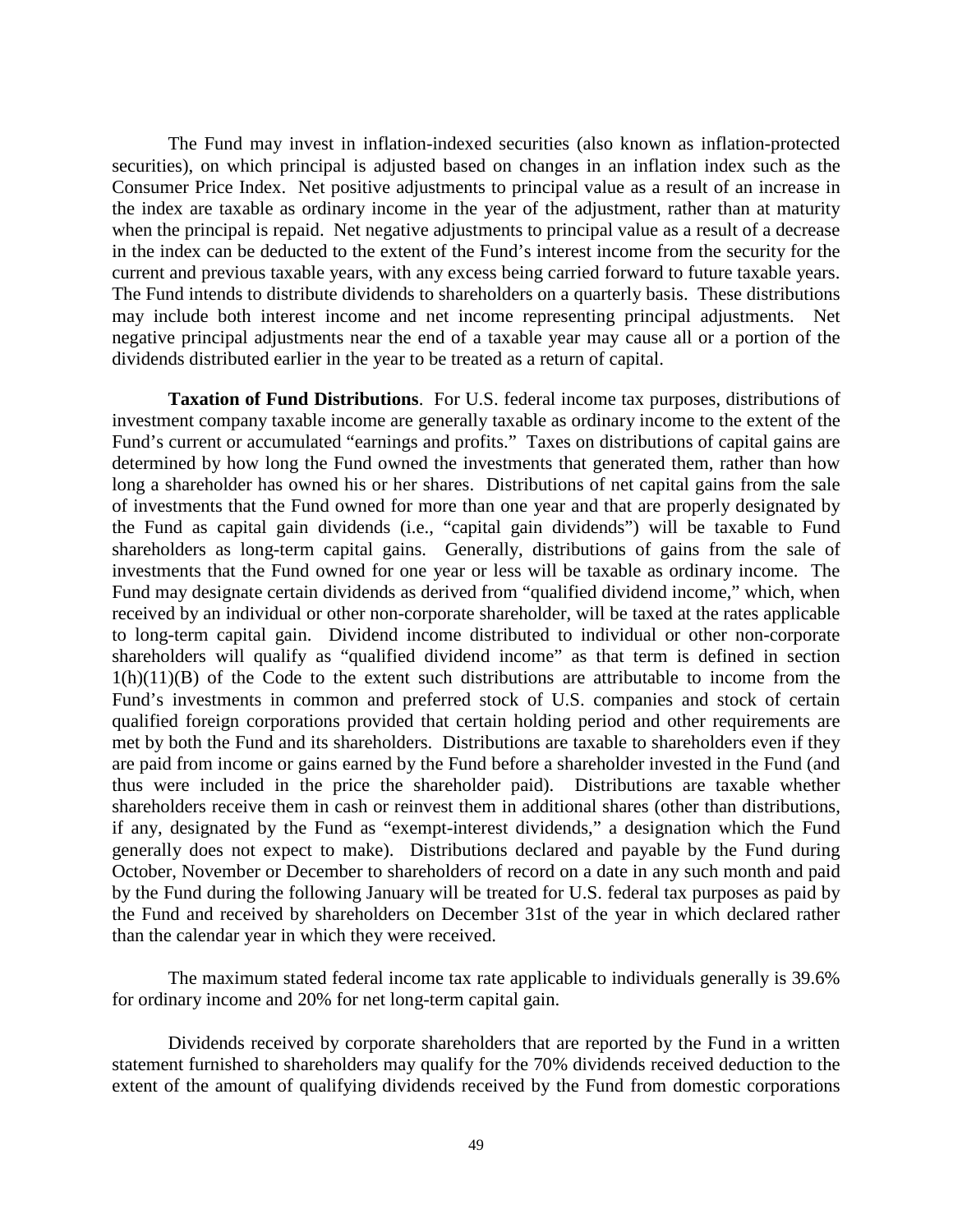The Fund may invest in inflation-indexed securities (also known as inflation-protected securities), on which principal is adjusted based on changes in an inflation index such as the Consumer Price Index. Net positive adjustments to principal value as a result of an increase in the index are taxable as ordinary income in the year of the adjustment, rather than at maturity when the principal is repaid. Net negative adjustments to principal value as a result of a decrease in the index can be deducted to the extent of the Fund's interest income from the security for the current and previous taxable years, with any excess being carried forward to future taxable years. The Fund intends to distribute dividends to shareholders on a quarterly basis. These distributions may include both interest income and net income representing principal adjustments. Net negative principal adjustments near the end of a taxable year may cause all or a portion of the dividends distributed earlier in the year to be treated as a return of capital.

**Taxation of Fund Distributions**. For U.S. federal income tax purposes, distributions of investment company taxable income are generally taxable as ordinary income to the extent of the Fund's current or accumulated "earnings and profits." Taxes on distributions of capital gains are determined by how long the Fund owned the investments that generated them, rather than how long a shareholder has owned his or her shares. Distributions of net capital gains from the sale of investments that the Fund owned for more than one year and that are properly designated by the Fund as capital gain dividends (i.e., "capital gain dividends") will be taxable to Fund shareholders as long-term capital gains. Generally, distributions of gains from the sale of investments that the Fund owned for one year or less will be taxable as ordinary income. The Fund may designate certain dividends as derived from "qualified dividend income," which, when received by an individual or other non-corporate shareholder, will be taxed at the rates applicable to long-term capital gain. Dividend income distributed to individual or other non-corporate shareholders will qualify as "qualified dividend income" as that term is defined in section 1(h)(11)(B) of the Code to the extent such distributions are attributable to income from the Fund's investments in common and preferred stock of U.S. companies and stock of certain qualified foreign corporations provided that certain holding period and other requirements are met by both the Fund and its shareholders. Distributions are taxable to shareholders even if they are paid from income or gains earned by the Fund before a shareholder invested in the Fund (and thus were included in the price the shareholder paid). Distributions are taxable whether shareholders receive them in cash or reinvest them in additional shares (other than distributions, if any, designated by the Fund as "exempt-interest dividends," a designation which the Fund generally does not expect to make). Distributions declared and payable by the Fund during October, November or December to shareholders of record on a date in any such month and paid by the Fund during the following January will be treated for U.S. federal tax purposes as paid by the Fund and received by shareholders on December 31st of the year in which declared rather than the calendar year in which they were received.

The maximum stated federal income tax rate applicable to individuals generally is 39.6% for ordinary income and 20% for net long-term capital gain.

Dividends received by corporate shareholders that are reported by the Fund in a written statement furnished to shareholders may qualify for the 70% dividends received deduction to the extent of the amount of qualifying dividends received by the Fund from domestic corporations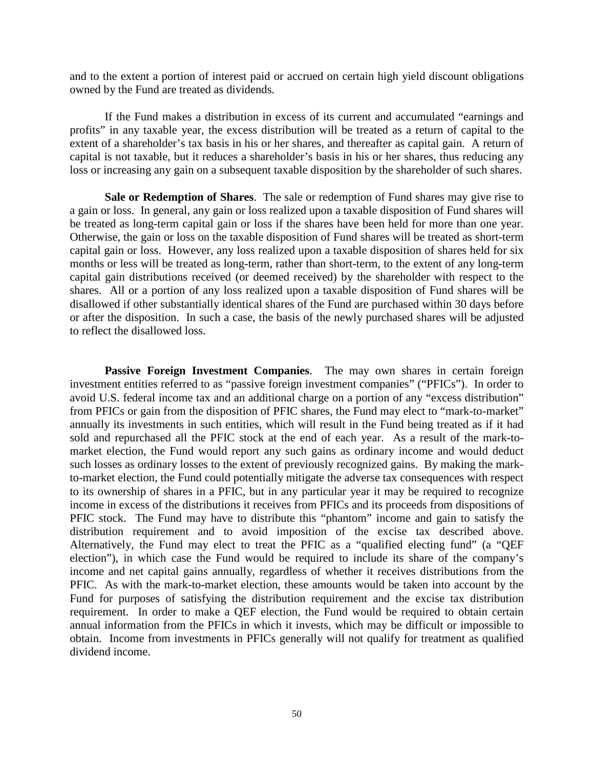and to the extent a portion of interest paid or accrued on certain high yield discount obligations owned by the Fund are treated as dividends.

If the Fund makes a distribution in excess of its current and accumulated "earnings and profits" in any taxable year, the excess distribution will be treated as a return of capital to the extent of a shareholder's tax basis in his or her shares, and thereafter as capital gain. A return of capital is not taxable, but it reduces a shareholder's basis in his or her shares, thus reducing any loss or increasing any gain on a subsequent taxable disposition by the shareholder of such shares.

**Sale or Redemption of Shares**. The sale or redemption of Fund shares may give rise to a gain or loss. In general, any gain or loss realized upon a taxable disposition of Fund shares will be treated as long-term capital gain or loss if the shares have been held for more than one year. Otherwise, the gain or loss on the taxable disposition of Fund shares will be treated as short-term capital gain or loss. However, any loss realized upon a taxable disposition of shares held for six months or less will be treated as long-term, rather than short-term, to the extent of any long-term capital gain distributions received (or deemed received) by the shareholder with respect to the shares. All or a portion of any loss realized upon a taxable disposition of Fund shares will be disallowed if other substantially identical shares of the Fund are purchased within 30 days before or after the disposition. In such a case, the basis of the newly purchased shares will be adjusted to reflect the disallowed loss.

**Passive Foreign Investment Companies**. The may own shares in certain foreign investment entities referred to as "passive foreign investment companies" ("PFICs"). In order to avoid U.S. federal income tax and an additional charge on a portion of any "excess distribution" from PFICs or gain from the disposition of PFIC shares, the Fund may elect to "mark-to-market" annually its investments in such entities, which will result in the Fund being treated as if it had sold and repurchased all the PFIC stock at the end of each year. As a result of the mark-to-market election, the Fund would report any such gains as ordinary income and would deduct such losses as ordinary losses to the extent of previously recognized gains. By making the mark-to-market election, the Fund could potentially mitigate the adverse tax consequences with respect to its ownership of shares in a PFIC, but in any particular year it may be required to recognize income in excess of the distributions it receives from PFICs and its proceeds from dispositions of PFIC stock. The Fund may have to distribute this "phantom" income and gain to satisfy the distribution requirement and to avoid imposition of the excise tax described above. Alternatively, the Fund may elect to treat the PFIC as a "qualified electing fund" (a "QEF election"), in which case the Fund would be required to include its share of the company's income and net capital gains annually, regardless of whether it receives distributions from the PFIC. As with the mark-to-market election, these amounts would be taken into account by the Fund for purposes of satisfying the distribution requirement and the excise tax distribution requirement. In order to make a QEF election, the Fund would be required to obtain certain annual information from the PFICs in which it invests, which may be difficult or impossible to obtain. Income from investments in PFICs generally will not qualify for treatment as qualified dividend income.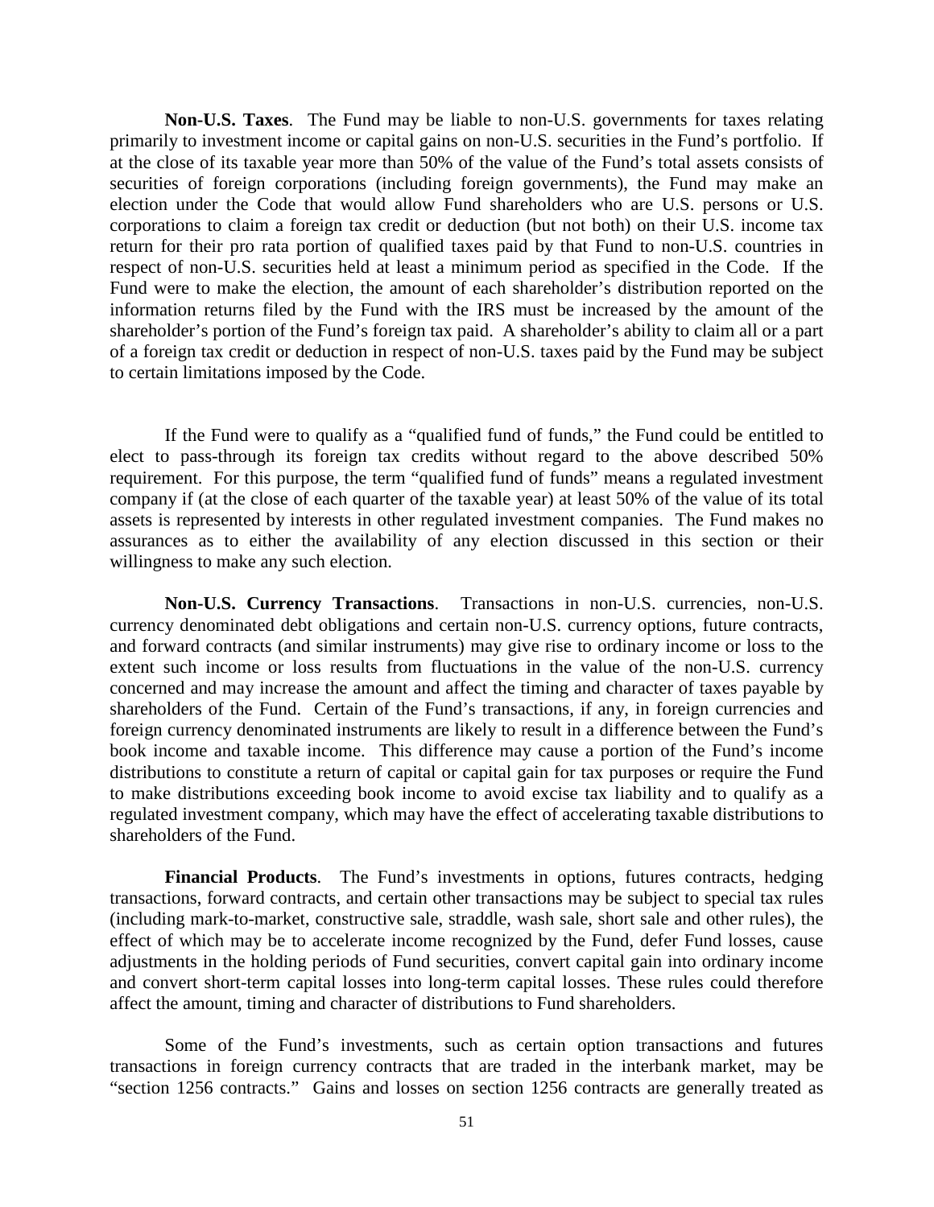**Non-U.S. Taxes**. The Fund may be liable to non-U.S. governments for taxes relating primarily to investment income or capital gains on non-U.S. securities in the Fund's portfolio. If at the close of its taxable year more than 50% of the value of the Fund's total assets consists of securities of foreign corporations (including foreign governments), the Fund may make an election under the Code that would allow Fund shareholders who are U.S. persons or U.S. corporations to claim a foreign tax credit or deduction (but not both) on their U.S. income tax return for their pro rata portion of qualified taxes paid by that Fund to non-U.S. countries in respect of non-U.S. securities held at least a minimum period as specified in the Code. If the Fund were to make the election, the amount of each shareholder's distribution reported on the information returns filed by the Fund with the IRS must be increased by the amount of the shareholder's portion of the Fund's foreign tax paid. A shareholder's ability to claim all or a part of a foreign tax credit or deduction in respect of non-U.S. taxes paid by the Fund may be subject to certain limitations imposed by the Code.

If the Fund were to qualify as a "qualified fund of funds," the Fund could be entitled to elect to pass-through its foreign tax credits without regard to the above described 50% requirement. For this purpose, the term "qualified fund of funds" means a regulated investment company if (at the close of each quarter of the taxable year) at least 50% of the value of its total assets is represented by interests in other regulated investment companies. The Fund makes no assurances as to either the availability of any election discussed in this section or their willingness to make any such election.

**Non-U.S. Currency Transactions**. Transactions in non-U.S. currencies, non-U.S. currency denominated debt obligations and certain non-U.S. currency options, future contracts, and forward contracts (and similar instruments) may give rise to ordinary income or loss to the extent such income or loss results from fluctuations in the value of the non-U.S. currency concerned and may increase the amount and affect the timing and character of taxes payable by shareholders of the Fund. Certain of the Fund's transactions, if any, in foreign currencies and foreign currency denominated instruments are likely to result in a difference between the Fund's book income and taxable income. This difference may cause a portion of the Fund's income distributions to constitute a return of capital or capital gain for tax purposes or require the Fund to make distributions exceeding book income to avoid excise tax liability and to qualify as a regulated investment company, which may have the effect of accelerating taxable distributions to shareholders of the Fund.

**Financial Products**. The Fund's investments in options, futures contracts, hedging transactions, forward contracts, and certain other transactions may be subject to special tax rules (including mark-to-market, constructive sale, straddle, wash sale, short sale and other rules), the effect of which may be to accelerate income recognized by the Fund, defer Fund losses, cause adjustments in the holding periods of Fund securities, convert capital gain into ordinary income and convert short-term capital losses into long-term capital losses. These rules could therefore affect the amount, timing and character of distributions to Fund shareholders.

Some of the Fund's investments, such as certain option transactions and futures transactions in foreign currency contracts that are traded in the interbank market, may be "section 1256 contracts." Gains and losses on section 1256 contracts are generally treated as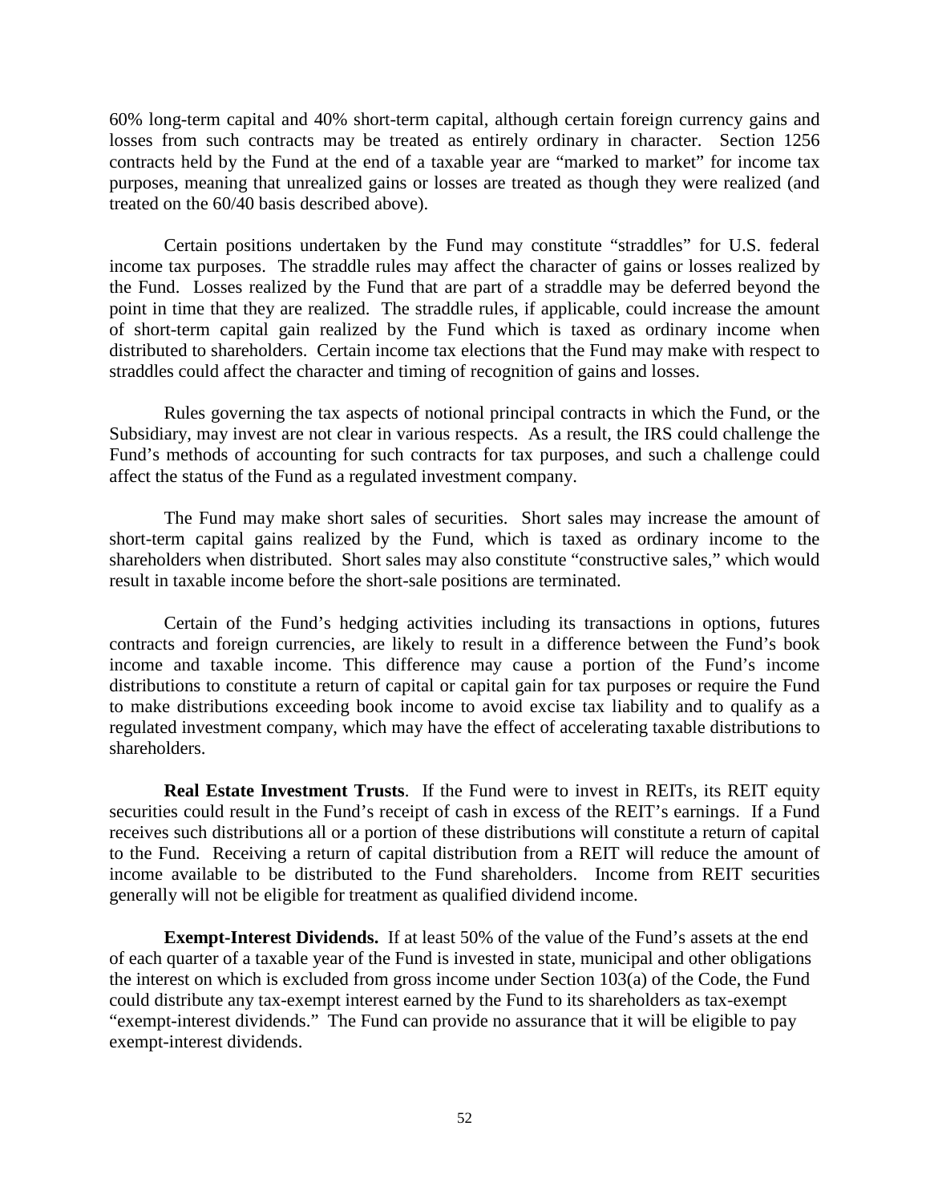60% long-term capital and 40% short-term capital, although certain foreign currency gains and losses from such contracts may be treated as entirely ordinary in character. Section 1256 contracts held by the Fund at the end of a taxable year are "marked to market" for income tax purposes, meaning that unrealized gains or losses are treated as though they were realized (and treated on the 60/40 basis described above).

Certain positions undertaken by the Fund may constitute "straddles" for U.S. federal income tax purposes. The straddle rules may affect the character of gains or losses realized by the Fund. Losses realized by the Fund that are part of a straddle may be deferred beyond the point in time that they are realized. The straddle rules, if applicable, could increase the amount of short-term capital gain realized by the Fund which is taxed as ordinary income when distributed to shareholders. Certain income tax elections that the Fund may make with respect to straddles could affect the character and timing of recognition of gains and losses.

Rules governing the tax aspects of notional principal contracts in which the Fund, or the Subsidiary, may invest are not clear in various respects. As a result, the IRS could challenge the Fund's methods of accounting for such contracts for tax purposes, and such a challenge could affect the status of the Fund as a regulated investment company.

The Fund may make short sales of securities. Short sales may increase the amount of short-term capital gains realized by the Fund, which is taxed as ordinary income to the shareholders when distributed. Short sales may also constitute "constructive sales," which would result in taxable income before the short-sale positions are terminated.

Certain of the Fund's hedging activities including its transactions in options, futures contracts and foreign currencies, are likely to result in a difference between the Fund's book income and taxable income. This difference may cause a portion of the Fund's income distributions to constitute a return of capital or capital gain for tax purposes or require the Fund to make distributions exceeding book income to avoid excise tax liability and to qualify as a regulated investment company, which may have the effect of accelerating taxable distributions to shareholders.

**Real Estate Investment Trusts**. If the Fund were to invest in REITs, its REIT equity securities could result in the Fund's receipt of cash in excess of the REIT's earnings. If a Fund receives such distributions all or a portion of these distributions will constitute a return of capital to the Fund. Receiving a return of capital distribution from a REIT will reduce the amount of income available to be distributed to the Fund shareholders. Income from REIT securities generally will not be eligible for treatment as qualified dividend income.

**Exempt-Interest Dividends.** If at least 50% of the value of the Fund's assets at the end of each quarter of a taxable year of the Fund is invested in state, municipal and other obligations the interest on which is excluded from gross income under Section 103(a) of the Code, the Fund could distribute any tax-exempt interest earned by the Fund to its shareholders as tax-exempt "exempt-interest dividends." The Fund can provide no assurance that it will be eligible to pay exempt-interest dividends.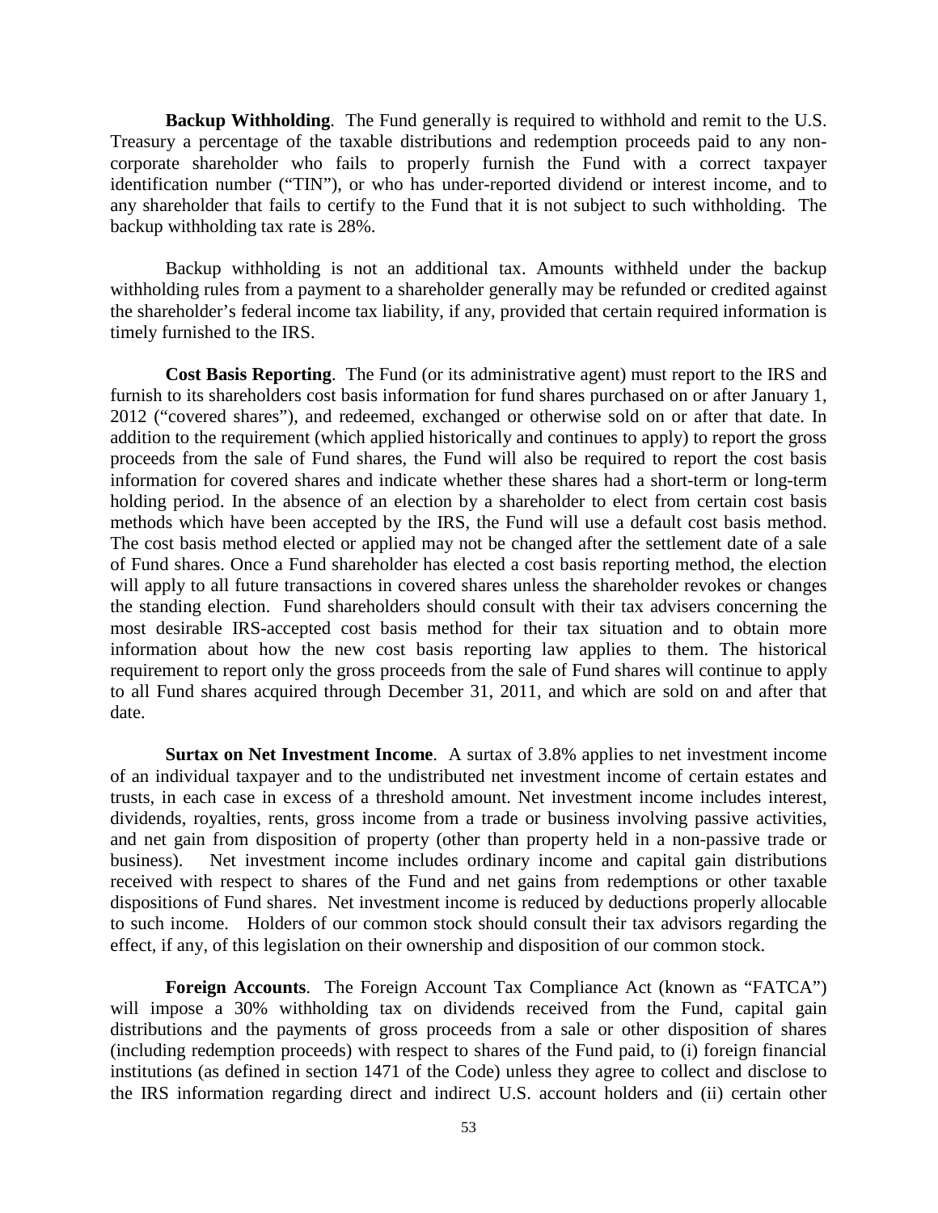**Backup Withholding**. The Fund generally is required to withhold and remit to the U.S. Treasury a percentage of the taxable distributions and redemption proceeds paid to any non-corporate shareholder who fails to properly furnish the Fund with a correct taxpayer identification number ("TIN"), or who has under-reported dividend or interest income, and to any shareholder that fails to certify to the Fund that it is not subject to such withholding. The backup withholding tax rate is 28%.

Backup withholding is not an additional tax. Amounts withheld under the backup withholding rules from a payment to a shareholder generally may be refunded or credited against the shareholder's federal income tax liability, if any, provided that certain required information is timely furnished to the IRS.

**Cost Basis Reporting**. The Fund (or its administrative agent) must report to the IRS and furnish to its shareholders cost basis information for fund shares purchased on or after January 1, 2012 ("covered shares"), and redeemed, exchanged or otherwise sold on or after that date. In addition to the requirement (which applied historically and continues to apply) to report the gross proceeds from the sale of Fund shares, the Fund will also be required to report the cost basis information for covered shares and indicate whether these shares had a short-term or long-term holding period. In the absence of an election by a shareholder to elect from certain cost basis methods which have been accepted by the IRS, the Fund will use a default cost basis method. The cost basis method elected or applied may not be changed after the settlement date of a sale of Fund shares. Once a Fund shareholder has elected a cost basis reporting method, the election will apply to all future transactions in covered shares unless the shareholder revokes or changes the standing election. Fund shareholders should consult with their tax advisers concerning the most desirable IRS-accepted cost basis method for their tax situation and to obtain more information about how the new cost basis reporting law applies to them. The historical requirement to report only the gross proceeds from the sale of Fund shares will continue to apply to all Fund shares acquired through December 31, 2011, and which are sold on and after that date.

**Surtax on Net Investment Income**. A surtax of 3.8% applies to net investment income of an individual taxpayer and to the undistributed net investment income of certain estates and trusts, in each case in excess of a threshold amount. Net investment income includes interest, dividends, royalties, rents, gross income from a trade or business involving passive activities, and net gain from disposition of property (other than property held in a non-passive trade or business). Net investment income includes ordinary income and capital gain distributions received with respect to shares of the Fund and net gains from redemptions or other taxable dispositions of Fund shares. Net investment income is reduced by deductions properly allocable to such income. Holders of our common stock should consult their tax advisors regarding the effect, if any, of this legislation on their ownership and disposition of our common stock.

**Foreign Accounts**. The Foreign Account Tax Compliance Act (known as "FATCA") will impose a 30% withholding tax on dividends received from the Fund, capital gain distributions and the payments of gross proceeds from a sale or other disposition of shares (including redemption proceeds) with respect to shares of the Fund paid, to (i) foreign financial institutions (as defined in section 1471 of the Code) unless they agree to collect and disclose to the IRS information regarding direct and indirect U.S. account holders and (ii) certain other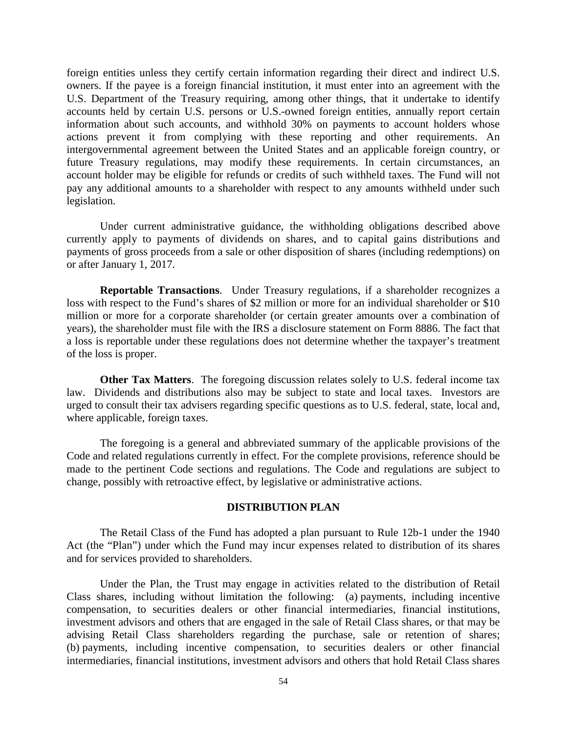foreign entities unless they certify certain information regarding their direct and indirect U.S. owners. If the payee is a foreign financial institution, it must enter into an agreement with the U.S. Department of the Treasury requiring, among other things, that it undertake to identify accounts held by certain U.S. persons or U.S.-owned foreign entities, annually report certain information about such accounts, and withhold 30% on payments to account holders whose actions prevent it from complying with these reporting and other requirements. An intergovernmental agreement between the United States and an applicable foreign country, or future Treasury regulations, may modify these requirements. In certain circumstances, an account holder may be eligible for refunds or credits of such withheld taxes. The Fund will not pay any additional amounts to a shareholder with respect to any amounts withheld under such legislation.

Under current administrative guidance, the withholding obligations described above currently apply to payments of dividends on shares, and to capital gains distributions and payments of gross proceeds from a sale or other disposition of shares (including redemptions) on or after January 1, 2017.

**Reportable Transactions**. Under Treasury regulations, if a shareholder recognizes a loss with respect to the Fund's shares of $2 million or more for an individual shareholder or $10 million or more for a corporate shareholder (or certain greater amounts over a combination of years), the shareholder must file with the IRS a disclosure statement on Form 8886. The fact that a loss is reportable under these regulations does not determine whether the taxpayer's treatment of the loss is proper.

**Other Tax Matters**. The foregoing discussion relates solely to U.S. federal income tax law. Dividends and distributions also may be subject to state and local taxes. Investors are urged to consult their tax advisers regarding specific questions as to U.S. federal, state, local and, where applicable, foreign taxes.

The foregoing is a general and abbreviated summary of the applicable provisions of the Code and related regulations currently in effect. For the complete provisions, reference should be made to the pertinent Code sections and regulations. The Code and regulations are subject to change, possibly with retroactive effect, by legislative or administrative actions.

## DISTRIBUTION PLAN

The Retail Class of the Fund has adopted a plan pursuant to Rule 12b-1 under the 1940 Act (the "Plan") under which the Fund may incur expenses related to distribution of its shares and for services provided to shareholders.

Under the Plan, the Trust may engage in activities related to the distribution of Retail Class shares, including without limitation the following: (a) payments, including incentive compensation, to securities dealers or other financial intermediaries, financial institutions, investment advisors and others that are engaged in the sale of Retail Class shares, or that may be advising Retail Class shareholders regarding the purchase, sale or retention of shares; (b) payments, including incentive compensation, to securities dealers or other financial intermediaries, financial institutions, investment advisors and others that hold Retail Class shares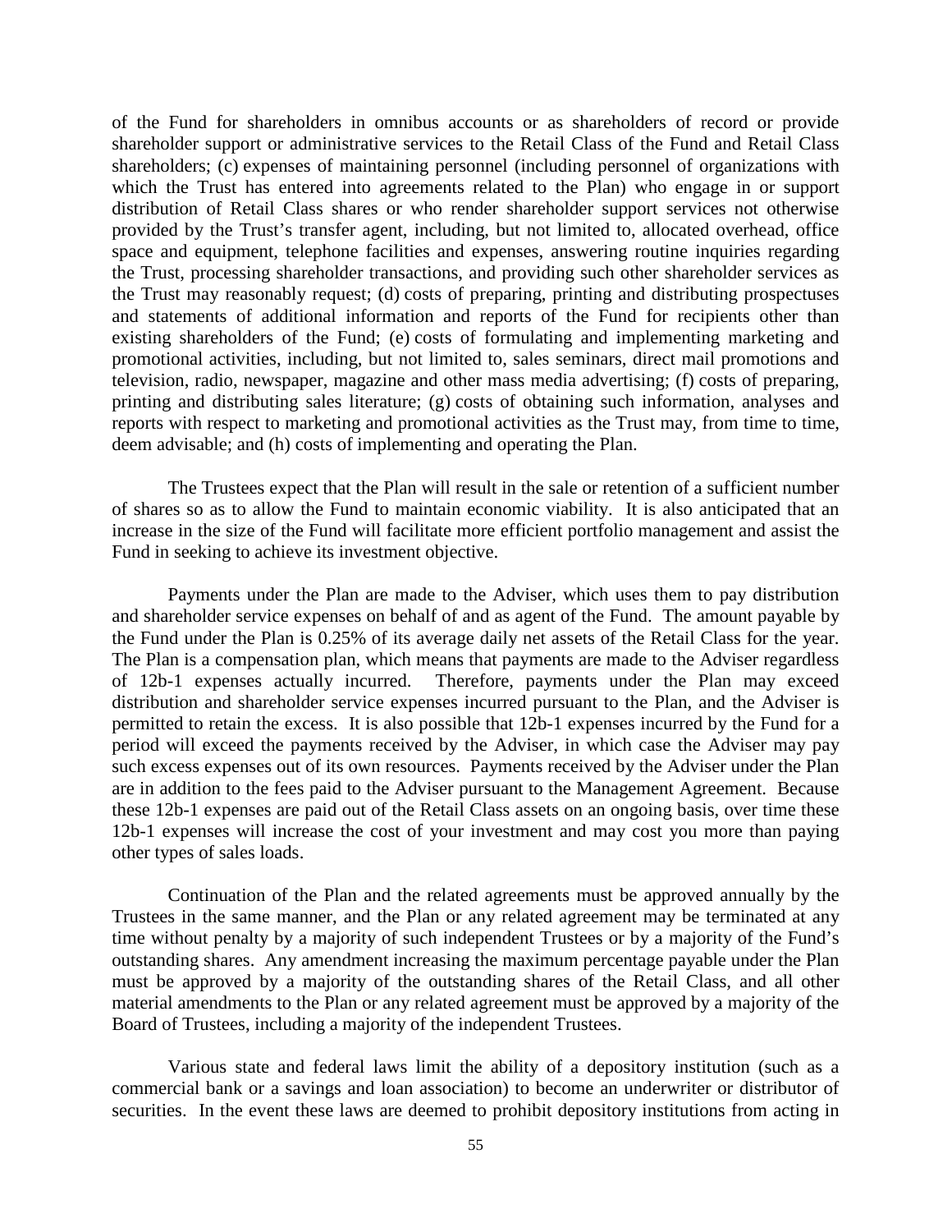of the Fund for shareholders in omnibus accounts or as shareholders of record or provide shareholder support or administrative services to the Retail Class of the Fund and Retail Class shareholders; (c) expenses of maintaining personnel (including personnel of organizations with which the Trust has entered into agreements related to the Plan) who engage in or support distribution of Retail Class shares or who render shareholder support services not otherwise provided by the Trust's transfer agent, including, but not limited to, allocated overhead, office space and equipment, telephone facilities and expenses, answering routine inquiries regarding the Trust, processing shareholder transactions, and providing such other shareholder services as the Trust may reasonably request; (d) costs of preparing, printing and distributing prospectuses and statements of additional information and reports of the Fund for recipients other than existing shareholders of the Fund; (e) costs of formulating and implementing marketing and promotional activities, including, but not limited to, sales seminars, direct mail promotions and television, radio, newspaper, magazine and other mass media advertising; (f) costs of preparing, printing and distributing sales literature; (g) costs of obtaining such information, analyses and reports with respect to marketing and promotional activities as the Trust may, from time to time, deem advisable; and (h) costs of implementing and operating the Plan.

The Trustees expect that the Plan will result in the sale or retention of a sufficient number of shares so as to allow the Fund to maintain economic viability. It is also anticipated that an increase in the size of the Fund will facilitate more efficient portfolio management and assist the Fund in seeking to achieve its investment objective.

Payments under the Plan are made to the Adviser, which uses them to pay distribution and shareholder service expenses on behalf of and as agent of the Fund. The amount payable by the Fund under the Plan is 0.25% of its average daily net assets of the Retail Class for the year. The Plan is a compensation plan, which means that payments are made to the Adviser regardless of 12b-1 expenses actually incurred. Therefore, payments under the Plan may exceed distribution and shareholder service expenses incurred pursuant to the Plan, and the Adviser is permitted to retain the excess. It is also possible that 12b-1 expenses incurred by the Fund for a period will exceed the payments received by the Adviser, in which case the Adviser may pay such excess expenses out of its own resources. Payments received by the Adviser under the Plan are in addition to the fees paid to the Adviser pursuant to the Management Agreement. Because these 12b-1 expenses are paid out of the Retail Class assets on an ongoing basis, over time these 12b-1 expenses will increase the cost of your investment and may cost you more than paying other types of sales loads.

Continuation of the Plan and the related agreements must be approved annually by the Trustees in the same manner, and the Plan or any related agreement may be terminated at any time without penalty by a majority of such independent Trustees or by a majority of the Fund's outstanding shares. Any amendment increasing the maximum percentage payable under the Plan must be approved by a majority of the outstanding shares of the Retail Class, and all other material amendments to the Plan or any related agreement must be approved by a majority of the Board of Trustees, including a majority of the independent Trustees.

Various state and federal laws limit the ability of a depository institution (such as a commercial bank or a savings and loan association) to become an underwriter or distributor of securities. In the event these laws are deemed to prohibit depository institutions from acting in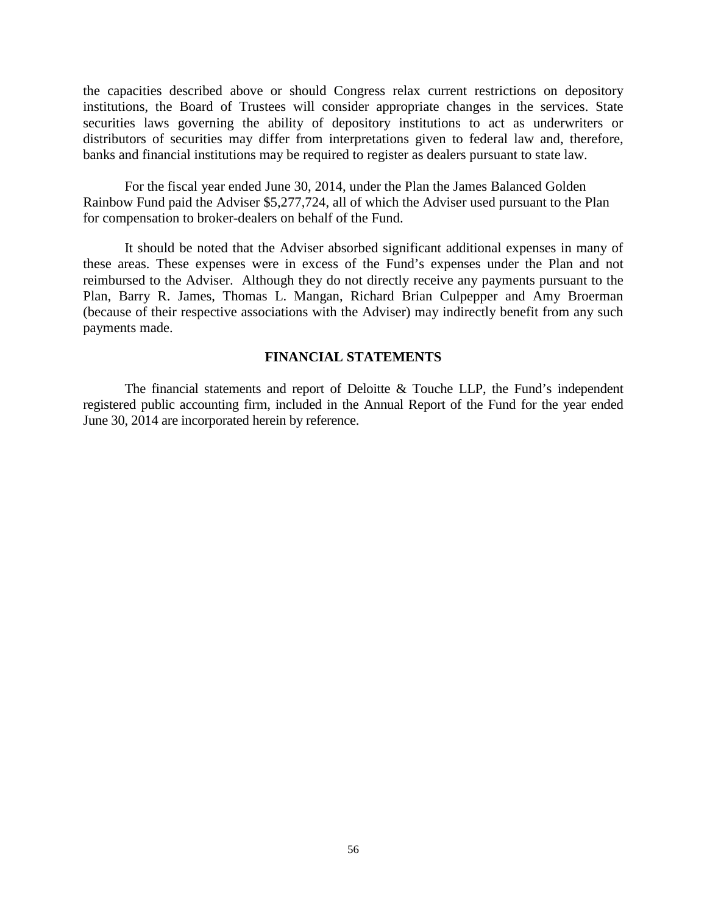the capacities described above or should Congress relax current restrictions on depository institutions, the Board of Trustees will consider appropriate changes in the services. State securities laws governing the ability of depository institutions to act as underwriters or distributors of securities may differ from interpretations given to federal law and, therefore, banks and financial institutions may be required to register as dealers pursuant to state law.

For the fiscal year ended June 30, 2014, under the Plan the James Balanced Golden Rainbow Fund paid the Adviser $5,277,724, all of which the Adviser used pursuant to the Plan for compensation to broker-dealers on behalf of the Fund.

It should be noted that the Adviser absorbed significant additional expenses in many of these areas. These expenses were in excess of the Fund's expenses under the Plan and not reimbursed to the Adviser. Although they do not directly receive any payments pursuant to the Plan, Barry R. James, Thomas L. Mangan, Richard Brian Culpepper and Amy Broerman (because of their respective associations with the Adviser) may indirectly benefit from any such payments made.

## FINANCIAL STATEMENTS

The financial statements and report of Deloitte & Touche LLP, the Fund's independent registered public accounting firm, included in the Annual Report of the Fund for the year ended June 30, 2014 are incorporated herein by reference.